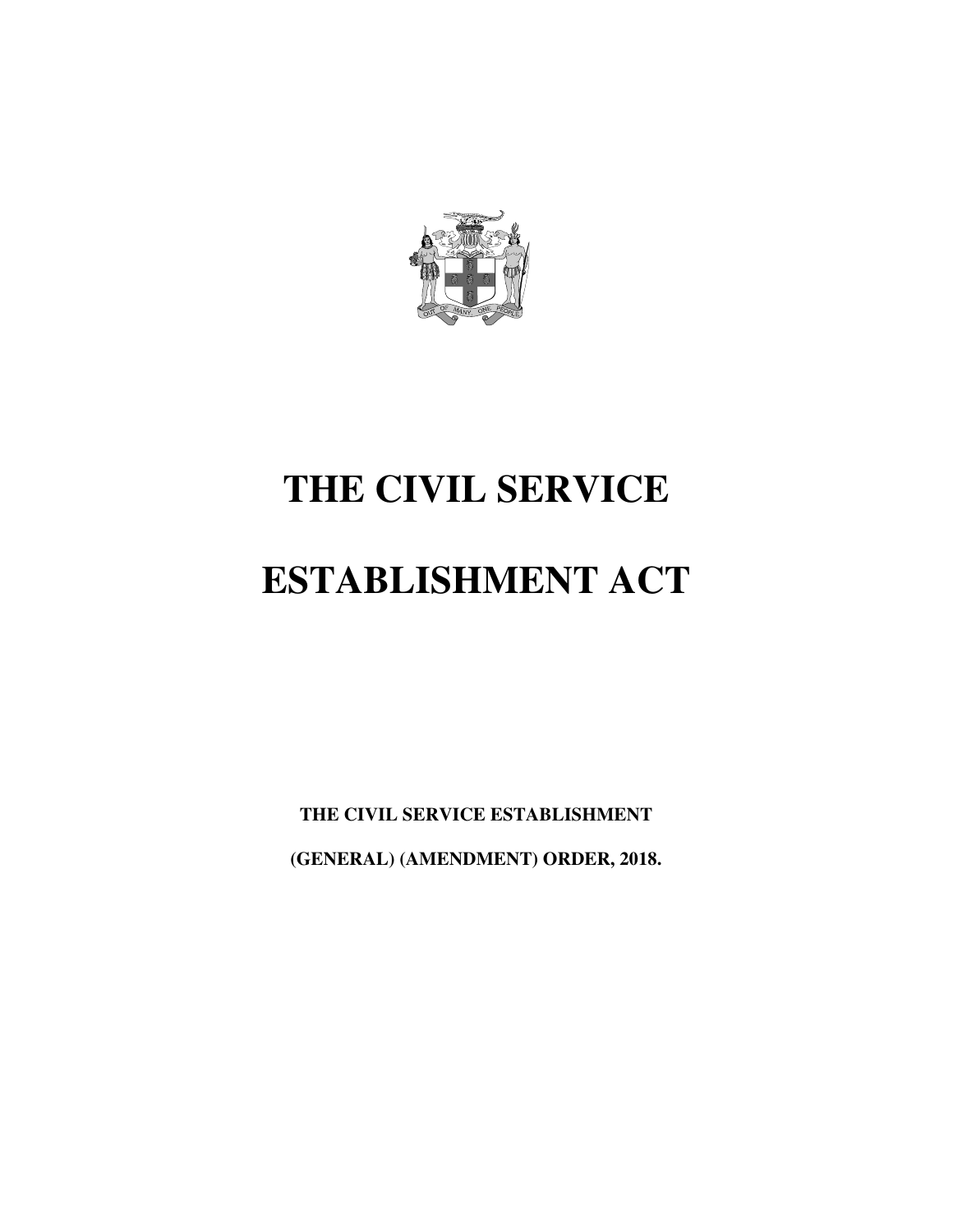# THE CIVIL SERVICE

# ESTABLISHMENT ACT

**THE CIVIL SERVICE ESTABLISHMENT**

**(GENERAL) (AMENDMENT) ORDER, 2018.**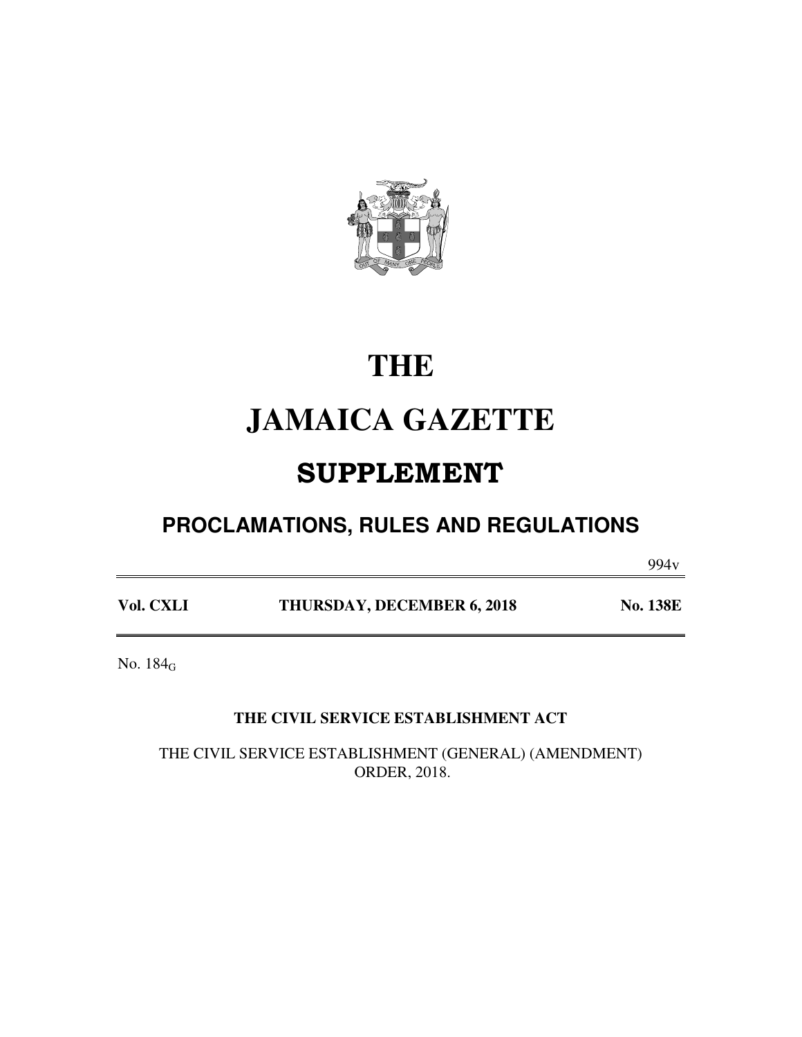# THE

# JAMAICA GAZETTE

## SUPPLEMENT

### PROCLAMATIONS, RULES AND REGULATIONS

994v

| **Vol. CXLI** | **THURSDAY, DECEMBER 6, 2018** | **No. 138E** |
|---|---|---|

No. $184_G$

**THE CIVIL SERVICE ESTABLISHMENT ACT**

THE CIVIL SERVICE ESTABLISHMENT (GENERAL) (AMENDMENT) ORDER, 2018.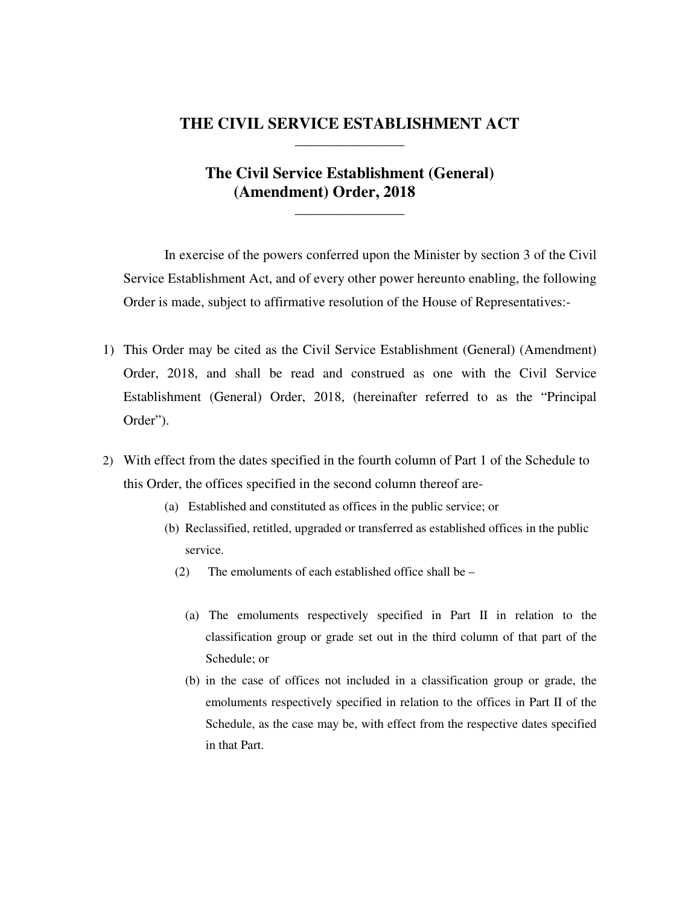# THE CIVIL SERVICE ESTABLISHMENT ACT

---

## The Civil Service Establishment (General) (Amendment) Order, 2018

---

In exercise of the powers conferred upon the Minister by section 3 of the Civil Service Establishment Act, and of every other power hereunto enabling, the following Order is made, subject to affirmative resolution of the House of Representatives:-

1) This Order may be cited as the Civil Service Establishment (General) (Amendment) Order, 2018, and shall be read and construed as one with the Civil Service Establishment (General) Order, 2018, (hereinafter referred to as the "Principal Order").

2) With effect from the dates specified in the fourth column of Part 1 of the Schedule to this Order, the offices specified in the second column thereof are-

    (a) Established and constituted as offices in the public service; or

    (b) Reclassified, retitled, upgraded or transferred as established offices in the public service.

    (2) The emoluments of each established office shall be –

    (a) The emoluments respectively specified in Part II in relation to the classification group or grade set out in the third column of that part of the Schedule; or

    (b) in the case of offices not included in a classification group or grade, the emoluments respectively specified in relation to the offices in Part II of the Schedule, as the case may be, with effect from the respective dates specified in that Part.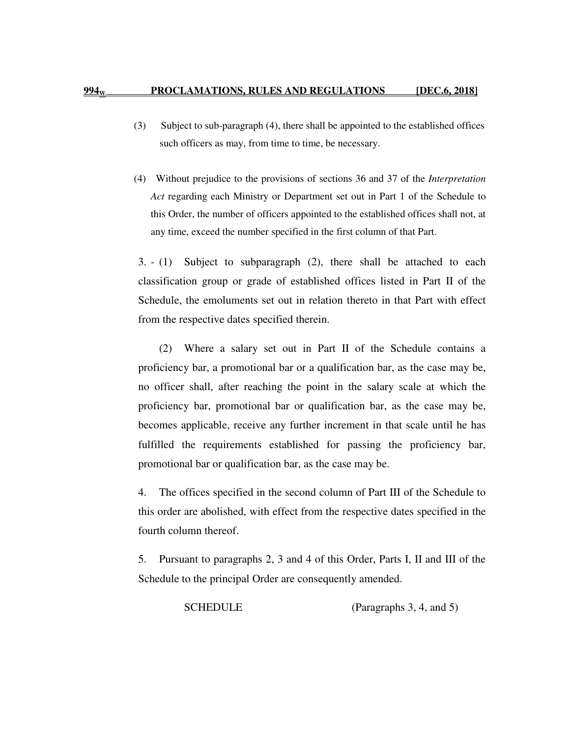(3) Subject to sub-paragraph (4), there shall be appointed to the established offices such officers as may, from time to time, be necessary.

(4) Without prejudice to the provisions of sections 36 and 37 of the *Interpretation Act* regarding each Ministry or Department set out in Part 1 of the Schedule to this Order, the number of officers appointed to the established offices shall not, at any time, exceed the number specified in the first column of that Part.

3. - (1) Subject to subparagraph (2), there shall be attached to each classification group or grade of established offices listed in Part II of the Schedule, the emoluments set out in relation thereto in that Part with effect from the respective dates specified therein.

(2) Where a salary set out in Part II of the Schedule contains a proficiency bar, a promotional bar or a qualification bar, as the case may be, no officer shall, after reaching the point in the salary scale at which the proficiency bar, promotional bar or qualification bar, as the case may be, becomes applicable, receive any further increment in that scale until he has fulfilled the requirements established for passing the proficiency bar, promotional bar or qualification bar, as the case may be.

4. The offices specified in the second column of Part III of the Schedule to this order are abolished, with effect from the respective dates specified in the fourth column thereof.

5. Pursuant to paragraphs 2, 3 and 4 of this Order, Parts I, II and III of the Schedule to the principal Order are consequently amended.

SCHEDULE (Paragraphs 3, 4, and 5)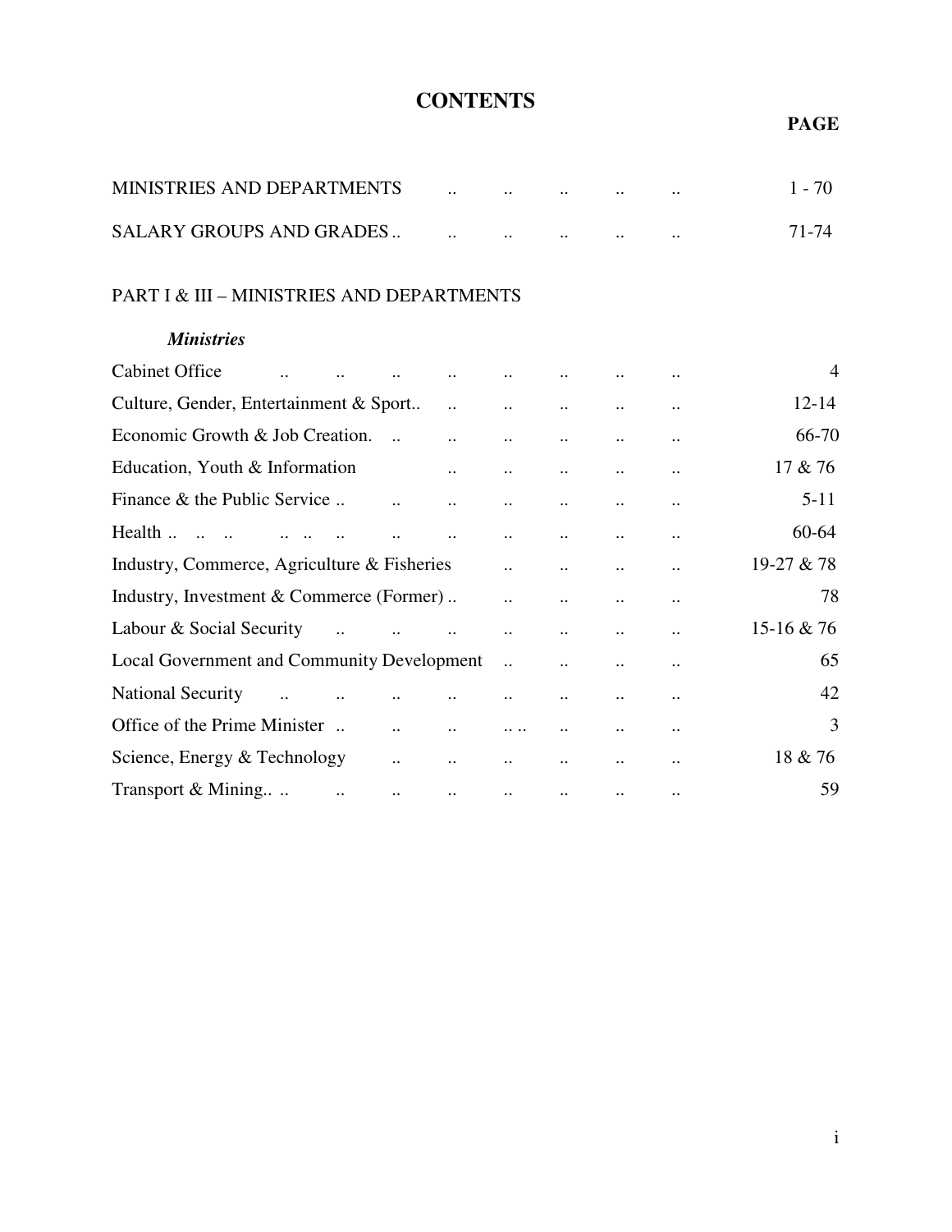# CONTENTS

| | PAGE |
|---|---|
| MINISTRIES AND DEPARTMENTS .. .. .. .. .. | 1 - 70 |
| SALARY GROUPS AND GRADES .. .. .. .. .. .. | 71-74 |

PART I & III – MINISTRIES AND DEPARTMENTS

***Ministries***

| | |
|---|---|
| Cabinet Office .. .. .. .. .. .. .. .. | 4 |
| Culture, Gender, Entertainment & Sport.. .. .. .. .. .. | 12-14 |
| Economic Growth & Job Creation. .. .. .. .. .. .. | 66-70 |
| Education, Youth & Information .. .. .. .. .. | 17 & 76 |
| Finance & the Public Service .. .. .. .. .. .. .. | 5-11 |
| Health .. .. .. .. .. .. .. .. .. .. .. .. | 60-64 |
| Industry, Commerce, Agriculture & Fisheries .. .. .. .. | 19-27 & 78 |
| Industry, Investment & Commerce (Former) .. .. .. .. .. | 78 |
| Labour & Social Security .. .. .. .. .. .. .. | 15-16 & 76 |
| Local Government and Community Development .. .. .. .. | 65 |
| National Security .. .. .. .. .. .. .. .. | 42 |
| Office of the Prime Minister .. .. .. .. .. .. .. .. | 3 |
| Science, Energy & Technology .. .. .. .. .. .. | 18 & 76 |
| Transport & Mining.. .. .. .. .. .. .. .. .. | 59 |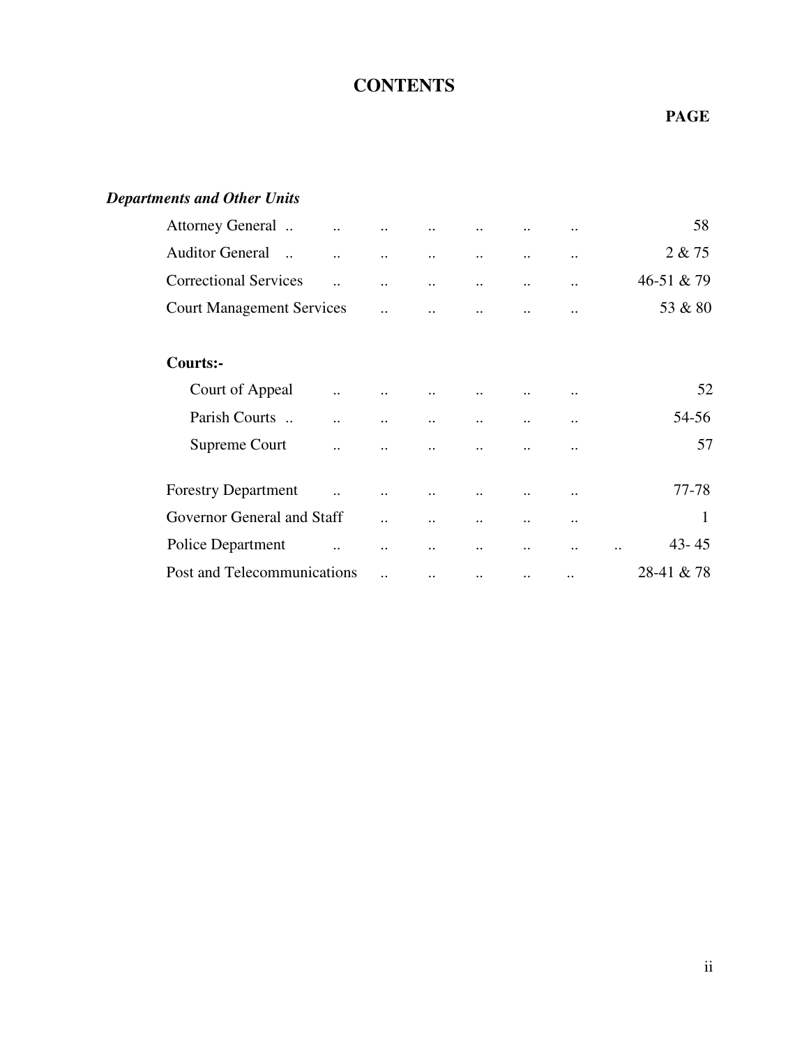# CONTENTS

**PAGE**

***Departments and Other Units***

| | |
|---|---|
| Attorney General .. .. .. .. .. .. .. | 58 |
| Auditor General .. .. .. .. .. .. .. | 2 & 75 |
| Correctional Services .. .. .. .. .. .. | 46-51 & 79 |
| Court Management Services .. .. .. .. .. | 53 & 80 |
| **Courts:-** | |
| Court of Appeal .. .. .. .. .. .. | 52 |
| Parish Courts .. .. .. .. .. .. .. | 54-56 |
| Supreme Court .. .. .. .. .. .. | 57 |
| Forestry Department .. .. .. .. .. .. | 77-78 |
| Governor General and Staff .. .. .. .. .. | 1 |
| Police Department .. .. .. .. .. .. .. | 43- 45 |
| Post and Telecommunications .. .. .. .. .. | 28-41 & 78 |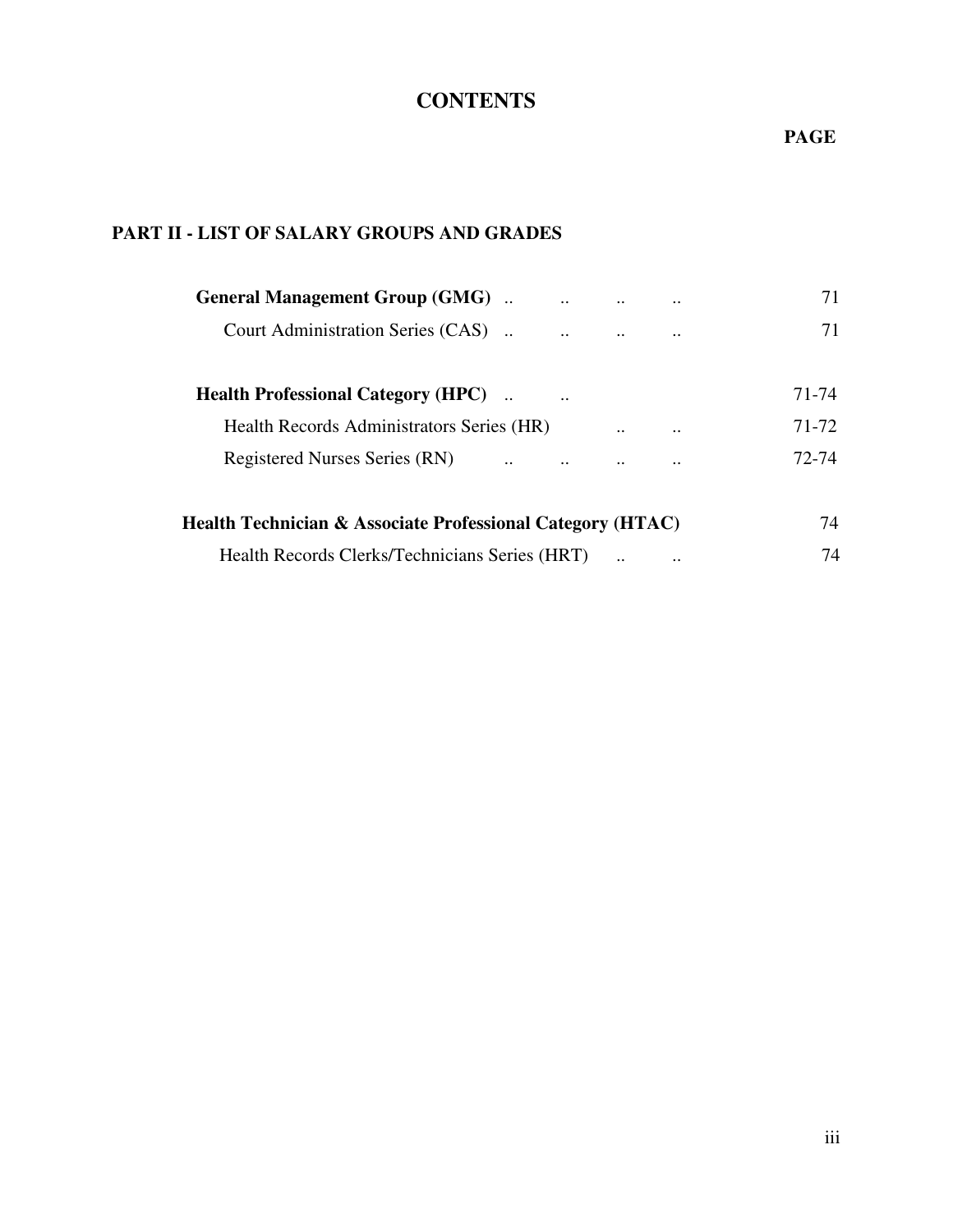# CONTENTS

| | PAGE |
|---|---|
| **PART II - LIST OF SALARY GROUPS AND GRADES** | |
| **General Management Group (GMG)** | 71 |
| Court Administration Series (CAS) | 71 |
| **Health Professional Category (HPC)** | 71-74 |
| Health Records Administrators Series (HR) | 71-72 |
| Registered Nurses Series (RN) | 72-74 |
| **Health Technician & Associate Professional Category (HTAC)** | 74 |
| Health Records Clerks/Technicians Series (HRT) | 74 |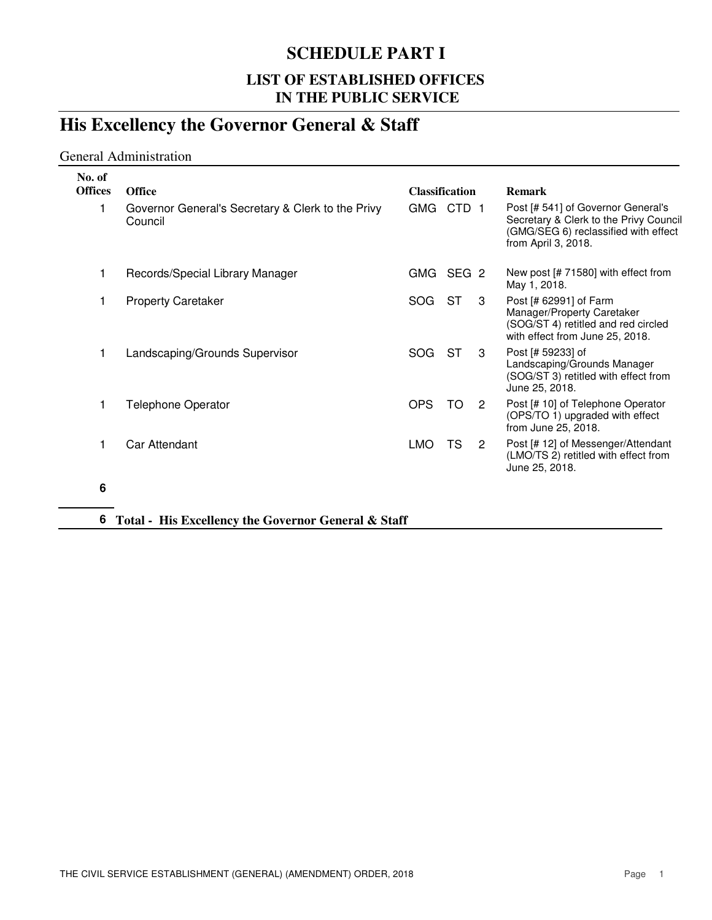# SCHEDULE PART I

## LIST OF ESTABLISHED OFFICES IN THE PUBLIC SERVICE

# His Excellency the Governor General & Staff

### General Administration

| No. of Offices | Office | Classification | | | Remark |
|---|---|---|---|---|---|
| 1 | Governor General's Secretary & Clerk to the Privy Council | GMG | CTD | 1 | Post [# 541] of Governor General's Secretary & Clerk to the Privy Council (GMG/SEG 6) reclassified with effect from April 3, 2018. |
| 1 | Records/Special Library Manager | GMG | SEG | 2 | New post [# 71580] with effect from May 1, 2018. |
| 1 | Property Caretaker | SOG | ST | 3 | Post [# 62991] of Farm Manager/Property Caretaker (SOG/ST 4) retitled and red circled with effect from June 25, 2018. |
| 1 | Landscaping/Grounds Supervisor | SOG | ST | 3 | Post [# 59233] of Landscaping/Grounds Manager (SOG/ST 3) retitled with effect from June 25, 2018. |
| 1 | Telephone Operator | OPS | TO | 2 | Post [# 10] of Telephone Operator (OPS/TO 1) upgraded with effect from June 25, 2018. |
| 1 | Car Attendant | LMO | TS | 2 | Post [# 12] of Messenger/Attendant (LMO/TS 2) retitled with effect from June 25, 2018. |
| **6** | | | | | |

**6 Total - His Excellency the Governor General & Staff**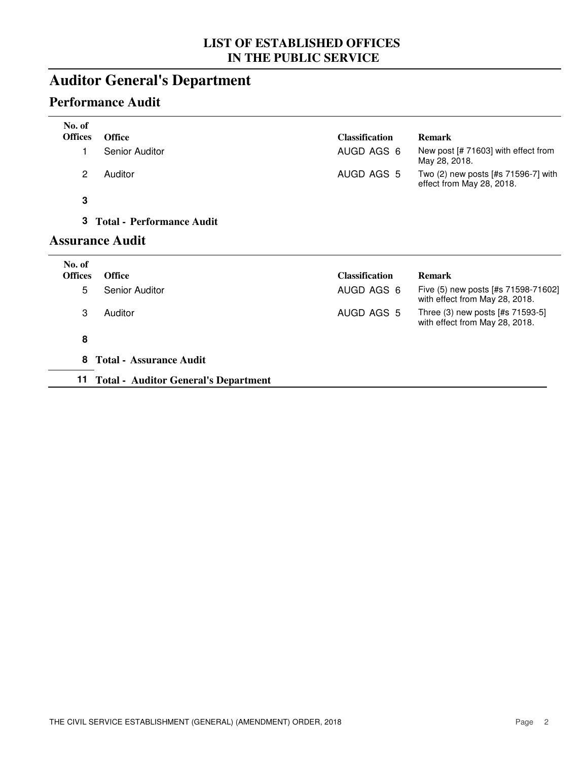# LIST OF ESTABLISHED OFFICES IN THE PUBLIC SERVICE

# Auditor General's Department

## Performance Audit

| No. of Offices | Office | Classification | Remark |
|---|---|---|---|
| 1 | Senior Auditor | AUGD AGS 6 | New post [# 71603] with effect from May 28, 2018. |
| 2 | Auditor | AUGD AGS 5 | Two (2) new posts [#s 71596-7] with effect from May 28, 2018. |
| **3** | | | |
| **3** | **Total - Performance Audit** | | |

## Assurance Audit

| No. of Offices | Office | Classification | Remark |
|---|---|---|---|
| 5 | Senior Auditor | AUGD AGS 6 | Five (5) new posts [#s 71598-71602] with effect from May 28, 2018. |
| 3 | Auditor | AUGD AGS 5 | Three (3) new posts [#s 71593-5] with effect from May 28, 2018. |
| **8** | | | |
| **8** | **Total - Assurance Audit** | | |

**11** **Total - Auditor General's Department**

THE CIVIL SERVICE ESTABLISHMENT (GENERAL) (AMENDMENT) ORDER, 2018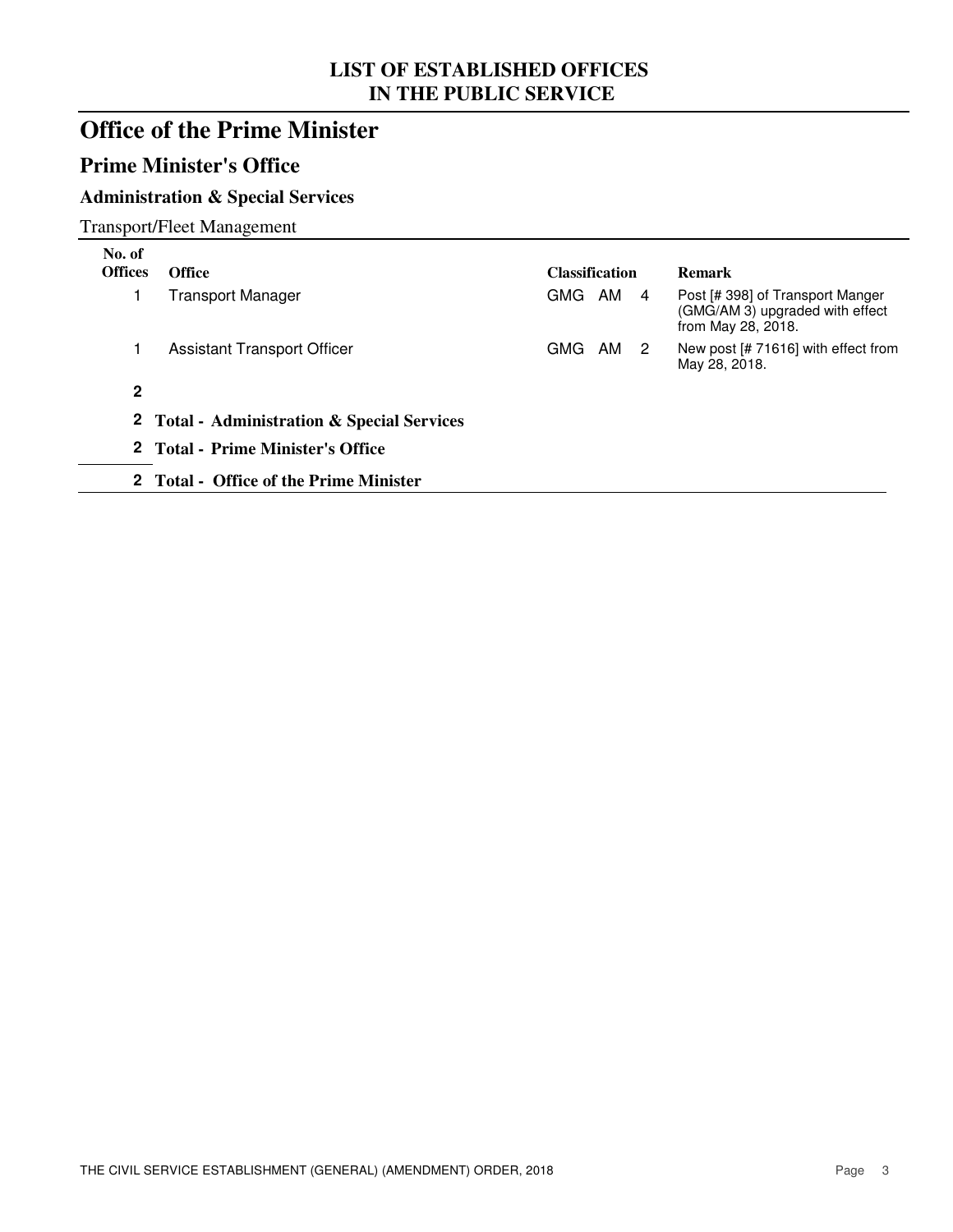# LIST OF ESTABLISHED OFFICES IN THE PUBLIC SERVICE

# Office of the Prime Minister

## Prime Minister's Office

### Administration & Special Services

Transport/Fleet Management

| No. of Offices | Office | Classification | Remark |
|---|---|---|---|
| 1 | Transport Manager | GMG AM 4 | Post [# 398] of Transport Manger (GMG/AM 3) upgraded with effect from May 28, 2018. |
| 1 | Assistant Transport Officer | GMG AM 2 | New post [# 71616] with effect from May 28, 2018. |
| **2** | | | |
| **2** | **Total - Administration & Special Services** | | |
| **2** | **Total - Prime Minister's Office** | | |
| **2** | **Total - Office of the Prime Minister** | | |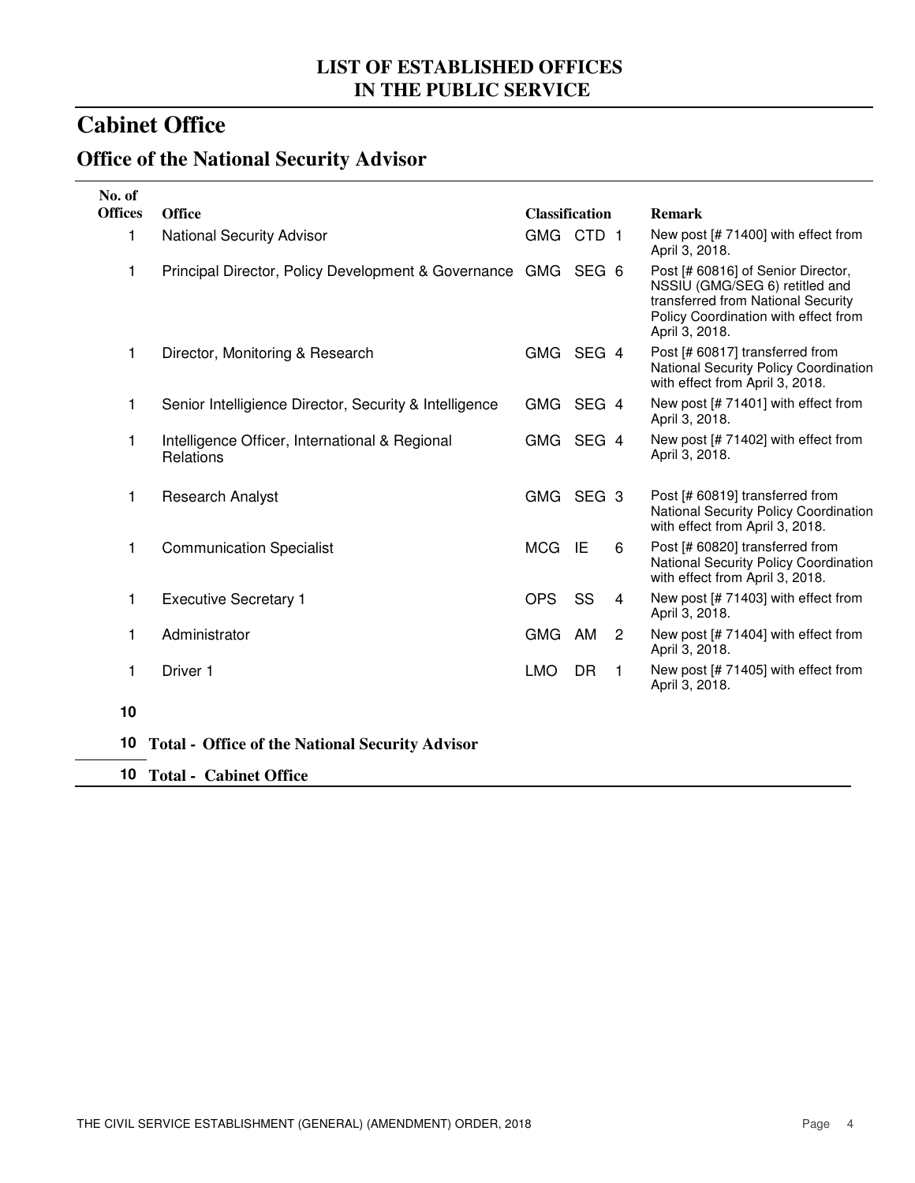# LIST OF ESTABLISHED OFFICES IN THE PUBLIC SERVICE

## Cabinet Office

### Office of the National Security Advisor

| No. of Offices | Office | Classification | | | Remark |
|---|---|---|---|---|---|
| 1 | National Security Advisor | GMG | CTD | 1 | New post [# 71400] with effect from April 3, 2018. |
| 1 | Principal Director, Policy Development & Governance | GMG | SEG | 6 | Post [# 60816] of Senior Director, NSSIU (GMG/SEG 6) retitled and transferred from National Security Policy Coordination with effect from April 3, 2018. |
| 1 | Director, Monitoring & Research | GMG | SEG | 4 | Post [# 60817] transferred from National Security Policy Coordination with effect from April 3, 2018. |
| 1 | Senior Intelligience Director, Security & Intelligence | GMG | SEG | 4 | New post [# 71401] with effect from April 3, 2018. |
| 1 | Intelligence Officer, International & Regional Relations | GMG | SEG | 4 | New post [# 71402] with effect from April 3, 2018. |
| 1 | Research Analyst | GMG | SEG | 3 | Post [# 60819] transferred from National Security Policy Coordination with effect from April 3, 2018. |
| 1 | Communication Specialist | MCG | IE | 6 | Post [# 60820] transferred from National Security Policy Coordination with effect from April 3, 2018. |
| 1 | Executive Secretary 1 | OPS | SS | 4 | New post [# 71403] with effect from April 3, 2018. |
| 1 | Administrator | GMG | AM | 2 | New post [# 71404] with effect from April 3, 2018. |
| 1 | Driver 1 | LMO | DR | 1 | New post [# 71405] with effect from April 3, 2018. |
| **10** | | | | | |

**10 Total - Office of the National Security Advisor**

**10 Total - Cabinet Office**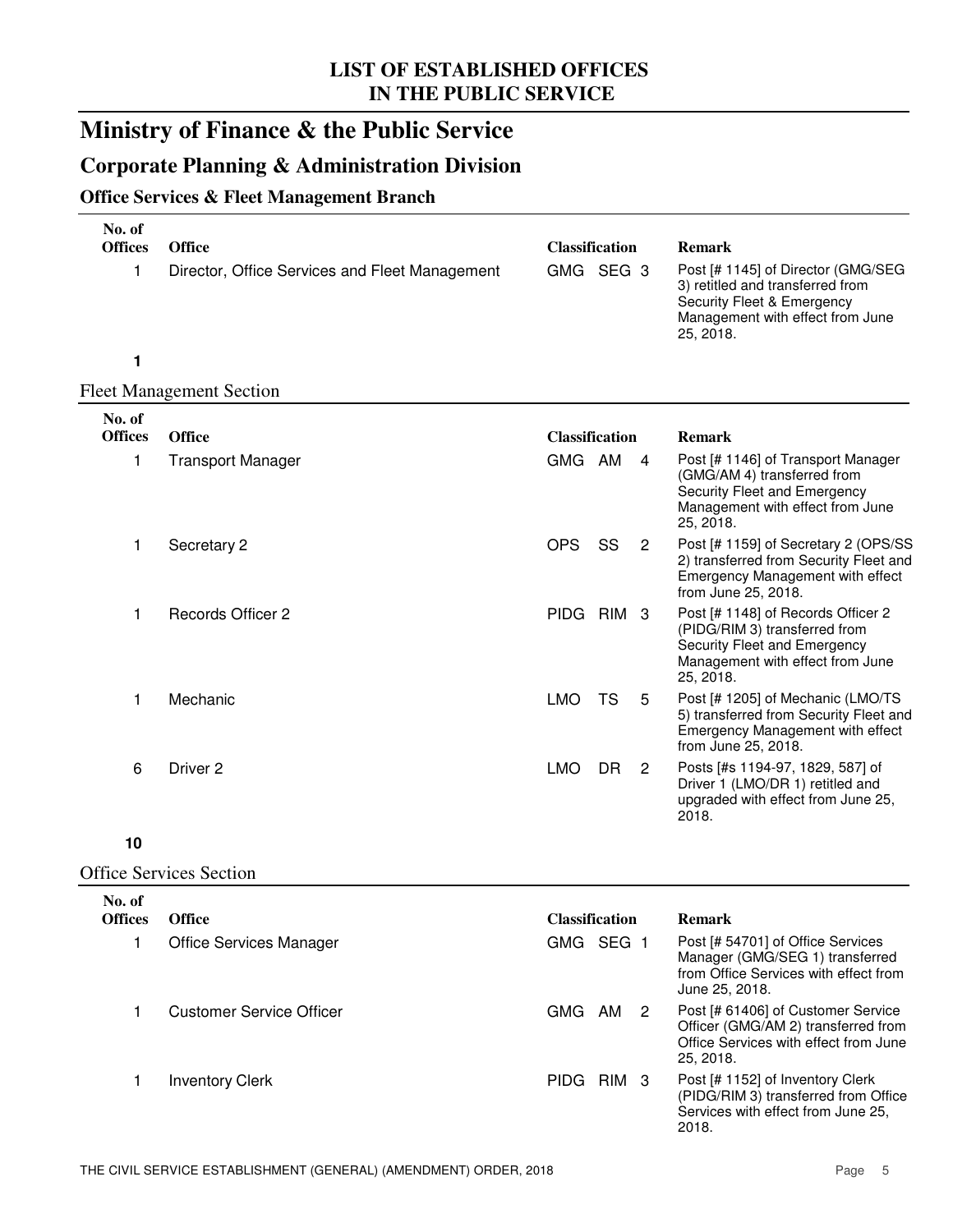**LIST OF ESTABLISHED OFFICES**
**IN THE PUBLIC SERVICE**

# Ministry of Finance & the Public Service

## Corporate Planning & Administration Division

### Office Services & Fleet Management Branch

| No. of Offices | Office | Classification | | | Remark |
|---|---|---|---|---|---|
| 1 | Director, Office Services and Fleet Management | GMG | SEG | 3 | Post [# 1145] of Director (GMG/SEG 3) retitled and transferred from Security Fleet & Emergency Management with effect from June 25, 2018. |
| **1** | | | | | |

#### Fleet Management Section

| No. of Offices | Office | Classification | | | Remark |
|---|---|---|---|---|---|
| 1 | Transport Manager | GMG | AM | 4 | Post [# 1146] of Transport Manager (GMG/AM 4) transferred from Security Fleet and Emergency Management with effect from June 25, 2018. |
| 1 | Secretary 2 | OPS | SS | 2 | Post [# 1159] of Secretary 2 (OPS/SS 2) transferred from Security Fleet and Emergency Management with effect from June 25, 2018. |
| 1 | Records Officer 2 | PIDG | RIM | 3 | Post [# 1148] of Records Officer 2 (PIDG/RIM 3) transferred from Security Fleet and Emergency Management with effect from June 25, 2018. |
| 1 | Mechanic | LMO | TS | 5 | Post [# 1205] of Mechanic (LMO/TS 5) transferred from Security Fleet and Emergency Management with effect from June 25, 2018. |
| 6 | Driver 2 | LMO | DR | 2 | Posts [#s 1194-97, 1829, 587] of Driver 1 (LMO/DR 1) retitled and upgraded with effect from June 25, 2018. |
| **10** | | | | | |

#### Office Services Section

| No. of Offices | Office | Classification | | | Remark |
|---|---|---|---|---|---|
| 1 | Office Services Manager | GMG | SEG | 1 | Post [# 54701] of Office Services Manager (GMG/SEG 1) transferred from Office Services with effect from June 25, 2018. |
| 1 | Customer Service Officer | GMG | AM | 2 | Post [# 61406] of Customer Service Officer (GMG/AM 2) transferred from Office Services with effect from June 25, 2018. |
| 1 | Inventory Clerk | PIDG | RIM | 3 | Post [# 1152] of Inventory Clerk (PIDG/RIM 3) transferred from Office Services with effect from June 25, 2018. |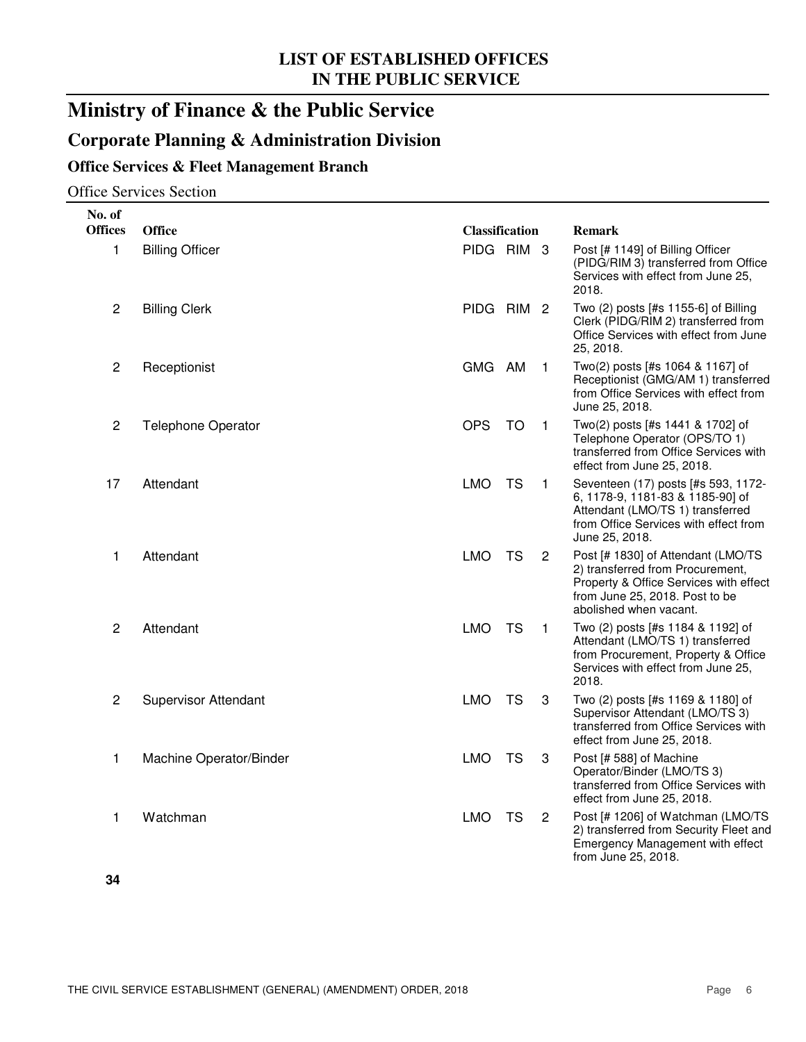# Ministry of Finance & the Public Service

## Corporate Planning & Administration Division

### Office Services & Fleet Management Branch

Office Services Section

| No. of Offices | Office | Classification | | | Remark |
|---|---|---|---|---|---|
| 1 | Billing Officer | PIDG | RIM | 3 | Post [# 1149] of Billing Officer (PIDG/RIM 3) transferred from Office Services with effect from June 25, 2018. |
| 2 | Billing Clerk | PIDG | RIM | 2 | Two (2) posts [#s 1155-6] of Billing Clerk (PIDG/RIM 2) transferred from Office Services with effect from June 25, 2018. |
| 2 | Receptionist | GMG | AM | 1 | Two(2) posts [#s 1064 & 1167] of Receptionist (GMG/AM 1) transferred from Office Services with effect from June 25, 2018. |
| 2 | Telephone Operator | OPS | TO | 1 | Two(2) posts [#s 1441 & 1702] of Telephone Operator (OPS/TO 1) transferred from Office Services with effect from June 25, 2018. |
| 17 | Attendant | LMO | TS | 1 | Seventeen (17) posts [#s 593, 1172-6, 1178-9, 1181-83 & 1185-90] of Attendant (LMO/TS 1) transferred from Office Services with effect from June 25, 2018. |
| 1 | Attendant | LMO | TS | 2 | Post [# 1830] of Attendant (LMO/TS 2) transferred from Procurement, Property & Office Services with effect from June 25, 2018. Post to be abolished when vacant. |
| 2 | Attendant | LMO | TS | 1 | Two (2) posts [#s 1184 & 1192] of Attendant (LMO/TS 1) transferred from Procurement, Property & Office Services with effect from June 25, 2018. |
| 2 | Supervisor Attendant | LMO | TS | 3 | Two (2) posts [#s 1169 & 1180] of Supervisor Attendant (LMO/TS 3) transferred from Office Services with effect from June 25, 2018. |
| 1 | Machine Operator/Binder | LMO | TS | 3 | Post [# 588] of Machine Operator/Binder (LMO/TS 3) transferred from Office Services with effect from June 25, 2018. |
| 1 | Watchman | LMO | TS | 2 | Post [# 1206] of Watchman (LMO/TS 2) transferred from Security Fleet and Emergency Management with effect from June 25, 2018. |
| **34** | | | | | |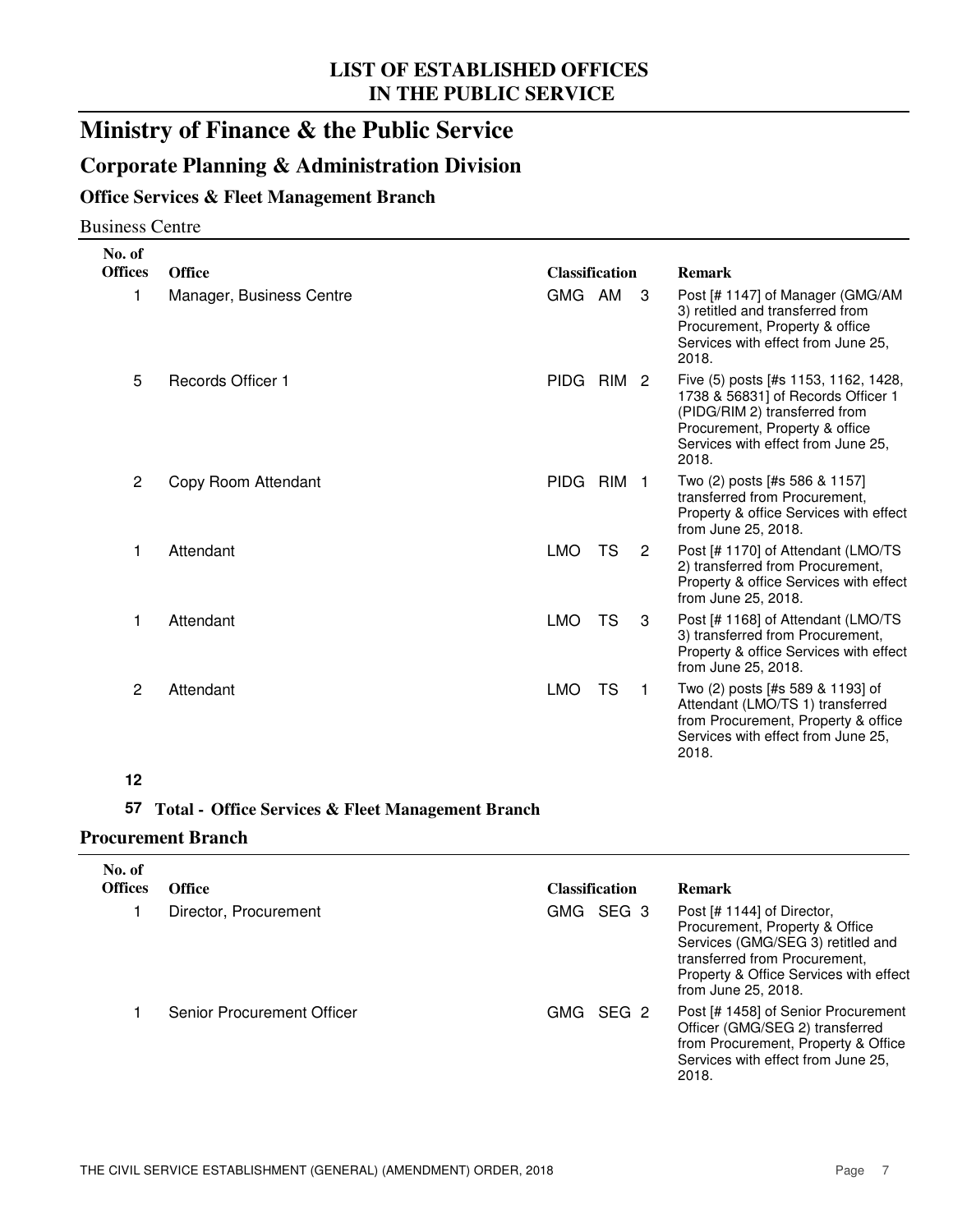# Ministry of Finance & the Public Service

## Corporate Planning & Administration Division

### Office Services & Fleet Management Branch

Business Centre

| No. of Offices | Office | Classification | | | Remark |
|---|---|---|---|---|---|
| 1 | Manager, Business Centre | GMG | AM | 3 | Post [# 1147] of Manager (GMG/AM 3) retitled and transferred from Procurement, Property & office Services with effect from June 25, 2018. |
| 5 | Records Officer 1 | PIDG | RIM | 2 | Five (5) posts [#s 1153, 1162, 1428, 1738 & 56831] of Records Officer 1 (PIDG/RIM 2) transferred from Procurement, Property & office Services with effect from June 25, 2018. |
| 2 | Copy Room Attendant | PIDG | RIM | 1 | Two (2) posts [#s 586 & 1157] transferred from Procurement, Property & office Services with effect from June 25, 2018. |
| 1 | Attendant | LMO | TS | 2 | Post [# 1170] of Attendant (LMO/TS 2) transferred from Procurement, Property & office Services with effect from June 25, 2018. |
| 1 | Attendant | LMO | TS | 3 | Post [# 1168] of Attendant (LMO/TS 3) transferred from Procurement, Property & office Services with effect from June 25, 2018. |
| 2 | Attendant | LMO | TS | 1 | Two (2) posts [#s 589 & 1193] of Attendant (LMO/TS 1) transferred from Procurement, Property & office Services with effect from June 25, 2018. |
| **12** | | | | | |

**57 Total - Office Services & Fleet Management Branch**

### Procurement Branch

| No. of Offices | Office | Classification | | | Remark |
|---|---|---|---|---|---|
| 1 | Director, Procurement | GMG | SEG | 3 | Post [# 1144] of Director, Procurement, Property & Office Services (GMG/SEG 3) retitled and transferred from Procurement, Property & Office Services with effect from June 25, 2018. |
| 1 | Senior Procurement Officer | GMG | SEG | 2 | Post [# 1458] of Senior Procurement Officer (GMG/SEG 2) transferred from Procurement, Property & Office Services with effect from June 25, 2018. |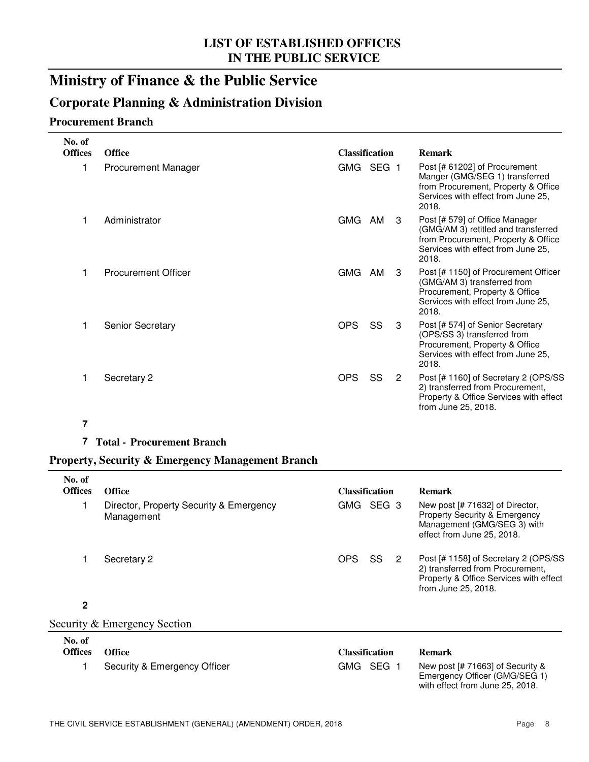## LIST OF ESTABLISHED OFFICES IN THE PUBLIC SERVICE

# Ministry of Finance & the Public Service

## Corporate Planning & Administration Division

### Procurement Branch

| No. of Offices | Office | Classification | | | Remark |
|---|---|---|---|---|---|
| 1 | Procurement Manager | GMG | SEG | 1 | Post [# 61202] of Procurement Manger (GMG/SEG 1) transferred from Procurement, Property & Office Services with effect from June 25, 2018. |
| 1 | Administrator | GMG | AM | 3 | Post [# 579] of Office Manager (GMG/AM 3) retitled and transferred from Procurement, Property & Office Services with effect from June 25, 2018. |
| 1 | Procurement Officer | GMG | AM | 3 | Post [# 1150] of Procurement Officer (GMG/AM 3) transferred from Procurement, Property & Office Services with effect from June 25, 2018. |
| 1 | Senior Secretary | OPS | SS | 3 | Post [# 574] of Senior Secretary (OPS/SS 3) transferred from Procurement, Property & Office Services with effect from June 25, 2018. |
| 1 | Secretary 2 | OPS | SS | 2 | Post [# 1160] of Secretary 2 (OPS/SS 2) transferred from Procurement, Property & Office Services with effect from June 25, 2018. |
| **7** | | | | | |

**7 Total - Procurement Branch**

### Property, Security & Emergency Management Branch

| No. of Offices | Office | Classification | | | Remark |
|---|---|---|---|---|---|
| 1 | Director, Property Security & Emergency Management | GMG | SEG | 3 | New post [# 71632] of Director, Property Security & Emergency Management (GMG/SEG 3) with effect from June 25, 2018. |
| 1 | Secretary 2 | OPS | SS | 2 | Post [# 1158] of Secretary 2 (OPS/SS 2) transferred from Procurement, Property & Office Services with effect from June 25, 2018. |
| **2** | | | | | |

Security & Emergency Section

| No. of Offices | Office | Classification | | | Remark |
|---|---|---|---|---|---|
| 1 | Security & Emergency Officer | GMG | SEG | 1 | New post [# 71663] of Security & Emergency Officer (GMG/SEG 1) with effect from June 25, 2018. |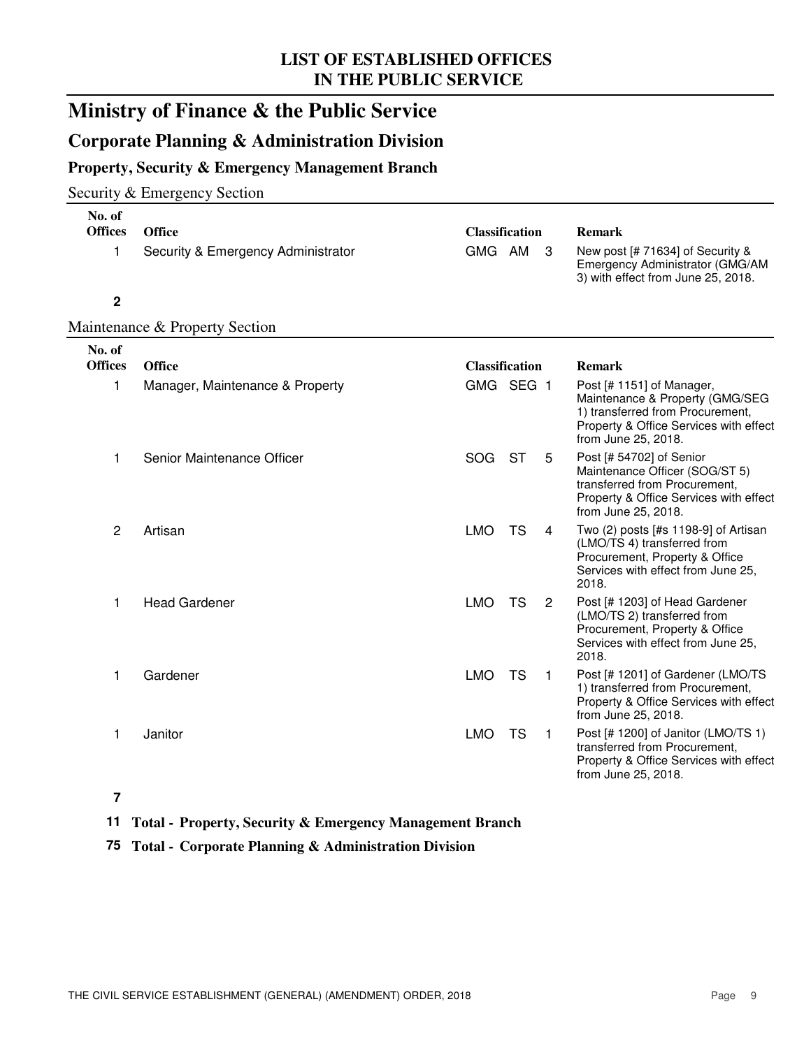# Ministry of Finance & the Public Service

## Corporate Planning & Administration Division

### Property, Security & Emergency Management Branch

Security & Emergency Section

| No. of Offices | Office | Classification | | | Remark |
|---|---|---|---|---|---|
| 1 | Security & Emergency Administrator | GMG | AM | 3 | New post [# 71634] of Security & Emergency Administrator (GMG/AM 3) with effect from June 25, 2018. |
| **2** | | | | | |

Maintenance & Property Section

| No. of Offices | Office | Classification | | | Remark |
|---|---|---|---|---|---|
| 1 | Manager, Maintenance & Property | GMG | SEG | 1 | Post [# 1151] of Manager, Maintenance & Property (GMG/SEG 1) transferred from Procurement, Property & Office Services with effect from June 25, 2018. |
| 1 | Senior Maintenance Officer | SOG | ST | 5 | Post [# 54702] of Senior Maintenance Officer (SOG/ST 5) transferred from Procurement, Property & Office Services with effect from June 25, 2018. |
| 2 | Artisan | LMO | TS | 4 | Two (2) posts [#s 1198-9] of Artisan (LMO/TS 4) transferred from Procurement, Property & Office Services with effect from June 25, 2018. |
| 1 | Head Gardener | LMO | TS | 2 | Post [# 1203] of Head Gardener (LMO/TS 2) transferred from Procurement, Property & Office Services with effect from June 25, 2018. |
| 1 | Gardener | LMO | TS | 1 | Post [# 1201] of Gardener (LMO/TS 1) transferred from Procurement, Property & Office Services with effect from June 25, 2018. |
| 1 | Janitor | LMO | TS | 1 | Post [# 1200] of Janitor (LMO/TS 1) transferred from Procurement, Property & Office Services with effect from June 25, 2018. |
| **7** | | | | | |

**11 Total - Property, Security & Emergency Management Branch**

**75 Total - Corporate Planning & Administration Division**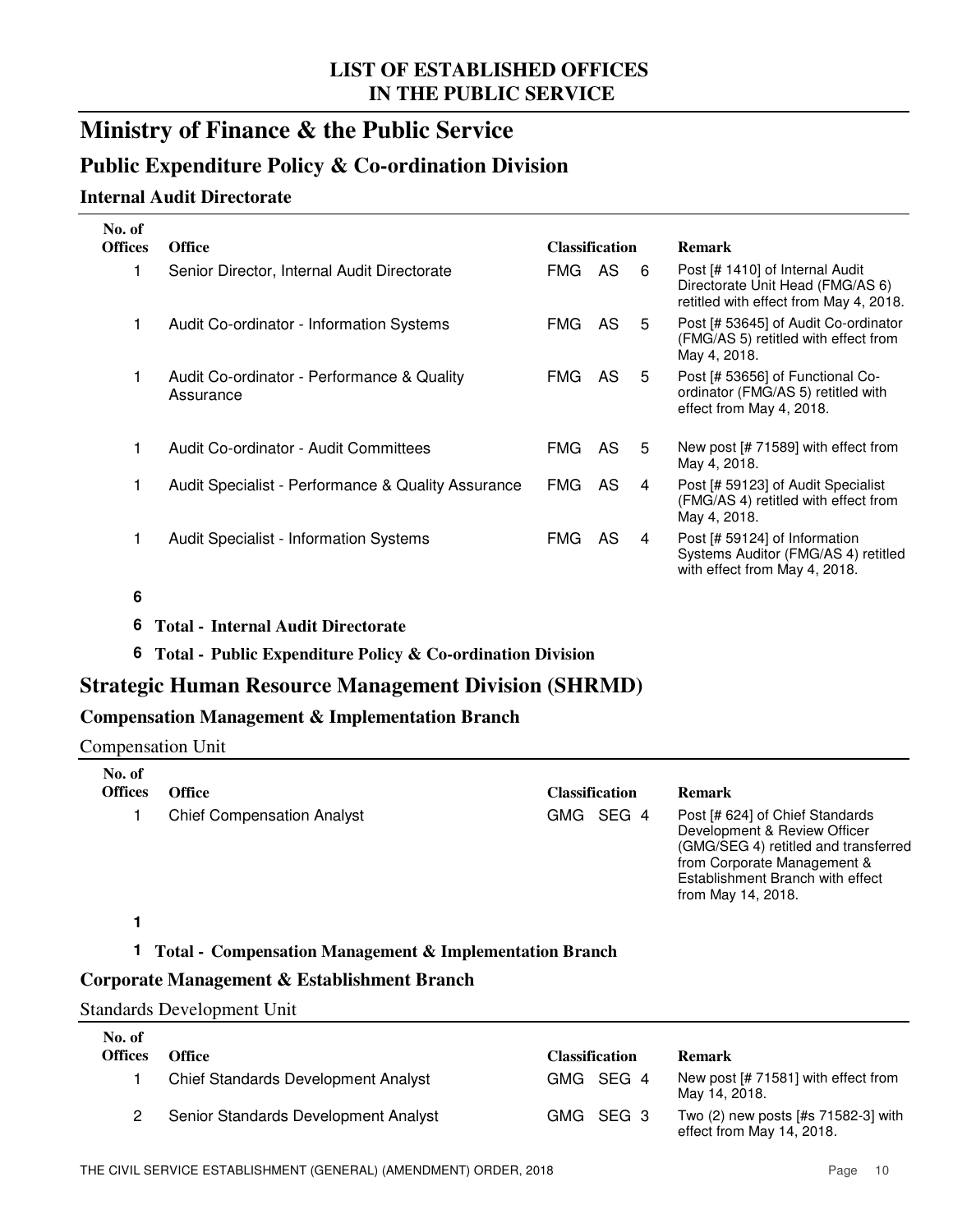**LIST OF ESTABLISHED OFFICES IN THE PUBLIC SERVICE**

# Ministry of Finance & the Public Service

## Public Expenditure Policy & Co-ordination Division

### Internal Audit Directorate

| No. of Offices | Office | Classification | | | Remark |
|---|---|---|---|---|---|
| 1 | Senior Director, Internal Audit Directorate | FMG | AS | 6 | Post [# 1410] of Internal Audit Directorate Unit Head (FMG/AS 6) retitled with effect from May 4, 2018. |
| 1 | Audit Co-ordinator - Information Systems | FMG | AS | 5 | Post [# 53645] of Audit Co-ordinator (FMG/AS 5) retitled with effect from May 4, 2018. |
| 1 | Audit Co-ordinator - Performance & Quality Assurance | FMG | AS | 5 | Post [# 53656] of Functional Co-ordinator (FMG/AS 5) retitled with effect from May 4, 2018. |
| 1 | Audit Co-ordinator - Audit Committees | FMG | AS | 5 | New post [# 71589] with effect from May 4, 2018. |
| 1 | Audit Specialist - Performance & Quality Assurance | FMG | AS | 4 | Post [# 59123] of Audit Specialist (FMG/AS 4) retitled with effect from May 4, 2018. |
| 1 | Audit Specialist - Information Systems | FMG | AS | 4 | Post [# 59124] of Information Systems Auditor (FMG/AS 4) retitled with effect from May 4, 2018. |
| **6** | | | | | |

**6 Total - Internal Audit Directorate**

**6 Total - Public Expenditure Policy & Co-ordination Division**

## Strategic Human Resource Management Division (SHRMD)

### Compensation Management & Implementation Branch

Compensation Unit

| No. of Offices | Office | Classification | | | Remark |
|---|---|---|---|---|---|
| 1 | Chief Compensation Analyst | GMG | SEG | 4 | Post [# 624] of Chief Standards Development & Review Officer (GMG/SEG 4) retitled and transferred from Corporate Management & Establishment Branch with effect from May 14, 2018. |
| **1** | | | | | |

**1 Total - Compensation Management & Implementation Branch**

### Corporate Management & Establishment Branch

Standards Development Unit

| No. of Offices | Office | Classification | | | Remark |
|---|---|---|---|---|---|
| 1 | Chief Standards Development Analyst | GMG | SEG | 4 | New post [# 71581] with effect from May 14, 2018. |
| 2 | Senior Standards Development Analyst | GMG | SEG | 3 | Two (2) new posts [#s 71582-3] with effect from May 14, 2018. |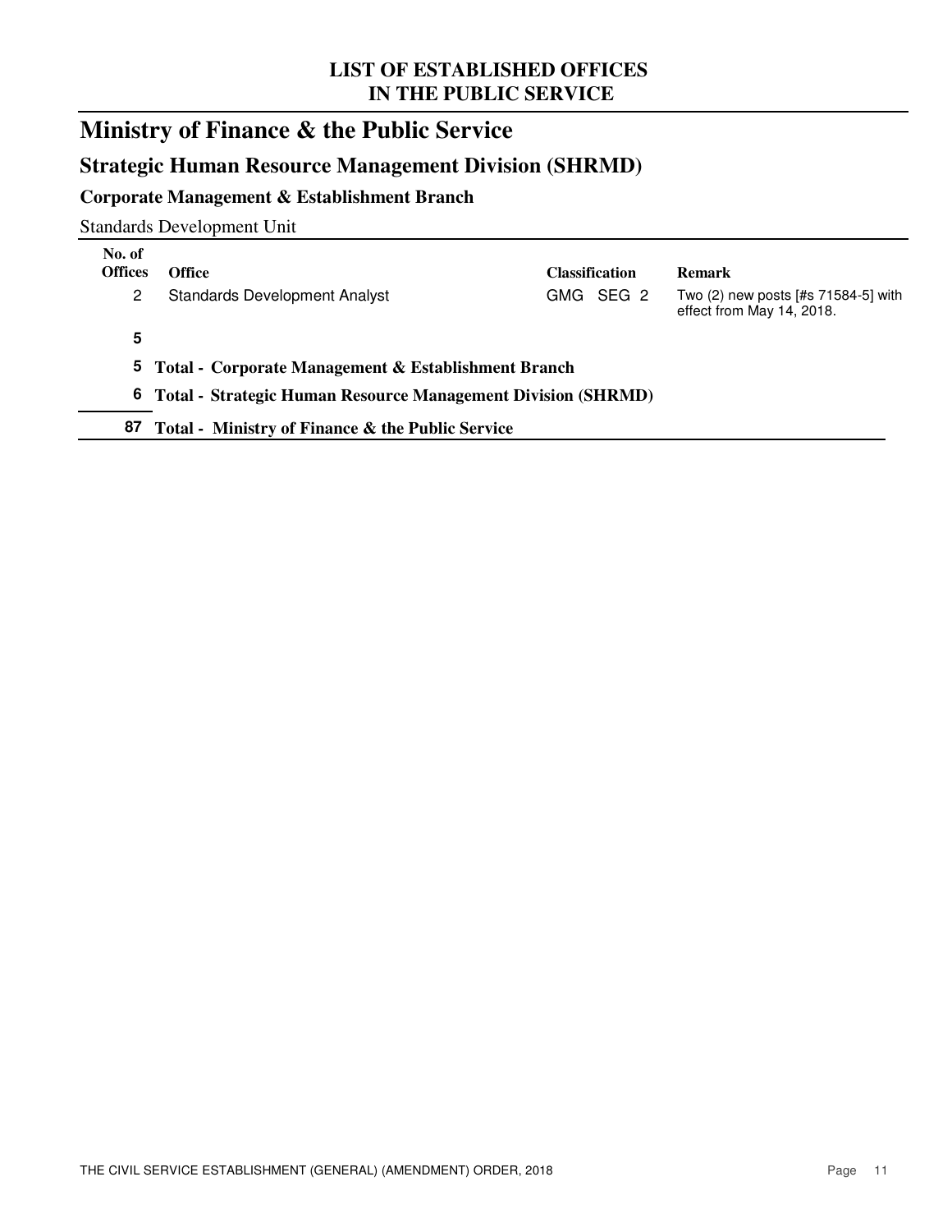# LIST OF ESTABLISHED OFFICES IN THE PUBLIC SERVICE

## Ministry of Finance & the Public Service

### Strategic Human Resource Management Division (SHRMD)

#### Corporate Management & Establishment Branch

Standards Development Unit

| No. of Offices | Office | Classification | Remark |
|---|---|---|---|
| 2 | Standards Development Analyst | GMG SEG 2 | Two (2) new posts [#s 71584-5] with effect from May 14, 2018. |
| **5** | | | |
| **5** | **Total - Corporate Management & Establishment Branch** | | |
| **6** | **Total - Strategic Human Resource Management Division (SHRMD)** | | |
| **87** | **Total - Ministry of Finance & the Public Service** | | |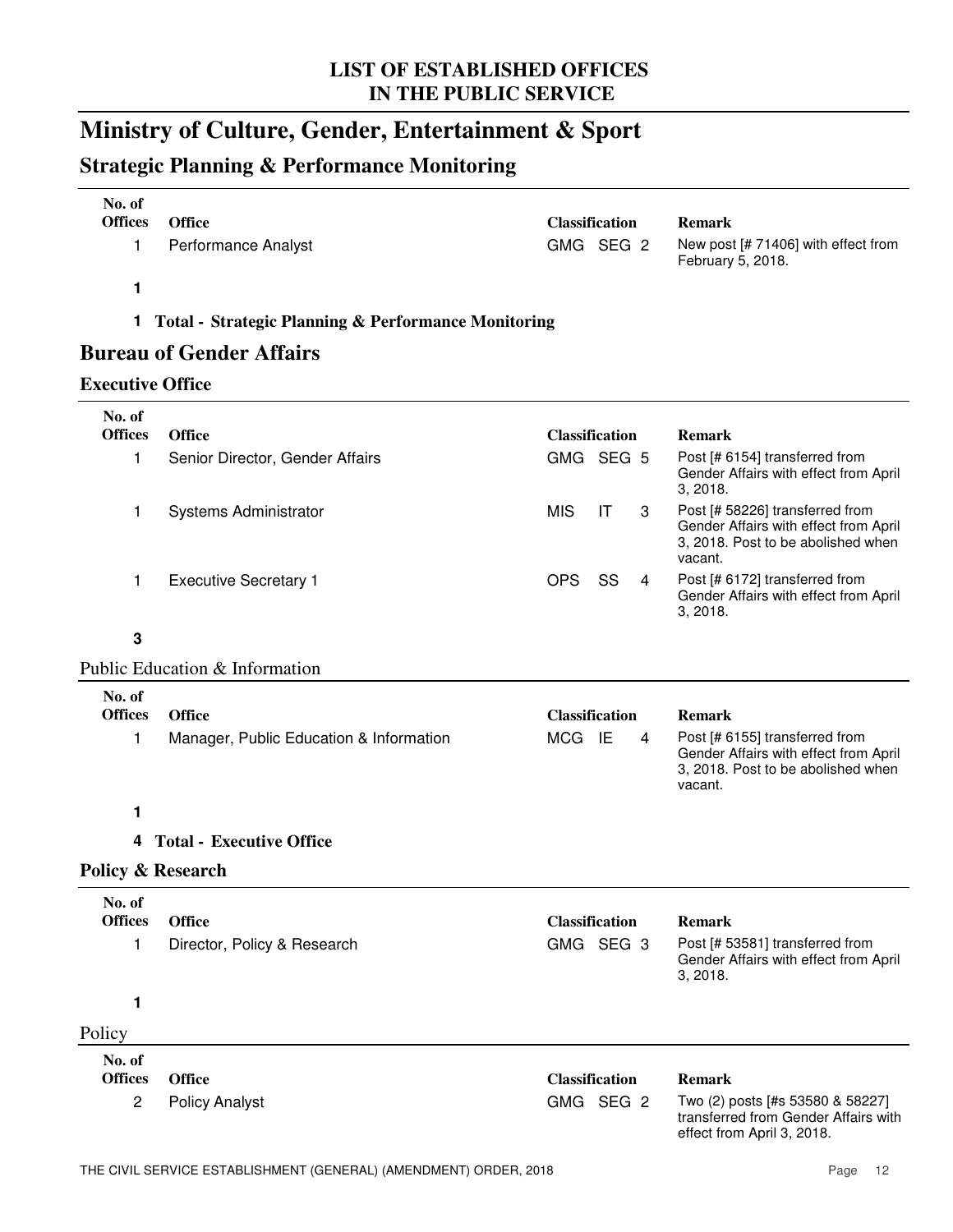# Ministry of Culture, Gender, Entertainment & Sport

## Strategic Planning & Performance Monitoring

| No. of Offices | Office | Classification | Remark |
|---|---|---|---|
| 1 | Performance Analyst | GMG SEG 2 | New post [# 71406] with effect from February 5, 2018. |
| **1** | | | |

**1 Total - Strategic Planning & Performance Monitoring**

## Bureau of Gender Affairs

### Executive Office

| No. of Offices | Office | Classification | Remark |
|---|---|---|---|
| 1 | Senior Director, Gender Affairs | GMG SEG 5 | Post [# 6154] transferred from Gender Affairs with effect from April 3, 2018. |
| 1 | Systems Administrator | MIS IT 3 | Post [# 58226] transferred from Gender Affairs with effect from April 3, 2018. Post to be abolished when vacant. |
| 1 | Executive Secretary 1 | OPS SS 4 | Post [# 6172] transferred from Gender Affairs with effect from April 3, 2018. |
| **3** | | | |

Public Education & Information

| No. of Offices | Office | Classification | Remark |
|---|---|---|---|
| 1 | Manager, Public Education & Information | MCG IE 4 | Post [# 6155] transferred from Gender Affairs with effect from April 3, 2018. Post to be abolished when vacant. |
| **1** | | | |

**4 Total - Executive Office**

### Policy & Research

| No. of Offices | Office | Classification | Remark |
|---|---|---|---|
| 1 | Director, Policy & Research | GMG SEG 3 | Post [# 53581] transferred from Gender Affairs with effect from April 3, 2018. |
| **1** | | | |

Policy

| No. of Offices | Office | Classification | Remark |
|---|---|---|---|
| 2 | Policy Analyst | GMG SEG 2 | Two (2) posts [#s 53580 & 58227] transferred from Gender Affairs with effect from April 3, 2018. |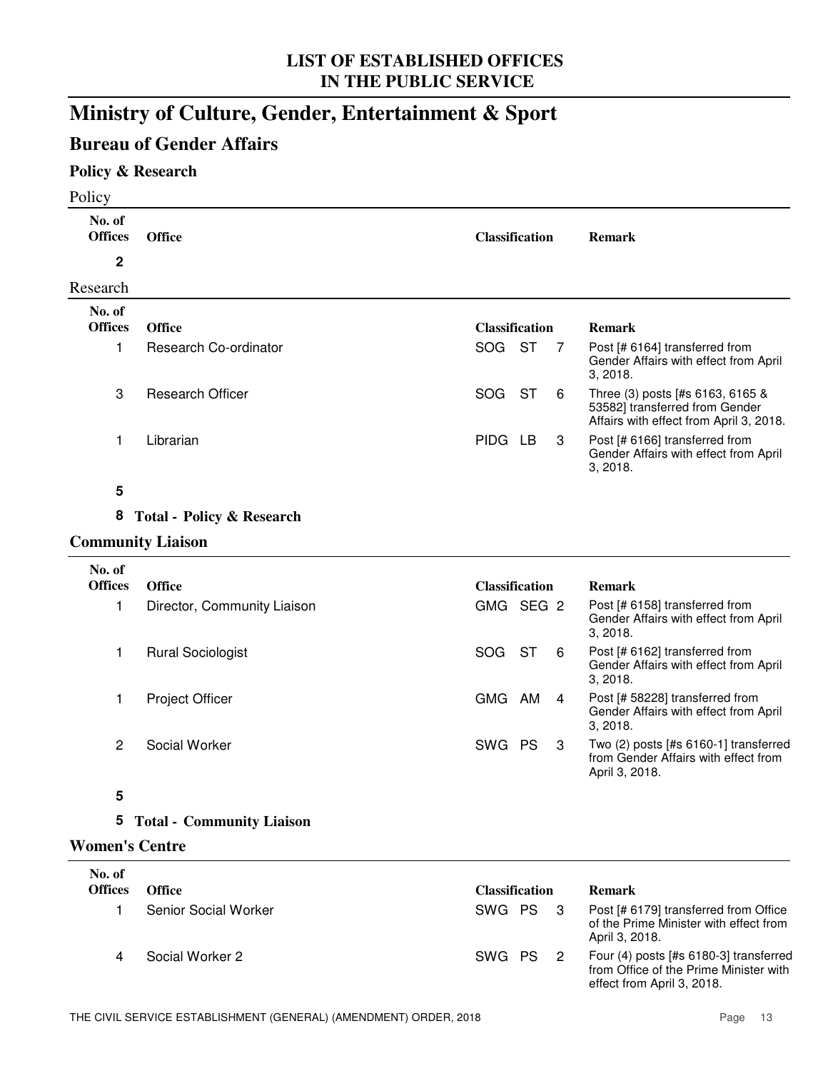**LIST OF ESTABLISHED OFFICES IN THE PUBLIC SERVICE**

# Ministry of Culture, Gender, Entertainment & Sport

## Bureau of Gender Affairs

### Policy & Research

Policy

| No. of Offices | Office | Classification | | | Remark |
|---|---|---|---|---|---|
| **2** | | | | | |

Research

| No. of Offices | Office | Classification | | | Remark |
|---|---|---|---|---|---|
| 1 | Research Co-ordinator | SOG | ST | 7 | Post [# 6164] transferred from Gender Affairs with effect from April 3, 2018. |
| 3 | Research Officer | SOG | ST | 6 | Three (3) posts [#s 6163, 6165 & 53582] transferred from Gender Affairs with effect from April 3, 2018. |
| 1 | Librarian | PIDG | LB | 3 | Post [# 6166] transferred from Gender Affairs with effect from April 3, 2018. |
| **5** | | | | | |

**8 Total - Policy & Research**

### Community Liaison

| No. of Offices | Office | Classification | | | Remark |
|---|---|---|---|---|---|
| 1 | Director, Community Liaison | GMG | SEG | 2 | Post [# 6158] transferred from Gender Affairs with effect from April 3, 2018. |
| 1 | Rural Sociologist | SOG | ST | 6 | Post [# 6162] transferred from Gender Affairs with effect from April 3, 2018. |
| 1 | Project Officer | GMG | AM | 4 | Post [# 58228] transferred from Gender Affairs with effect from April 3, 2018. |
| 2 | Social Worker | SWG | PS | 3 | Two (2) posts [#s 6160-1] transferred from Gender Affairs with effect from April 3, 2018. |
| **5** | | | | | |

**5 Total - Community Liaison**

### Women's Centre

| No. of Offices | Office | Classification | | | Remark |
|---|---|---|---|---|---|
| 1 | Senior Social Worker | SWG | PS | 3 | Post [# 6179] transferred from Office of the Prime Minister with effect from April 3, 2018. |
| 4 | Social Worker 2 | SWG | PS | 2 | Four (4) posts [#s 6180-3] transferred from Office of the Prime Minister with effect from April 3, 2018. |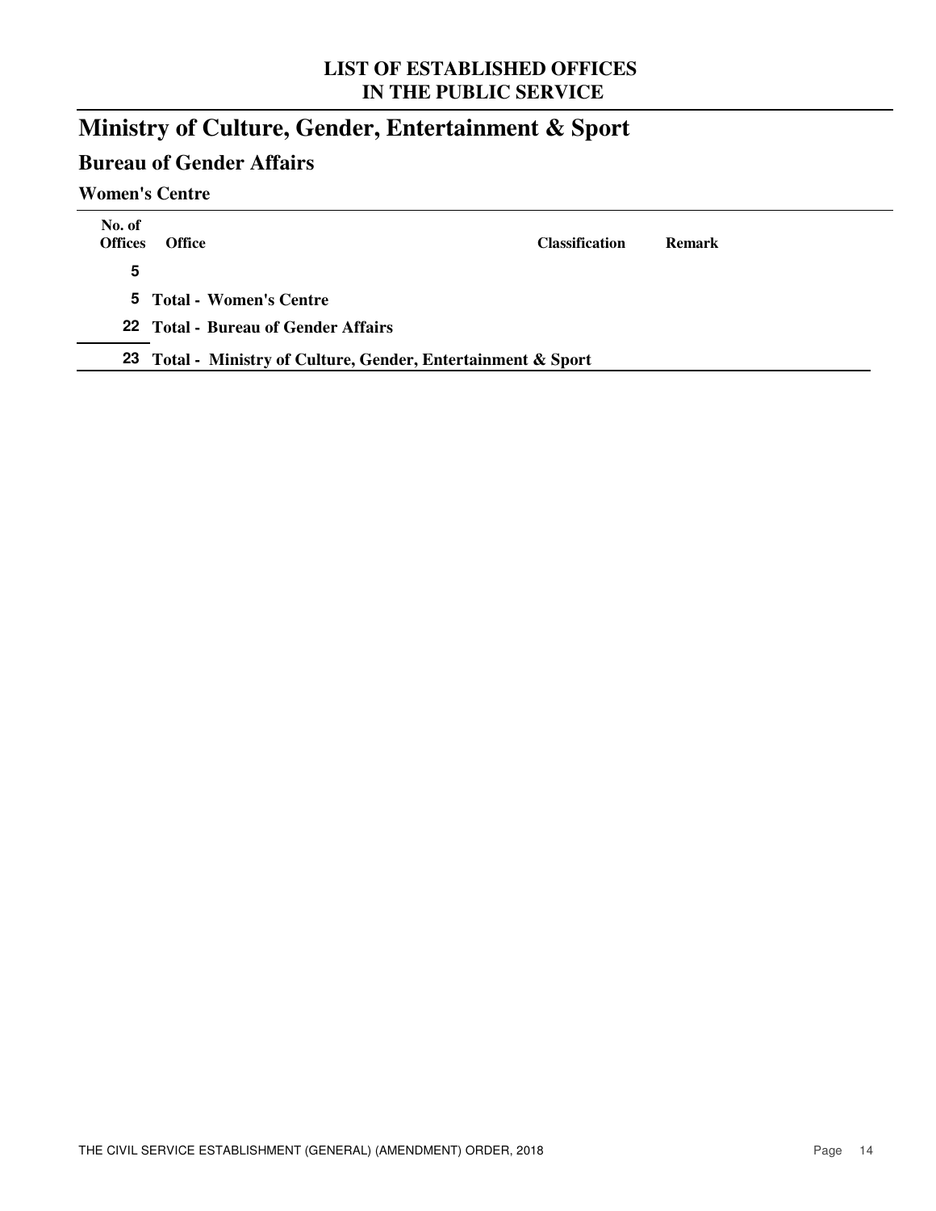## LIST OF ESTABLISHED OFFICES IN THE PUBLIC SERVICE

# Ministry of Culture, Gender, Entertainment & Sport

## Bureau of Gender Affairs

### Women's Centre

| No. of Offices | Office | Classification | Remark |
|---|---|---|---|
| 5 | | | |
| 5 | **Total - Women's Centre** | | |
| 22 | **Total - Bureau of Gender Affairs** | | |
| 23 | **Total - Ministry of Culture, Gender, Entertainment & Sport** | | |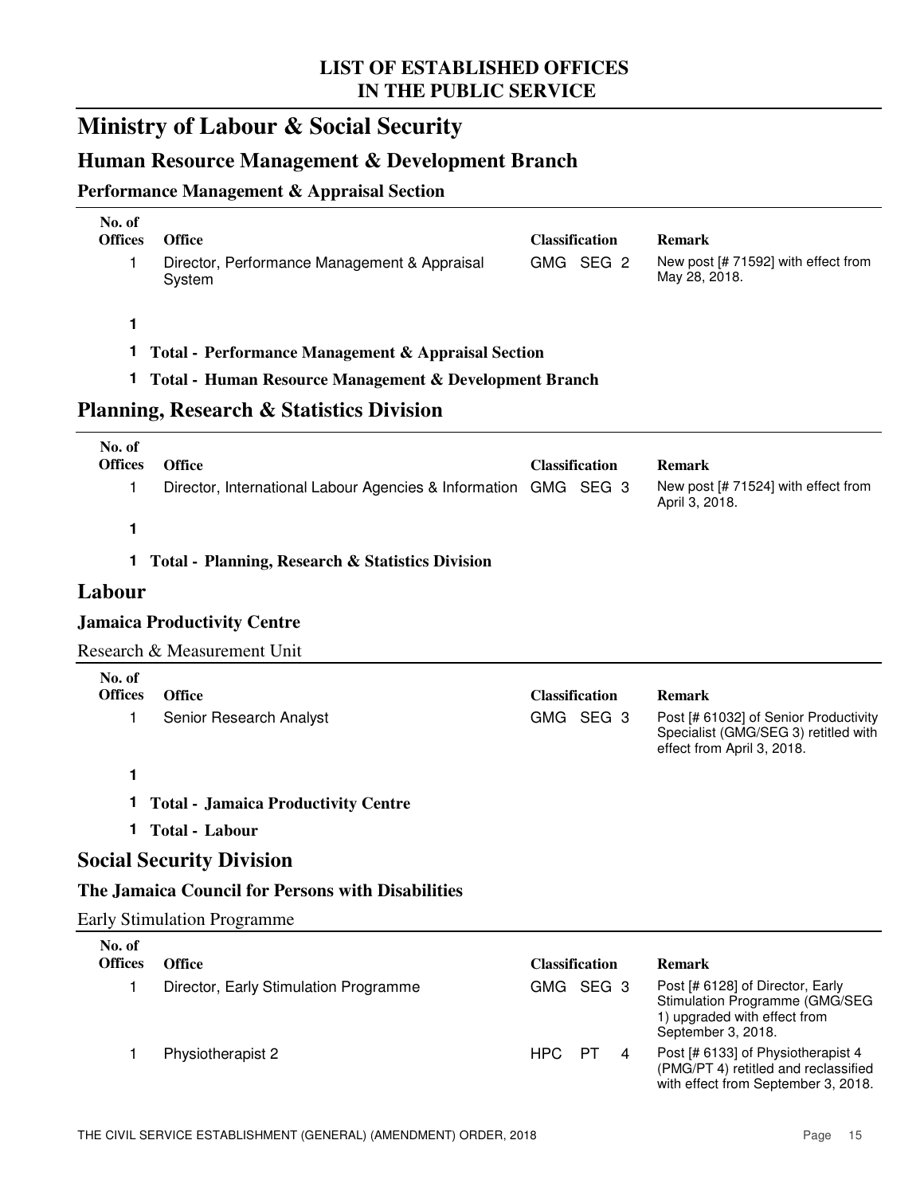# Ministry of Labour & Social Security

## Human Resource Management & Development Branch

### Performance Management & Appraisal Section

| No. of Offices | Office | Classification | Remark |
|---|---|---|---|
| 1 | Director, Performance Management & Appraisal System | GMG SEG 2 | New post [# 71592] with effect from May 28, 2018. |

**1**

**1 Total - Performance Management & Appraisal Section**

**1 Total - Human Resource Management & Development Branch**

## Planning, Research & Statistics Division

| No. of Offices | Office | Classification | Remark |
|---|---|---|---|
| 1 | Director, International Labour Agencies & Information | GMG SEG 3 | New post [# 71524] with effect from April 3, 2018. |

**1**

**1 Total - Planning, Research & Statistics Division**

## Labour

### Jamaica Productivity Centre

Research & Measurement Unit

| No. of Offices | Office | Classification | Remark |
|---|---|---|---|
| 1 | Senior Research Analyst | GMG SEG 3 | Post [# 61032] of Senior Productivity Specialist (GMG/SEG 3) retitled with effect from April 3, 2018. |

**1**

**1 Total - Jamaica Productivity Centre**

**1 Total - Labour**

## Social Security Division

### The Jamaica Council for Persons with Disabilities

Early Stimulation Programme

| No. of Offices | Office | Classification | Remark |
|---|---|---|---|
| 1 | Director, Early Stimulation Programme | GMG SEG 3 | Post [# 6128] of Director, Early Stimulation Programme (GMG/SEG 1) upgraded with effect from September 3, 2018. |
| 1 | Physiotherapist 2 | HPC PT 4 | Post [# 6133] of Physiotherapist 4 (PMG/PT 4) retitled and reclassified with effect from September 3, 2018. |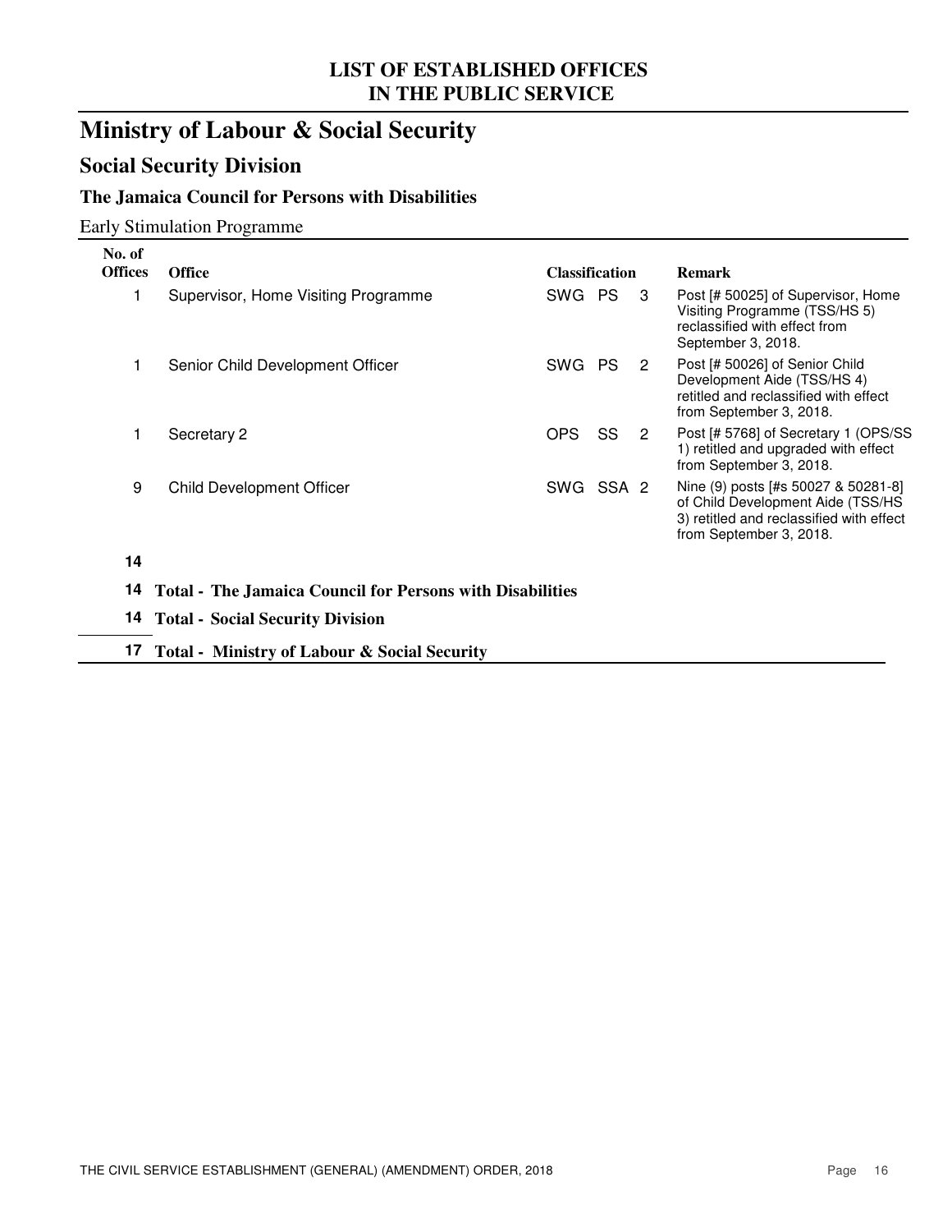# Ministry of Labour & Social Security

## Social Security Division

### The Jamaica Council for Persons with Disabilities

Early Stimulation Programme

| No. of Offices | Office | Classification | | | Remark |
|---|---|---|---|---|---|
| 1 | Supervisor, Home Visiting Programme | SWG | PS | 3 | Post [# 50025] of Supervisor, Home Visiting Programme (TSS/HS 5) reclassified with effect from September 3, 2018. |
| 1 | Senior Child Development Officer | SWG | PS | 2 | Post [# 50026] of Senior Child Development Aide (TSS/HS 4) retitled and reclassified with effect from September 3, 2018. |
| 1 | Secretary 2 | OPS | SS | 2 | Post [# 5768] of Secretary 1 (OPS/SS 1) retitled and upgraded with effect from September 3, 2018. |
| 9 | Child Development Officer | SWG | SSA | 2 | Nine (9) posts [#s 50027 & 50281-8] of Child Development Aide (TSS/HS 3) retitled and reclassified with effect from September 3, 2018. |
| **14** | | | | | |
| **14** | **Total - The Jamaica Council for Persons with Disabilities** | | | | |
| **14** | **Total - Social Security Division** | | | | |
| **17** | **Total - Ministry of Labour & Social Security** | | | | |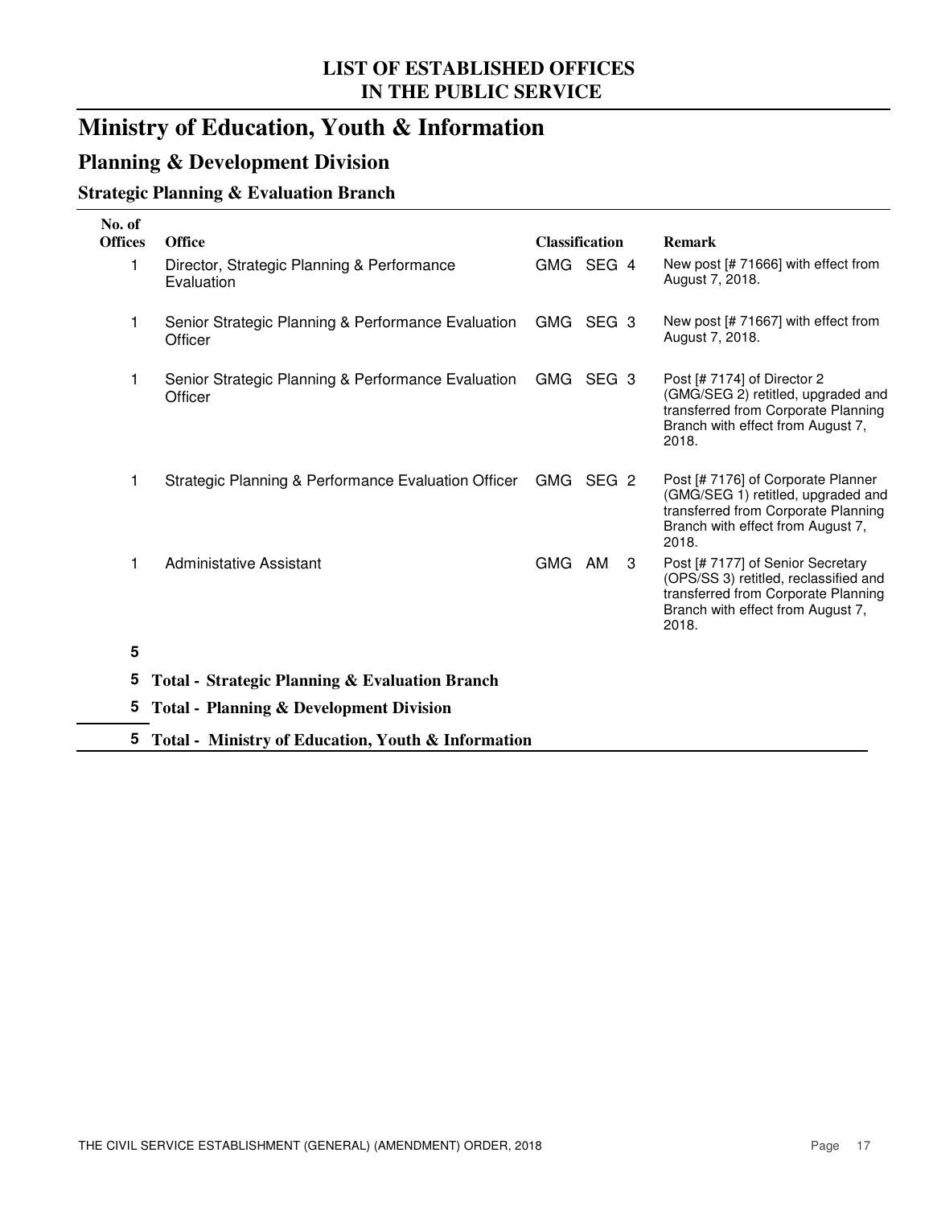**LIST OF ESTABLISHED OFFICES
IN THE PUBLIC SERVICE**

# Ministry of Education, Youth & Information

## Planning & Development Division

### Strategic Planning & Evaluation Branch

| No. of Offices | Office | Classification | Remark |
|---|---|---|---|
| 1 | Director, Strategic Planning & Performance Evaluation | GMG SEG 4 | New post [# 71666] with effect from August 7, 2018. |
| 1 | Senior Strategic Planning & Performance Evaluation Officer | GMG SEG 3 | New post [# 71667] with effect from August 7, 2018. |
| 1 | Senior Strategic Planning & Performance Evaluation Officer | GMG SEG 3 | Post [# 7174] of Director 2 (GMG/SEG 2) retitled, upgraded and transferred from Corporate Planning Branch with effect from August 7, 2018. |
| 1 | Strategic Planning & Performance Evaluation Officer | GMG SEG 2 | Post [# 7176] of Corporate Planner (GMG/SEG 1) retitled, upgraded and transferred from Corporate Planning Branch with effect from August 7, 2018. |
| 1 | Administative Assistant | GMG AM 3 | Post [# 7177] of Senior Secretary (OPS/SS 3) retitled, reclassified and transferred from Corporate Planning Branch with effect from August 7, 2018. |
| 5 | | | |
| 5 | **Total - Strategic Planning & Evaluation Branch** | | |
| 5 | **Total - Planning & Development Division** | | |
| 5 | **Total - Ministry of Education, Youth & Information** | | |

THE CIVIL SERVICE ESTABLISHMENT (GENERAL) (AMENDMENT) ORDER, 2018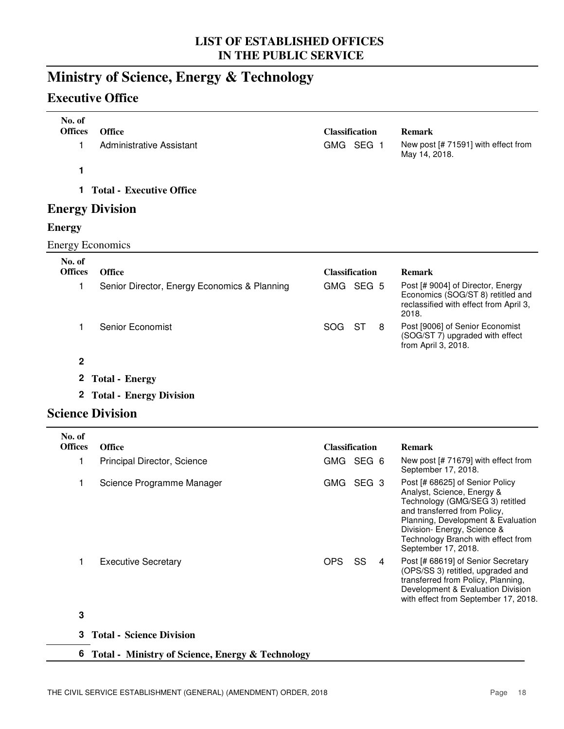## LIST OF ESTABLISHED OFFICES IN THE PUBLIC SERVICE

# Ministry of Science, Energy & Technology

## Executive Office

| No. of Offices | Office | Classification | Remark |
|---|---|---|---|
| 1 | Administrative Assistant | GMG SEG 1 | New post [# 71591] with effect from May 14, 2018. |
| **1** | | | |
| **1** | **Total - Executive Office** | | |

## Energy Division

### Energy

Energy Economics

| No. of Offices | Office | Classification | Remark |
|---|---|---|---|
| 1 | Senior Director, Energy Economics & Planning | GMG SEG 5 | Post [# 9004] of Director, Energy Economics (SOG/ST 8) retitled and reclassified with effect from April 3, 2018. |
| 1 | Senior Economist | SOG ST 8 | Post [9006] of Senior Economist (SOG/ST 7) upgraded with effect from April 3, 2018. |
| **2** | | | |
| **2** | **Total - Energy** | | |
| **2** | **Total - Energy Division** | | |

## Science Division

| No. of Offices | Office | Classification | Remark |
|---|---|---|---|
| 1 | Principal Director, Science | GMG SEG 6 | New post [# 71679] with effect from September 17, 2018. |
| 1 | Science Programme Manager | GMG SEG 3 | Post [# 68625] of Senior Policy Analyst, Science, Energy & Technology (GMG/SEG 3) retitled and transferred from Policy, Planning, Development & Evaluation Division- Energy, Science & Technology Branch with effect from September 17, 2018. |
| 1 | Executive Secretary | OPS SS 4 | Post [# 68619] of Senior Secretary (OPS/SS 3) retitled, upgraded and transferred from Policy, Planning, Development & Evaluation Division with effect from September 17, 2018. |
| **3** | | | |
| **3** | **Total - Science Division** | | |
| **6** | **Total - Ministry of Science, Energy & Technology** | | |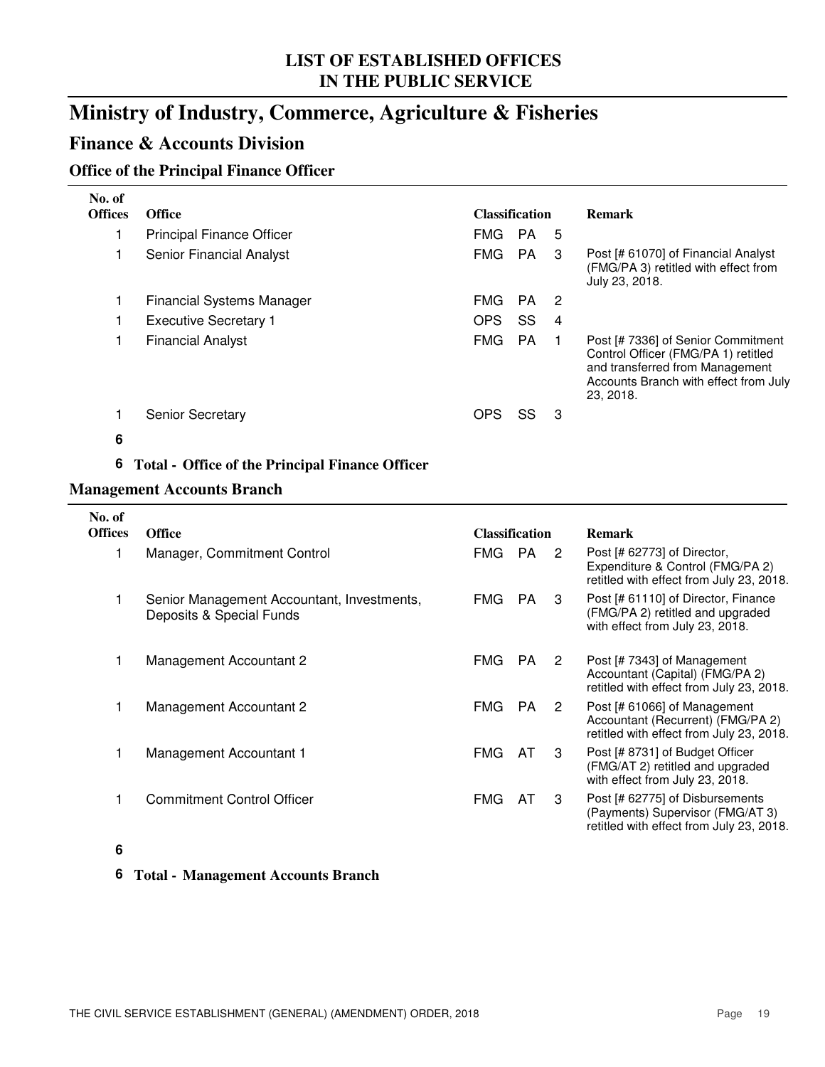## LIST OF ESTABLISHED OFFICES IN THE PUBLIC SERVICE

# Ministry of Industry, Commerce, Agriculture & Fisheries

## Finance & Accounts Division

### Office of the Principal Finance Officer

| No. of Offices | Office | Classification | | | Remark |
|---|---|---|---|---|---|
| 1 | Principal Finance Officer | FMG | PA | 5 | |
| 1 | Senior Financial Analyst | FMG | PA | 3 | Post [# 61070] of Financial Analyst (FMG/PA 3) retitled with effect from July 23, 2018. |
| 1 | Financial Systems Manager | FMG | PA | 2 | |
| 1 | Executive Secretary 1 | OPS | SS | 4 | |
| 1 | Financial Analyst | FMG | PA | 1 | Post [# 7336] of Senior Commitment Control Officer (FMG/PA 1) retitled and transferred from Management Accounts Branch with effect from July 23, 2018. |
| 1 | Senior Secretary | OPS | SS | 3 | |
| **6** | | | | | |
| **6** | **Total - Office of the Principal Finance Officer** | | | | |

### Management Accounts Branch

| No. of Offices | Office | Classification | | | Remark |
|---|---|---|---|---|---|
| 1 | Manager, Commitment Control | FMG | PA | 2 | Post [# 62773] of Director, Expenditure & Control (FMG/PA 2) retitled with effect from July 23, 2018. |
| 1 | Senior Management Accountant, Investments, Deposits & Special Funds | FMG | PA | 3 | Post [# 61110] of Director, Finance (FMG/PA 2) retitled and upgraded with effect from July 23, 2018. |
| 1 | Management Accountant 2 | FMG | PA | 2 | Post [# 7343] of Management Accountant (Capital) (FMG/PA 2) retitled with effect from July 23, 2018. |
| 1 | Management Accountant 2 | FMG | PA | 2 | Post [# 61066] of Management Accountant (Recurrent) (FMG/PA 2) retitled with effect from July 23, 2018. |
| 1 | Management Accountant 1 | FMG | AT | 3 | Post [# 8731] of Budget Officer (FMG/AT 2) retitled and upgraded with effect from July 23, 2018. |
| 1 | Commitment Control Officer | FMG | AT | 3 | Post [# 62775] of Disbursements (Payments) Supervisor (FMG/AT 3) retitled with effect from July 23, 2018. |
| **6** | | | | | |
| **6** | **Total - Management Accounts Branch** | | | | |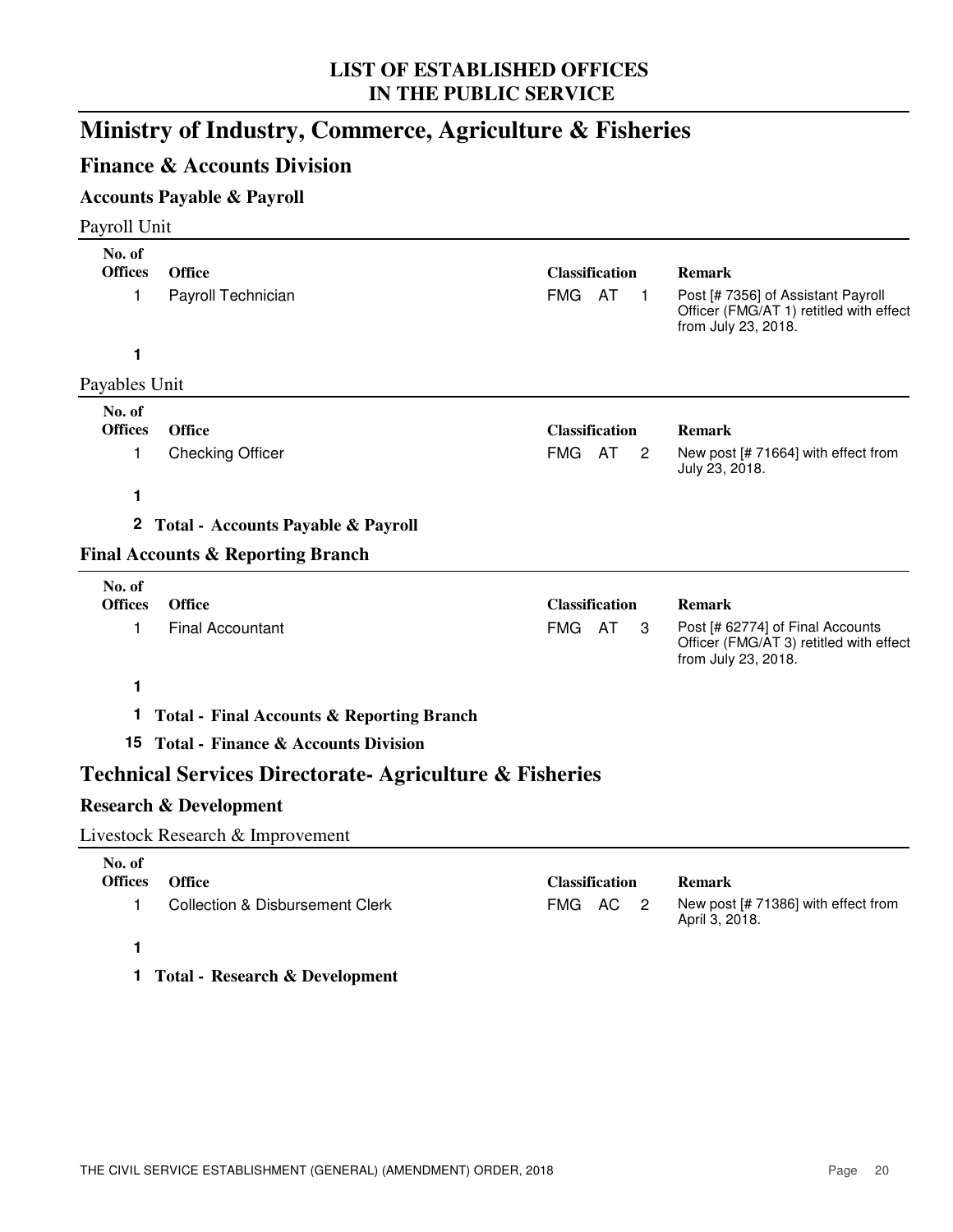# Ministry of Industry, Commerce, Agriculture & Fisheries

## Finance & Accounts Division

### Accounts Payable & Payroll

Payroll Unit

| No. of Offices | Office | Classification | Remark |
|---|---|---|---|
| 1 | Payroll Technician | FMG AT 1 | Post [# 7356] of Assistant Payroll Officer (FMG/AT 1) retitled with effect from July 23, 2018. |
| **1** | | | |

Payables Unit

| No. of Offices | Office | Classification | Remark |
|---|---|---|---|
| 1 | Checking Officer | FMG AT 2 | New post [# 71664] with effect from July 23, 2018. |
| **1** | | | |

**2 Total - Accounts Payable & Payroll**

### Final Accounts & Reporting Branch

| No. of Offices | Office | Classification | Remark |
|---|---|---|---|
| 1 | Final Accountant | FMG AT 3 | Post [# 62774] of Final Accounts Officer (FMG/AT 3) retitled with effect from July 23, 2018. |
| **1** | | | |

**1 Total - Final Accounts & Reporting Branch**

**15 Total - Finance & Accounts Division**

## Technical Services Directorate- Agriculture & Fisheries

### Research & Development

Livestock Research & Improvement

| No. of Offices | Office | Classification | Remark |
|---|---|---|---|
| 1 | Collection & Disbursement Clerk | FMG AC 2 | New post [# 71386] with effect from April 3, 2018. |
| **1** | | | |

**1 Total - Research & Development**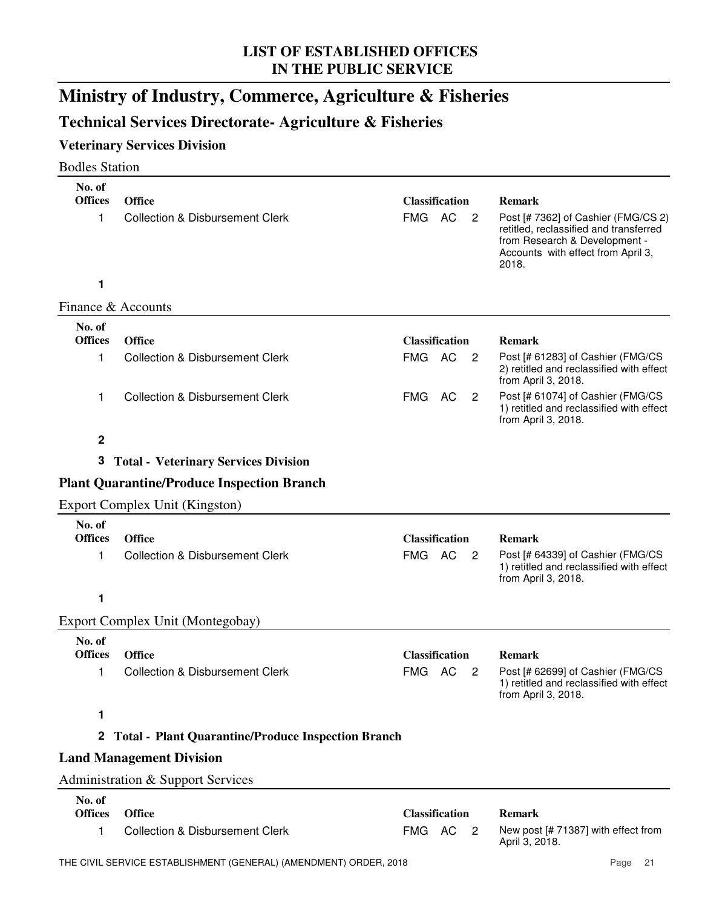# LIST OF ESTABLISHED OFFICES IN THE PUBLIC SERVICE

## Ministry of Industry, Commerce, Agriculture & Fisheries

### Technical Services Directorate- Agriculture & Fisheries

#### Veterinary Services Division

Bodles Station

| No. of Offices | Office | Classification | | | Remark |
|---|---|---|---|---|---|
| 1 | Collection & Disbursement Clerk | FMG | AC | 2 | Post [# 7362] of Cashier (FMG/CS 2) retitled, reclassified and transferred from Research & Development - Accounts with effect from April 3, 2018. |
| **1** | | | | | |

Finance & Accounts

| No. of Offices | Office | Classification | | | Remark |
|---|---|---|---|---|---|
| 1 | Collection & Disbursement Clerk | FMG | AC | 2 | Post [# 61283] of Cashier (FMG/CS 2) retitled and reclassified with effect from April 3, 2018. |
| 1 | Collection & Disbursement Clerk | FMG | AC | 2 | Post [# 61074] of Cashier (FMG/CS 1) retitled and reclassified with effect from April 3, 2018. |
| **2** | | | | | |

**3 Total - Veterinary Services Division**

#### Plant Quarantine/Produce Inspection Branch

Export Complex Unit (Kingston)

| No. of Offices | Office | Classification | | | Remark |
|---|---|---|---|---|---|
| 1 | Collection & Disbursement Clerk | FMG | AC | 2 | Post [# 64339] of Cashier (FMG/CS 1) retitled and reclassified with effect from April 3, 2018. |
| **1** | | | | | |

Export Complex Unit (Montegobay)

| No. of Offices | Office | Classification | | | Remark |
|---|---|---|---|---|---|
| 1 | Collection & Disbursement Clerk | FMG | AC | 2 | Post [# 62699] of Cashier (FMG/CS 1) retitled and reclassified with effect from April 3, 2018. |
| **1** | | | | | |

**2 Total - Plant Quarantine/Produce Inspection Branch**

#### Land Management Division

Administration & Support Services

| No. of Offices | Office | Classification | | | Remark |
|---|---|---|---|---|---|
| 1 | Collection & Disbursement Clerk | FMG | AC | 2 | New post [# 71387] with effect from April 3, 2018. |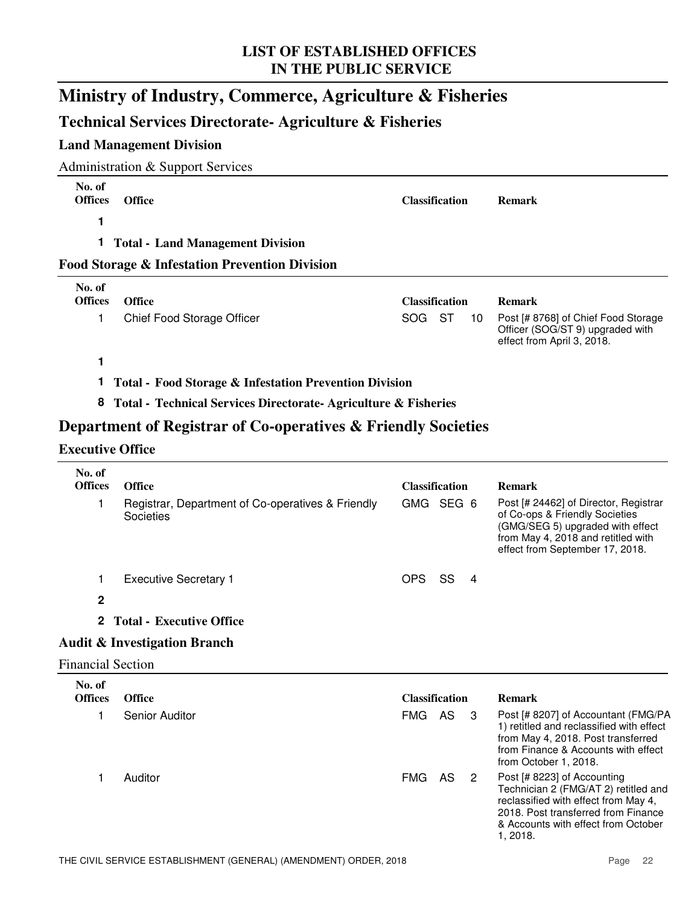# LIST OF ESTABLISHED OFFICES IN THE PUBLIC SERVICE

# Ministry of Industry, Commerce, Agriculture & Fisheries

## Technical Services Directorate- Agriculture & Fisheries

### Land Management Division

Administration & Support Services

| No. of Offices | Office | Classification | | | Remark |
|---|---|---|---|---|---|
| **1** | | | | | |
| **1** | **Total - Land Management Division** | | | | |

### Food Storage & Infestation Prevention Division

| No. of Offices | Office | Classification | | | Remark |
|---|---|---|---|---|---|
| 1 | Chief Food Storage Officer | SOG | ST | 10 | Post [# 8768] of Chief Food Storage Officer (SOG/ST 9) upgraded with effect from April 3, 2018. |
| **1** | | | | | |
| **1** | **Total - Food Storage & Infestation Prevention Division** | | | | |
| **8** | **Total - Technical Services Directorate- Agriculture & Fisheries** | | | | |

## Department of Registrar of Co-operatives & Friendly Societies

### Executive Office

| No. of Offices | Office | Classification | | | Remark |
|---|---|---|---|---|---|
| 1 | Registrar, Department of Co-operatives & Friendly Societies | GMG | SEG 6 | | Post [# 24462] of Director, Registrar of Co-ops & Friendly Societies (GMG/SEG 5) upgraded with effect from May 4, 2018 and retitled with effect from September 17, 2018. |
| 1 | Executive Secretary 1 | OPS | SS | 4 | |
| **2** | | | | | |
| **2** | **Total - Executive Office** | | | | |

### Audit & Investigation Branch

Financial Section

| No. of Offices | Office | Classification | | | Remark |
|---|---|---|---|---|---|
| 1 | Senior Auditor | FMG | AS | 3 | Post [# 8207] of Accountant (FMG/PA 1) retitled and reclassified with effect from May 4, 2018. Post transferred from Finance & Accounts with effect from October 1, 2018. |
| 1 | Auditor | FMG | AS | 2 | Post [# 8223] of Accounting Technician 2 (FMG/AT 2) retitled and reclassified with effect from May 4, 2018. Post transferred from Finance & Accounts with effect from October 1, 2018. |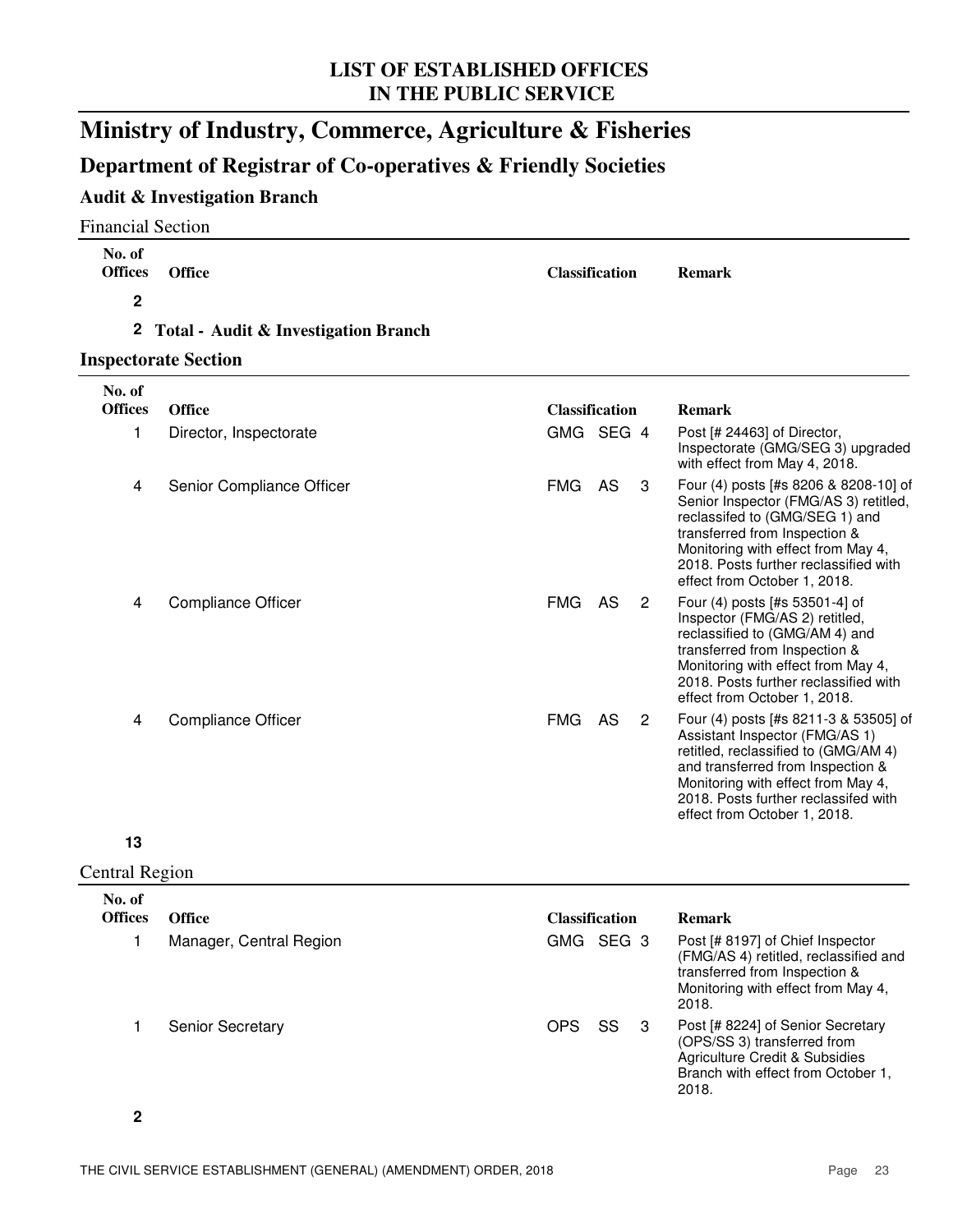# LIST OF ESTABLISHED OFFICES IN THE PUBLIC SERVICE

# Ministry of Industry, Commerce, Agriculture & Fisheries

## Department of Registrar of Co-operatives & Friendly Societies

### Audit & Investigation Branch

Financial Section

| No. of Offices | Office | Classification | Remark |
|---|---|---|---|
| **2** | | | |
| **2** | **Total - Audit & Investigation Branch** | | |

### Inspectorate Section

| No. of Offices | Office | Classification | Remark |
|---|---|---|---|
| 1 | Director, Inspectorate | GMG SEG 4 | Post [# 24463] of Director, Inspectorate (GMG/SEG 3) upgraded with effect from May 4, 2018. |
| 4 | Senior Compliance Officer | FMG AS 3 | Four (4) posts [#s 8206 & 8208-10] of Senior Inspector (FMG/AS 3) retitled, reclassifed to (GMG/SEG 1) and transferred from Inspection & Monitoring with effect from May 4, 2018. Posts further reclassified with effect from October 1, 2018. |
| 4 | Compliance Officer | FMG AS 2 | Four (4) posts [#s 53501-4] of Inspector (FMG/AS 2) retitled, reclassified to (GMG/AM 4) and transferred from Inspection & Monitoring with effect from May 4, 2018. Posts further reclassified with effect from October 1, 2018. |
| 4 | Compliance Officer | FMG AS 2 | Four (4) posts [#s 8211-3 & 53505] of Assistant Inspector (FMG/AS 1) retitled, reclassified to (GMG/AM 4) and transferred from Inspection & Monitoring with effect from May 4, 2018. Posts further reclassifed with effect from October 1, 2018. |
| **13** | | | |

Central Region

| No. of Offices | Office | Classification | Remark |
|---|---|---|---|
| 1 | Manager, Central Region | GMG SEG 3 | Post [# 8197] of Chief Inspector (FMG/AS 4) retitled, reclassified and transferred from Inspection & Monitoring with effect from May 4, 2018. |
| 1 | Senior Secretary | OPS SS 3 | Post [# 8224] of Senior Secretary (OPS/SS 3) transferred from Agriculture Credit & Subsidies Branch with effect from October 1, 2018. |
| **2** | | | |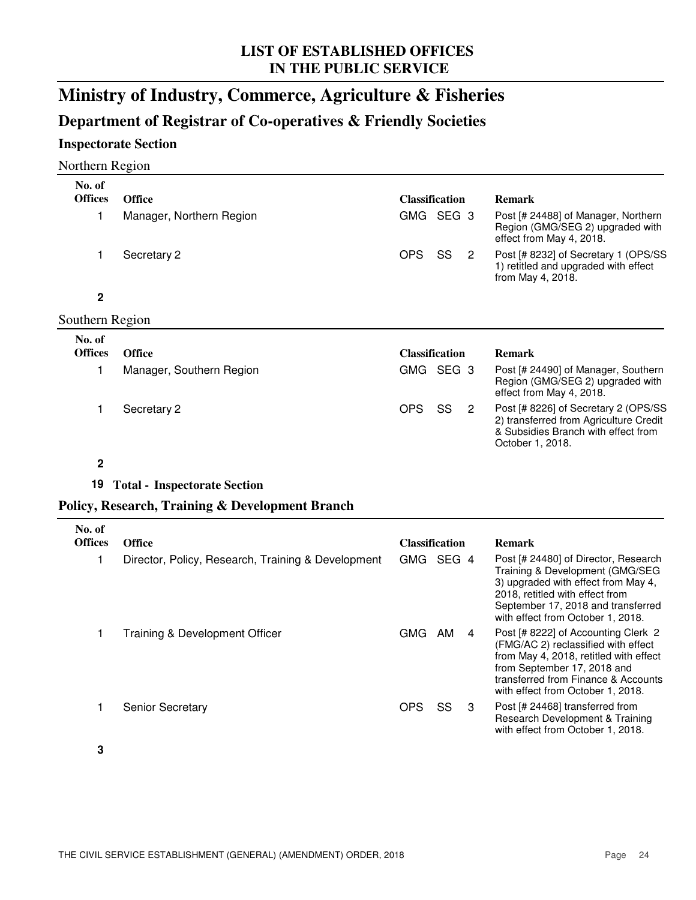# LIST OF ESTABLISHED OFFICES IN THE PUBLIC SERVICE

## Ministry of Industry, Commerce, Agriculture & Fisheries

### Department of Registrar of Co-operatives & Friendly Societies

#### Inspectorate Section

Northern Region

| No. of Offices | Office | Classification | | | Remark |
|---|---|---|---|---|---|
| 1 | Manager, Northern Region | GMG | SEG | 3 | Post [# 24488] of Manager, Northern Region (GMG/SEG 2) upgraded with effect from May 4, 2018. |
| 1 | Secretary 2 | OPS | SS | 2 | Post [# 8232] of Secretary 1 (OPS/SS 1) retitled and upgraded with effect from May 4, 2018. |
| **2** | | | | | |

Southern Region

| No. of Offices | Office | Classification | | | Remark |
|---|---|---|---|---|---|
| 1 | Manager, Southern Region | GMG | SEG | 3 | Post [# 24490] of Manager, Southern Region (GMG/SEG 2) upgraded with effect from May 4, 2018. |
| 1 | Secretary 2 | OPS | SS | 2 | Post [# 8226] of Secretary 2 (OPS/SS 2) transferred from Agriculture Credit & Subsidies Branch with effect from October 1, 2018. |
| **2** | | | | | |

**19 Total - Inspectorate Section**

#### Policy, Research, Training & Development Branch

| No. of Offices | Office | Classification | | | Remark |
|---|---|---|---|---|---|
| 1 | Director, Policy, Research, Training & Development | GMG | SEG | 4 | Post [# 24480] of Director, Research Training & Development (GMG/SEG 3) upgraded with effect from May 4, 2018, retitled with effect from September 17, 2018 and transferred with effect from October 1, 2018. |
| 1 | Training & Development Officer | GMG | AM | 4 | Post [# 8222] of Accounting Clerk 2 (FMG/AC 2) reclassified with effect from May 4, 2018, retitled with effect from September 17, 2018 and transferred from Finance & Accounts with effect from October 1, 2018. |
| 1 | Senior Secretary | OPS | SS | 3 | Post [# 24468] transferred from Research Development & Training with effect from October 1, 2018. |
| **3** | | | | | |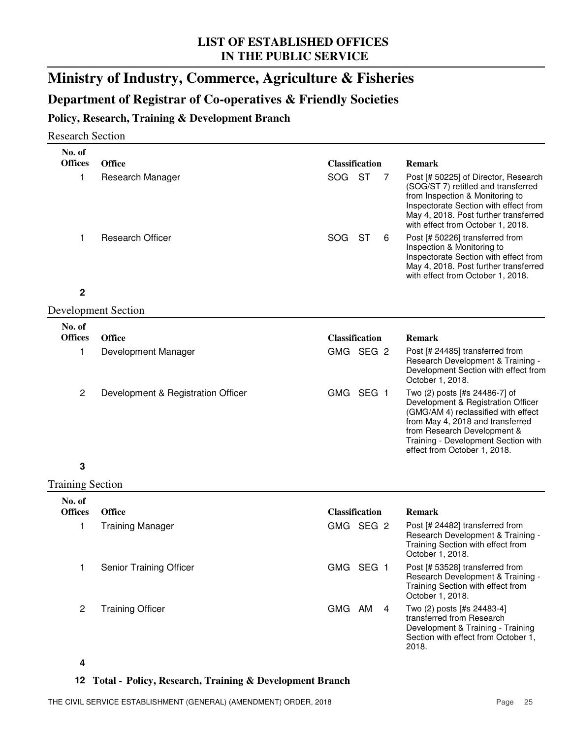# LIST OF ESTABLISHED OFFICES IN THE PUBLIC SERVICE

# Ministry of Industry, Commerce, Agriculture & Fisheries

## Department of Registrar of Co-operatives & Friendly Societies

### Policy, Research, Training & Development Branch

Research Section

| No. of Offices | Office | Classification | | | Remark |
|---|---|---|---|---|---|
| 1 | Research Manager | SOG | ST | 7 | Post [# 50225] of Director, Research (SOG/ST 7) retitled and transferred from Inspection & Monitoring to Inspectorate Section with effect from May 4, 2018. Post further transferred with effect from October 1, 2018. |
| 1 | Research Officer | SOG | ST | 6 | Post [# 50226] transferred from Inspection & Monitoring to Inspectorate Section with effect from May 4, 2018. Post further transferred with effect from October 1, 2018. |
| **2** | | | | | |

Development Section

| No. of Offices | Office | Classification | | | Remark |
|---|---|---|---|---|---|
| 1 | Development Manager | GMG | SEG | 2 | Post [# 24485] transferred from Research Development & Training - Development Section with effect from October 1, 2018. |
| 2 | Development & Registration Officer | GMG | SEG | 1 | Two (2) posts [#s 24486-7] of Development & Registration Officer (GMG/AM 4) reclassified with effect from May 4, 2018 and transferred from Research Development & Training - Development Section with effect from October 1, 2018. |
| **3** | | | | | |

Training Section

| No. of Offices | Office | Classification | | | Remark |
|---|---|---|---|---|---|
| 1 | Training Manager | GMG | SEG | 2 | Post [# 24482] transferred from Research Development & Training - Training Section with effect from October 1, 2018. |
| 1 | Senior Training Officer | GMG | SEG | 1 | Post [# 53528] transferred from Research Development & Training - Training Section with effect from October 1, 2018. |
| 2 | Training Officer | GMG | AM | 4 | Two (2) posts [#s 24483-4] transferred from Research Development & Training - Training Section with effect from October 1, 2018. |
| **4** | | | | | |

**12 Total - Policy, Research, Training & Development Branch**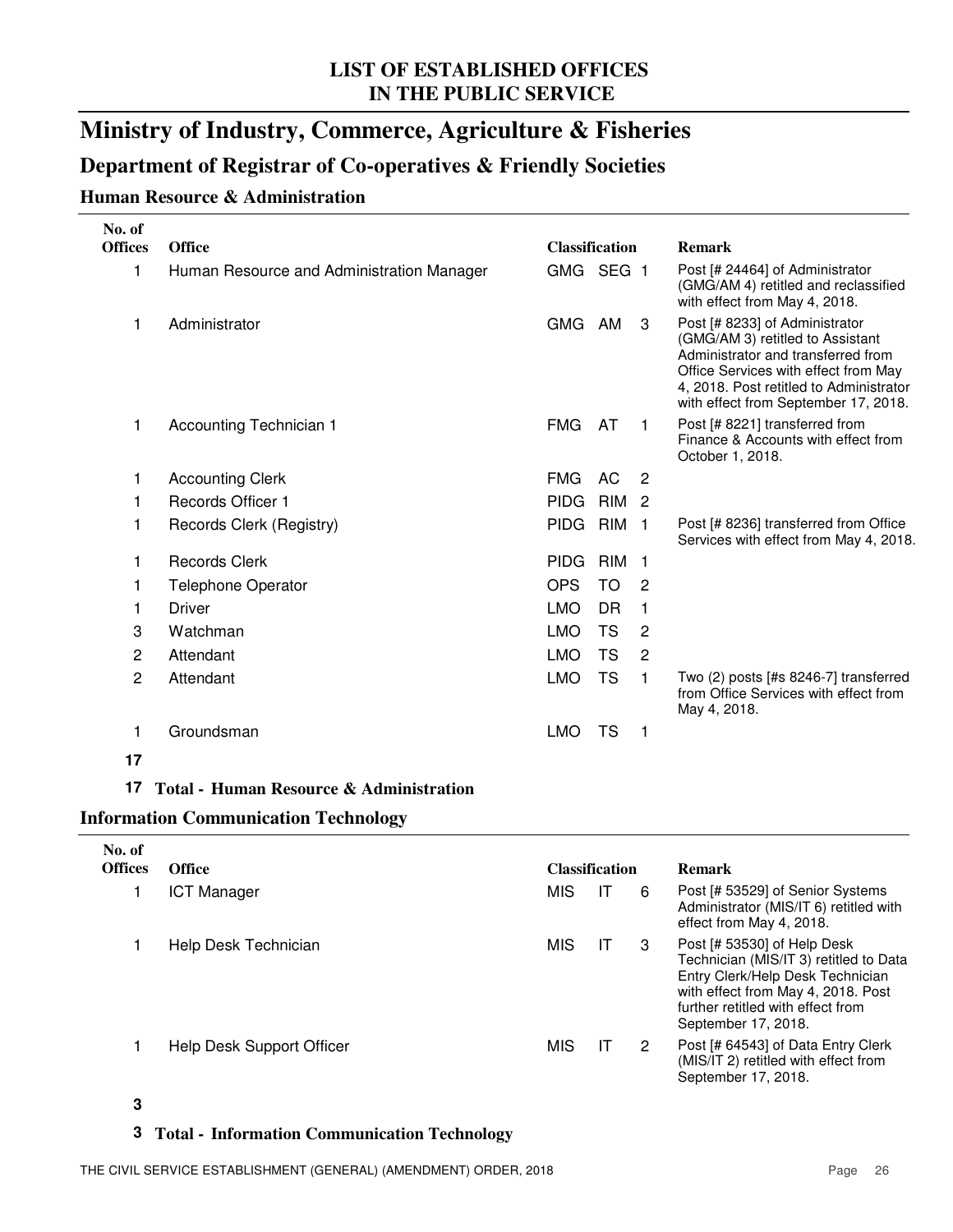**LIST OF ESTABLISHED OFFICES IN THE PUBLIC SERVICE**

# Ministry of Industry, Commerce, Agriculture & Fisheries

## Department of Registrar of Co-operatives & Friendly Societies

### Human Resource & Administration

| No. of Offices | Office | Classification | | | Remark |
|---|---|---|---|---|---|
| 1 | Human Resource and Administration Manager | GMG | SEG | 1 | Post [# 24464] of Administrator (GMG/AM 4) retitled and reclassified with effect from May 4, 2018. |
| 1 | Administrator | GMG | AM | 3 | Post [# 8233] of Administrator (GMG/AM 3) retitled to Assistant Administrator and transferred from Office Services with effect from May 4, 2018. Post retitled to Administrator with effect from September 17, 2018. |
| 1 | Accounting Technician 1 | FMG | AT | 1 | Post [# 8221] transferred from Finance & Accounts with effect from October 1, 2018. |
| 1 | Accounting Clerk | FMG | AC | 2 | |
| 1 | Records Officer 1 | PIDG | RIM | 2 | |
| 1 | Records Clerk (Registry) | PIDG | RIM | 1 | Post [# 8236] transferred from Office Services with effect from May 4, 2018. |
| 1 | Records Clerk | PIDG | RIM | 1 | |
| 1 | Telephone Operator | OPS | TO | 2 | |
| 1 | Driver | LMO | DR | 1 | |
| 3 | Watchman | LMO | TS | 2 | |
| 2 | Attendant | LMO | TS | 2 | |
| 2 | Attendant | LMO | TS | 1 | Two (2) posts [#s 8246-7] transferred from Office Services with effect from May 4, 2018. |
| 1 | Groundsman | LMO | TS | 1 | |
| **17** | | | | | |

**17 Total - Human Resource & Administration**

### Information Communication Technology

| No. of Offices | Office | Classification | | | Remark |
|---|---|---|---|---|---|
| 1 | ICT Manager | MIS | IT | 6 | Post [# 53529] of Senior Systems Administrator (MIS/IT 6) retitled with effect from May 4, 2018. |
| 1 | Help Desk Technician | MIS | IT | 3 | Post [# 53530] of Help Desk Technician (MIS/IT 3) retitled to Data Entry Clerk/Help Desk Technician with effect from May 4, 2018. Post further retitled with effect from September 17, 2018. |
| 1 | Help Desk Support Officer | MIS | IT | 2 | Post [# 64543] of Data Entry Clerk (MIS/IT 2) retitled with effect from September 17, 2018. |
| **3** | | | | | |

**3 Total - Information Communication Technology**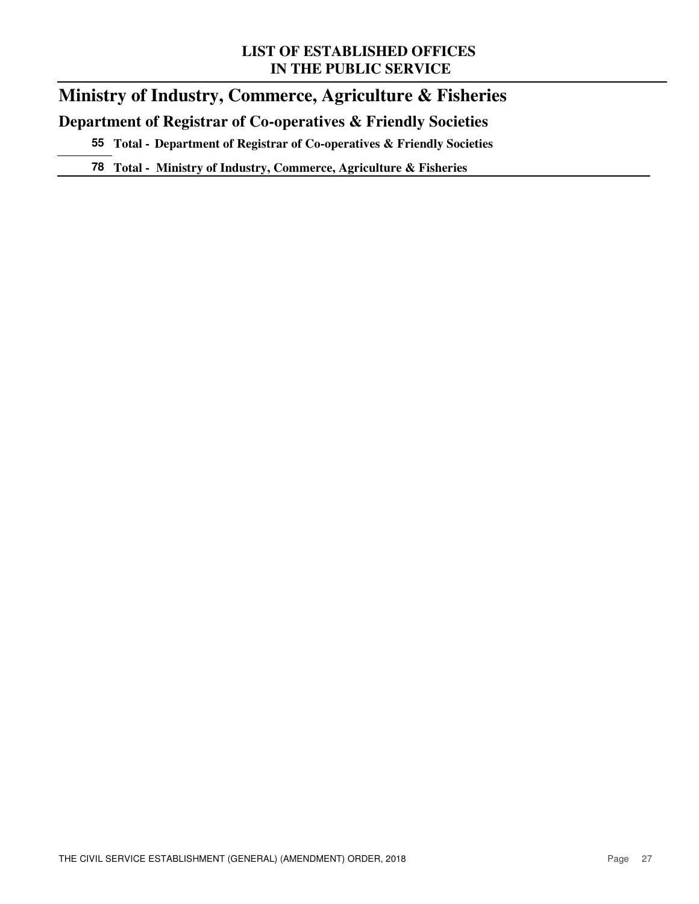# Ministry of Industry, Commerce, Agriculture & Fisheries

## Department of Registrar of Co-operatives & Friendly Societies

**55 Total - Department of Registrar of Co-operatives & Friendly Societies**

**78 Total - Ministry of Industry, Commerce, Agriculture & Fisheries**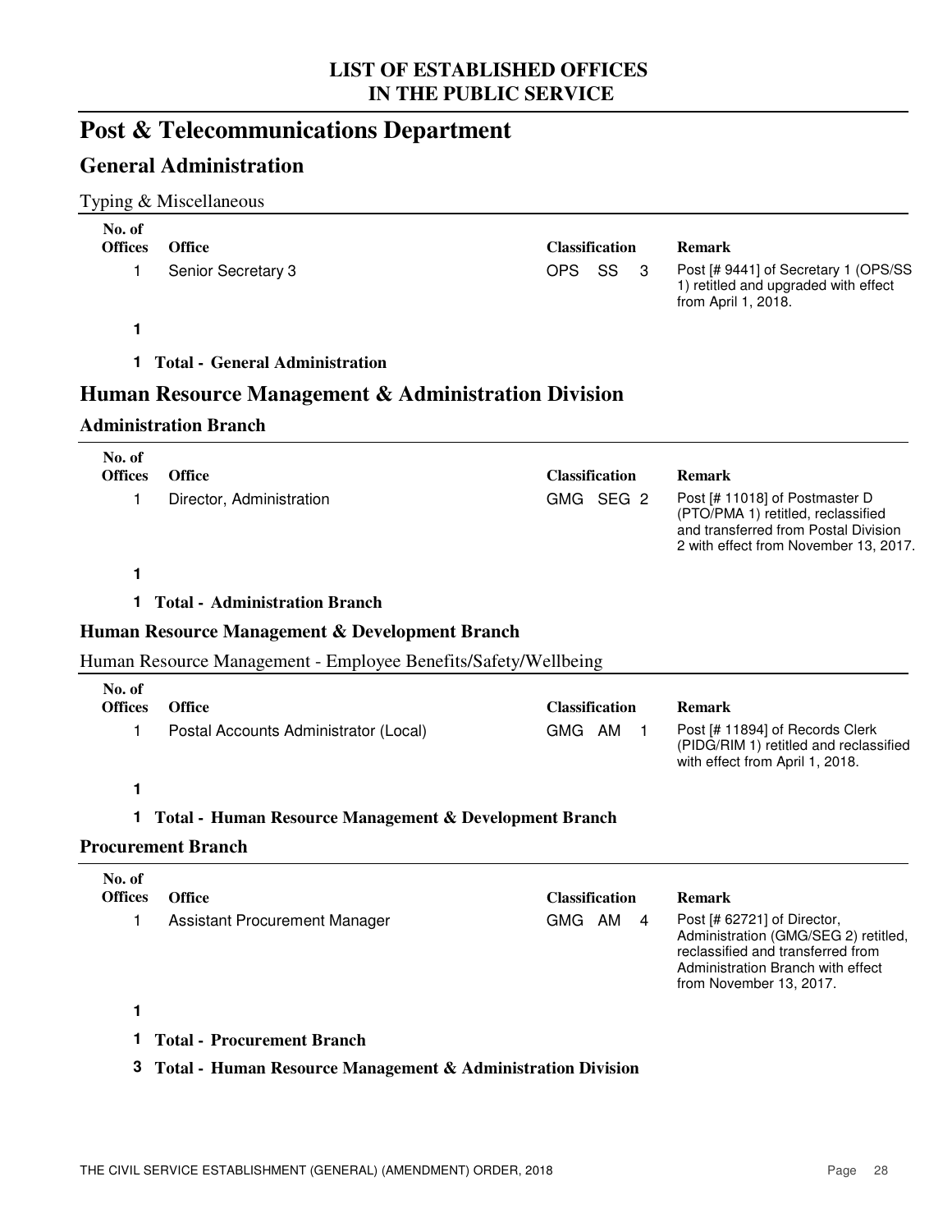# LIST OF ESTABLISHED OFFICES IN THE PUBLIC SERVICE

# Post & Telecommunications Department

## General Administration

Typing & Miscellaneous

| No. of Offices | Office | Classification | Remark |
|---|---|---|---|
| 1 | Senior Secretary 3 | OPS SS 3 | Post [# 9441] of Secretary 1 (OPS/SS 1) retitled and upgraded with effect from April 1, 2018. |
| **1** | | | |

**1 Total - General Administration**

## Human Resource Management & Administration Division

### Administration Branch

| No. of Offices | Office | Classification | Remark |
|---|---|---|---|
| 1 | Director, Administration | GMG SEG 2 | Post [# 11018] of Postmaster D (PTO/PMA 1) retitled, reclassified and transferred from Postal Division 2 with effect from November 13, 2017. |
| **1** | | | |

**1 Total - Administration Branch**

### Human Resource Management & Development Branch

Human Resource Management - Employee Benefits/Safety/Wellbeing

| No. of Offices | Office | Classification | Remark |
|---|---|---|---|
| 1 | Postal Accounts Administrator (Local) | GMG AM 1 | Post [# 11894] of Records Clerk (PIDG/RIM 1) retitled and reclassified with effect from April 1, 2018. |
| **1** | | | |

**1 Total - Human Resource Management & Development Branch**

### Procurement Branch

| No. of Offices | Office | Classification | Remark |
|---|---|---|---|
| 1 | Assistant Procurement Manager | GMG AM 4 | Post [# 62721] of Director, Administration (GMG/SEG 2) retitled, reclassified and transferred from Administration Branch with effect from November 13, 2017. |
| **1** | | | |

**1 Total - Procurement Branch**

**3 Total - Human Resource Management & Administration Division**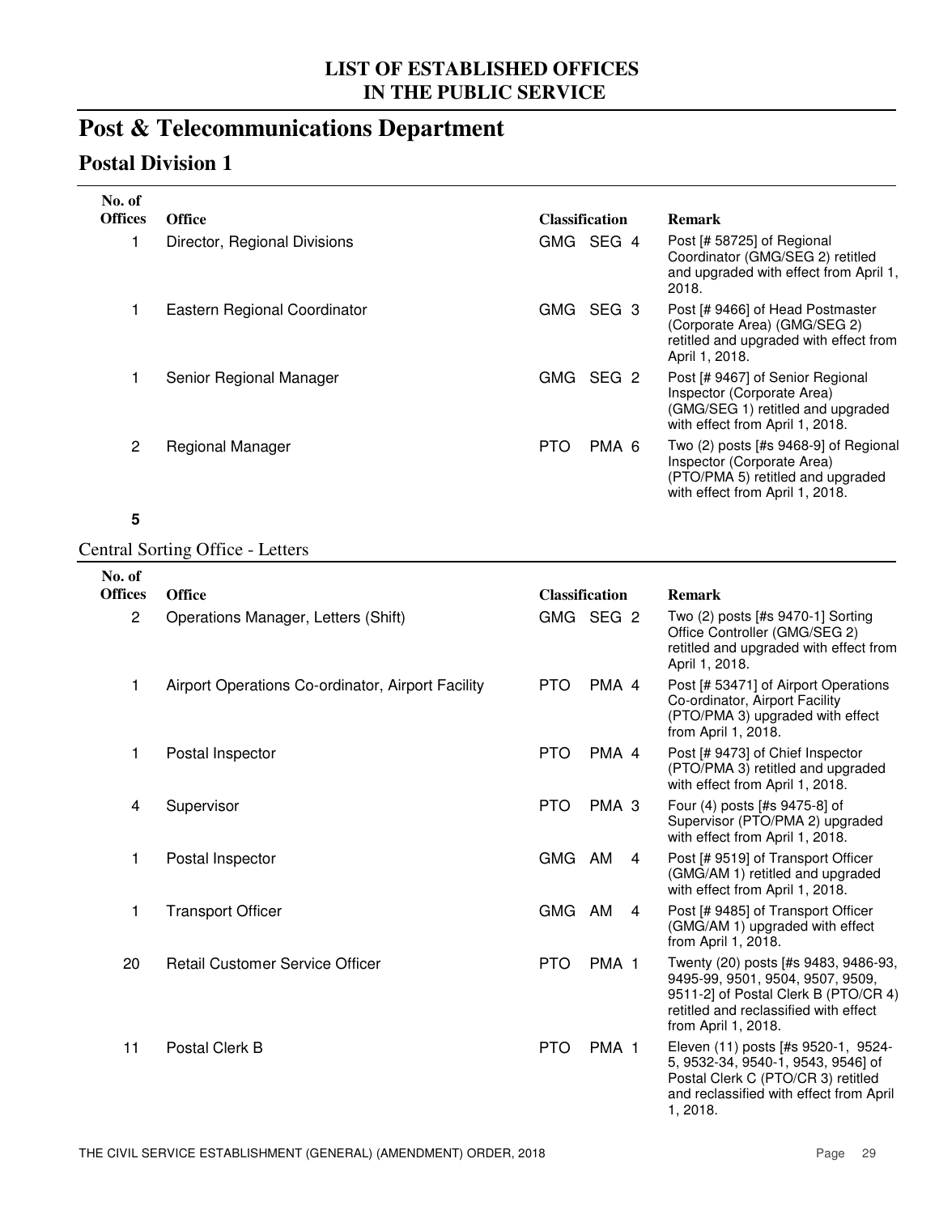## LIST OF ESTABLISHED OFFICES IN THE PUBLIC SERVICE

# Post & Telecommunications Department

## Postal Division 1

| No. of Offices | Office | Classification | Remark |
|---|---|---|---|
| 1 | Director, Regional Divisions | GMG SEG 4 | Post [# 58725] of Regional Coordinator (GMG/SEG 2) retitled and upgraded with effect from April 1, 2018. |
| 1 | Eastern Regional Coordinator | GMG SEG 3 | Post [# 9466] of Head Postmaster (Corporate Area) (GMG/SEG 2) retitled and upgraded with effect from April 1, 2018. |
| 1 | Senior Regional Manager | GMG SEG 2 | Post [# 9467] of Senior Regional Inspector (Corporate Area) (GMG/SEG 1) retitled and upgraded with effect from April 1, 2018. |
| 2 | Regional Manager | PTO PMA 6 | Two (2) posts [#s 9468-9] of Regional Inspector (Corporate Area) (PTO/PMA 5) retitled and upgraded with effect from April 1, 2018. |
| **5** | | | |

### Central Sorting Office - Letters

| No. of Offices | Office | Classification | Remark |
|---|---|---|---|
| 2 | Operations Manager, Letters (Shift) | GMG SEG 2 | Two (2) posts [#s 9470-1] Sorting Office Controller (GMG/SEG 2) retitled and upgraded with effect from April 1, 2018. |
| 1 | Airport Operations Co-ordinator, Airport Facility | PTO PMA 4 | Post [# 53471] of Airport Operations Co-ordinator, Airport Facility (PTO/PMA 3) upgraded with effect from April 1, 2018. |
| 1 | Postal Inspector | PTO PMA 4 | Post [# 9473] of Chief Inspector (PTO/PMA 3) retitled and upgraded with effect from April 1, 2018. |
| 4 | Supervisor | PTO PMA 3 | Four (4) posts [#s 9475-8] of Supervisor (PTO/PMA 2) upgraded with effect from April 1, 2018. |
| 1 | Postal Inspector | GMG AM 4 | Post [# 9519] of Transport Officer (GMG/AM 1) retitled and upgraded with effect from April 1, 2018. |
| 1 | Transport Officer | GMG AM 4 | Post [# 9485] of Transport Officer (GMG/AM 1) upgraded with effect from April 1, 2018. |
| 20 | Retail Customer Service Officer | PTO PMA 1 | Twenty (20) posts [#s 9483, 9486-93, 9495-99, 9501, 9504, 9507, 9509, 9511-2] of Postal Clerk B (PTO/CR 4) retitled and reclassified with effect from April 1, 2018. |
| 11 | Postal Clerk B | PTO PMA 1 | Eleven (11) posts [#s 9520-1, 9524-5, 9532-34, 9540-1, 9543, 9546] of Postal Clerk C (PTO/CR 3) retitled and reclassified with effect from April 1, 2018. |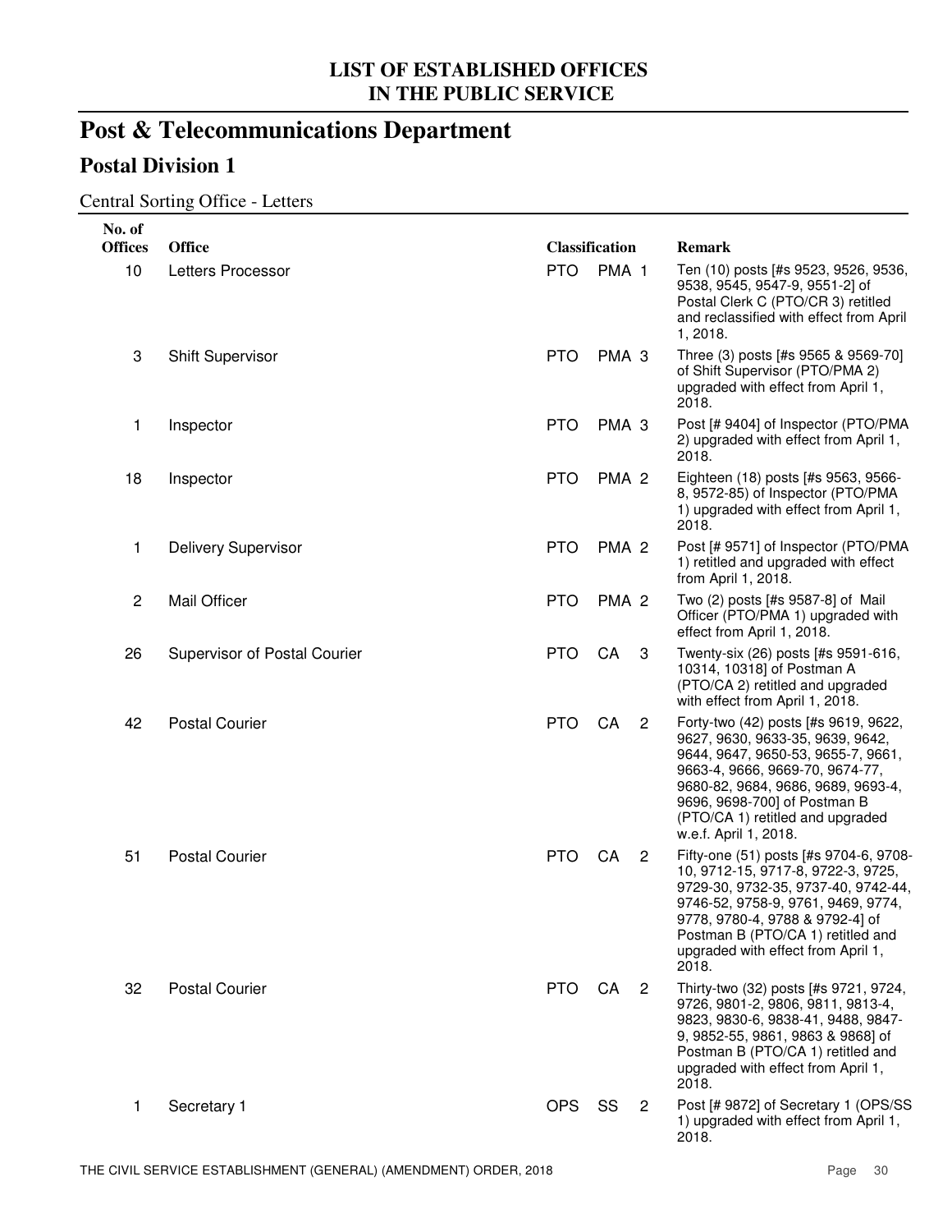**LIST OF ESTABLISHED OFFICES IN THE PUBLIC SERVICE**

# Post & Telecommunications Department

## Postal Division 1

Central Sorting Office - Letters

| No. of Offices | Office | Classification | | | Remark |
|---|---|---|---|---|---|
| 10 | Letters Processor | PTO | PMA | 1 | Ten (10) posts [#s 9523, 9526, 9536, 9538, 9545, 9547-9, 9551-2] of Postal Clerk C (PTO/CR 3) retitled and reclassified with effect from April 1, 2018. |
| 3 | Shift Supervisor | PTO | PMA | 3 | Three (3) posts [#s 9565 & 9569-70] of Shift Supervisor (PTO/PMA 2) upgraded with effect from April 1, 2018. |
| 1 | Inspector | PTO | PMA | 3 | Post [# 9404] of Inspector (PTO/PMA 2) upgraded with effect from April 1, 2018. |
| 18 | Inspector | PTO | PMA | 2 | Eighteen (18) posts [#s 9563, 9566-8, 9572-85) of Inspector (PTO/PMA 1) upgraded with effect from April 1, 2018. |
| 1 | Delivery Supervisor | PTO | PMA | 2 | Post [# 9571] of Inspector (PTO/PMA 1) retitled and upgraded with effect from April 1, 2018. |
| 2 | Mail Officer | PTO | PMA | 2 | Two (2) posts [#s 9587-8] of Mail Officer (PTO/PMA 1) upgraded with effect from April 1, 2018. |
| 26 | Supervisor of Postal Courier | PTO | CA | 3 | Twenty-six (26) posts [#s 9591-616, 10314, 10318] of Postman A (PTO/CA 2) retitled and upgraded with effect from April 1, 2018. |
| 42 | Postal Courier | PTO | CA | 2 | Forty-two (42) posts [#s 9619, 9622, 9627, 9630, 9633-35, 9639, 9642, 9644, 9647, 9650-53, 9655-7, 9661, 9663-4, 9666, 9669-70, 9674-77, 9680-82, 9684, 9686, 9689, 9693-4, 9696, 9698-700] of Postman B (PTO/CA 1) retitled and upgraded w.e.f. April 1, 2018. |
| 51 | Postal Courier | PTO | CA | 2 | Fifty-one (51) posts [#s 9704-6, 9708-10, 9712-15, 9717-8, 9722-3, 9725, 9729-30, 9732-35, 9737-40, 9742-44, 9746-52, 9758-9, 9761, 9469, 9774, 9778, 9780-4, 9788 & 9792-4] of Postman B (PTO/CA 1) retitled and upgraded with effect from April 1, 2018. |
| 32 | Postal Courier | PTO | CA | 2 | Thirty-two (32) posts [#s 9721, 9724, 9726, 9801-2, 9806, 9811, 9813-4, 9823, 9830-6, 9838-41, 9488, 9847-9, 9852-55, 9861, 9863 & 9868] of Postman B (PTO/CA 1) retitled and upgraded with effect from April 1, 2018. |
| 1 | Secretary 1 | OPS | SS | 2 | Post [# 9872] of Secretary 1 (OPS/SS 1) upgraded with effect from April 1, 2018. |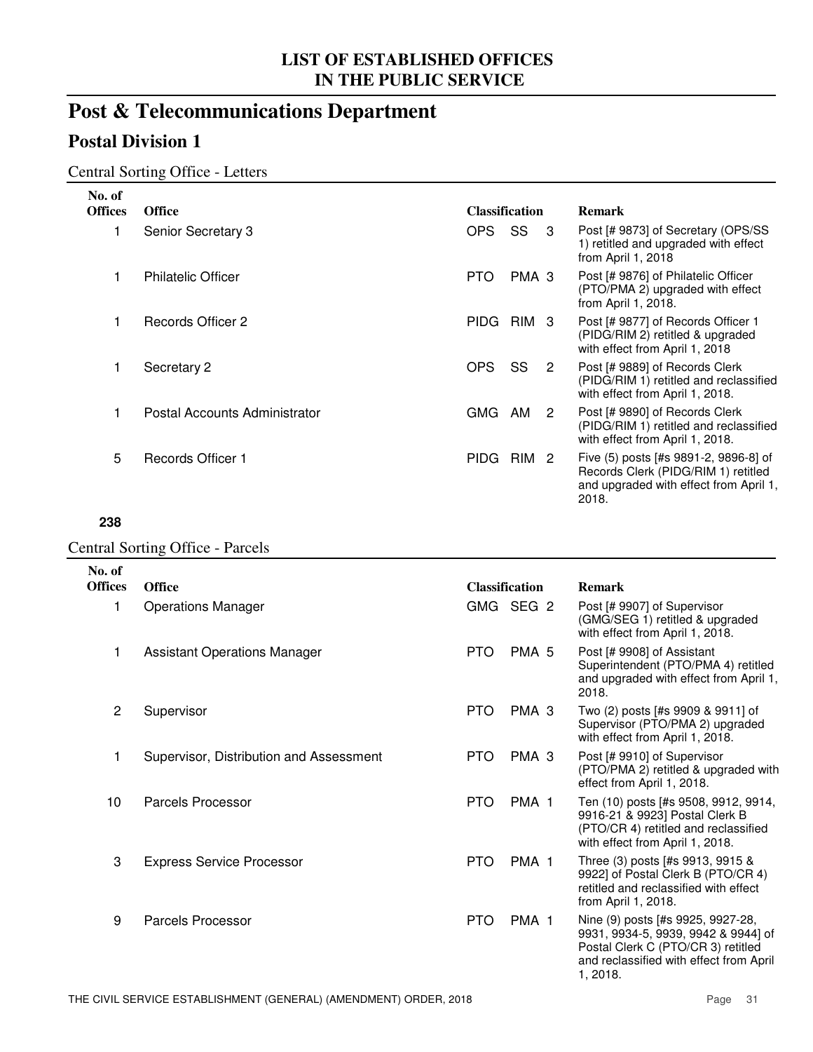# LIST OF ESTABLISHED OFFICES IN THE PUBLIC SERVICE

## Post & Telecommunications Department

### Postal Division 1

Central Sorting Office - Letters

| No. of Offices | Office | Classification | Remark |
|---|---|---|---|
| 1 | Senior Secretary 3 | OPS SS 3 | Post [# 9873] of Secretary (OPS/SS 1) retitled and upgraded with effect from April 1, 2018 |
| 1 | Philatelic Officer | PTO PMA 3 | Post [# 9876] of Philatelic Officer (PTO/PMA 2) upgraded with effect from April 1, 2018. |
| 1 | Records Officer 2 | PIDG RIM 3 | Post [# 9877] of Records Officer 1 (PIDG/RIM 2) retitled & upgraded with effect from April 1, 2018 |
| 1 | Secretary 2 | OPS SS 2 | Post [# 9889] of Records Clerk (PIDG/RIM 1) retitled and reclassified with effect from April 1, 2018. |
| 1 | Postal Accounts Administrator | GMG AM 2 | Post [# 9890] of Records Clerk (PIDG/RIM 1) retitled and reclassified with effect from April 1, 2018. |
| 5 | Records Officer 1 | PIDG RIM 2 | Five (5) posts [#s 9891-2, 9896-8] of Records Clerk (PIDG/RIM 1) retitled and upgraded with effect from April 1, 2018. |

**238**

Central Sorting Office - Parcels

| No. of Offices | Office | Classification | Remark |
|---|---|---|---|
| 1 | Operations Manager | GMG SEG 2 | Post [# 9907] of Supervisor (GMG/SEG 1) retitled & upgraded with effect from April 1, 2018. |
| 1 | Assistant Operations Manager | PTO PMA 5 | Post [# 9908] of Assistant Superintendent (PTO/PMA 4) retitled and upgraded with effect from April 1, 2018. |
| 2 | Supervisor | PTO PMA 3 | Two (2) posts [#s 9909 & 9911] of Supervisor (PTO/PMA 2) upgraded with effect from April 1, 2018. |
| 1 | Supervisor, Distribution and Assessment | PTO PMA 3 | Post [# 9910] of Supervisor (PTO/PMA 2) retitled & upgraded with effect from April 1, 2018. |
| 10 | Parcels Processor | PTO PMA 1 | Ten (10) posts [#s 9508, 9912, 9914, 9916-21 & 9923] Postal Clerk B (PTO/CR 4) retitled and reclassified with effect from April 1, 2018. |
| 3 | Express Service Processor | PTO PMA 1 | Three (3) posts [#s 9913, 9915 & 9922] of Postal Clerk B (PTO/CR 4) retitled and reclassified with effect from April 1, 2018. |
| 9 | Parcels Processor | PTO PMA 1 | Nine (9) posts [#s 9925, 9927-28, 9931, 9934-5, 9939, 9942 & 9944] of Postal Clerk C (PTO/CR 3) retitled and reclassified with effect from April 1, 2018. |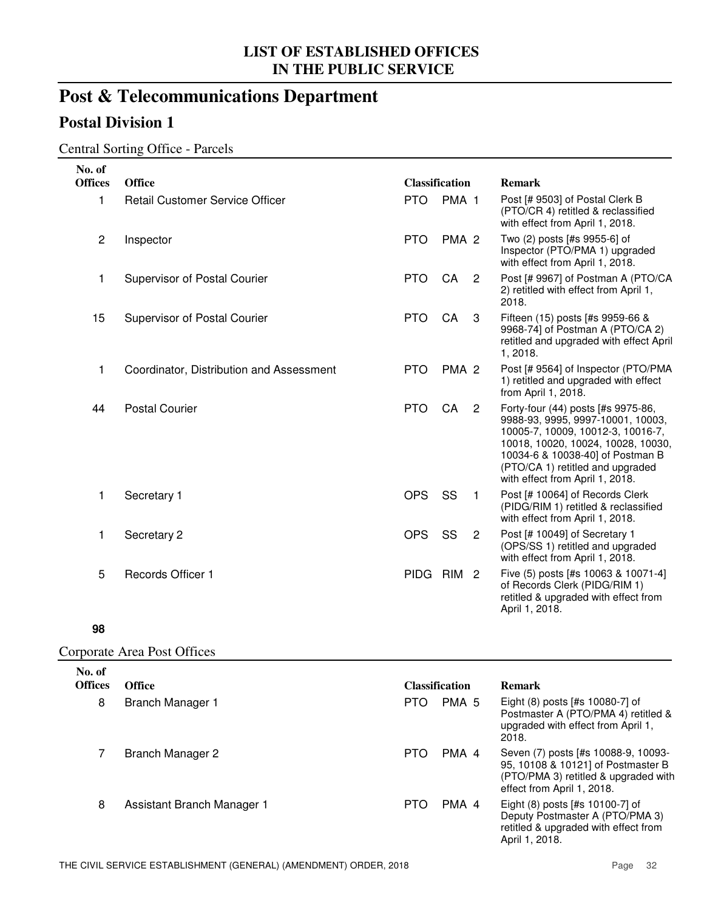# LIST OF ESTABLISHED OFFICES IN THE PUBLIC SERVICE

# Post & Telecommunications Department

## Postal Division 1

### Central Sorting Office - Parcels

| No. of Offices | Office | Classification | | | Remark |
|---|---|---|---|---|---|
| 1 | Retail Customer Service Officer | PTO | PMA | 1 | Post [# 9503] of Postal Clerk B (PTO/CR 4) retitled & reclassified with effect from April 1, 2018. |
| 2 | Inspector | PTO | PMA | 2 | Two (2) posts [#s 9955-6] of Inspector (PTO/PMA 1) upgraded with effect from April 1, 2018. |
| 1 | Supervisor of Postal Courier | PTO | CA | 2 | Post [# 9967] of Postman A (PTO/CA 2) retitled with effect from April 1, 2018. |
| 15 | Supervisor of Postal Courier | PTO | CA | 3 | Fifteen (15) posts [#s 9959-66 & 9968-74] of Postman A (PTO/CA 2) retitled and upgraded with effect April 1, 2018. |
| 1 | Coordinator, Distribution and Assessment | PTO | PMA | 2 | Post [# 9564] of Inspector (PTO/PMA 1) retitled and upgraded with effect from April 1, 2018. |
| 44 | Postal Courier | PTO | CA | 2 | Forty-four (44) posts [#s 9975-86, 9988-93, 9995, 9997-10001, 10003, 10005-7, 10009, 10012-3, 10016-7, 10018, 10020, 10024, 10028, 10030, 10034-6 & 10038-40] of Postman B (PTO/CA 1) retitled and upgraded with effect from April 1, 2018. |
| 1 | Secretary 1 | OPS | SS | 1 | Post [# 10064] of Records Clerk (PIDG/RIM 1) retitled & reclassified with effect from April 1, 2018. |
| 1 | Secretary 2 | OPS | SS | 2 | Post [# 10049] of Secretary 1 (OPS/SS 1) retitled and upgraded with effect from April 1, 2018. |
| 5 | Records Officer 1 | PIDG | RIM | 2 | Five (5) posts [#s 10063 & 10071-4] of Records Clerk (PIDG/RIM 1) retitled & upgraded with effect from April 1, 2018. |
| **98** | | | | | |

### Corporate Area Post Offices

| No. of Offices | Office | Classification | | | Remark |
|---|---|---|---|---|---|
| 8 | Branch Manager 1 | PTO | PMA | 5 | Eight (8) posts [#s 10080-7] of Postmaster A (PTO/PMA 4) retitled & upgraded with effect from April 1, 2018. |
| 7 | Branch Manager 2 | PTO | PMA | 4 | Seven (7) posts [#s 10088-9, 10093-95, 10108 & 10121] of Postmaster B (PTO/PMA 3) retitled & upgraded with effect from April 1, 2018. |
| 8 | Assistant Branch Manager 1 | PTO | PMA | 4 | Eight (8) posts [#s 10100-7] of Deputy Postmaster A (PTO/PMA 3) retitled & upgraded with effect from April 1, 2018. |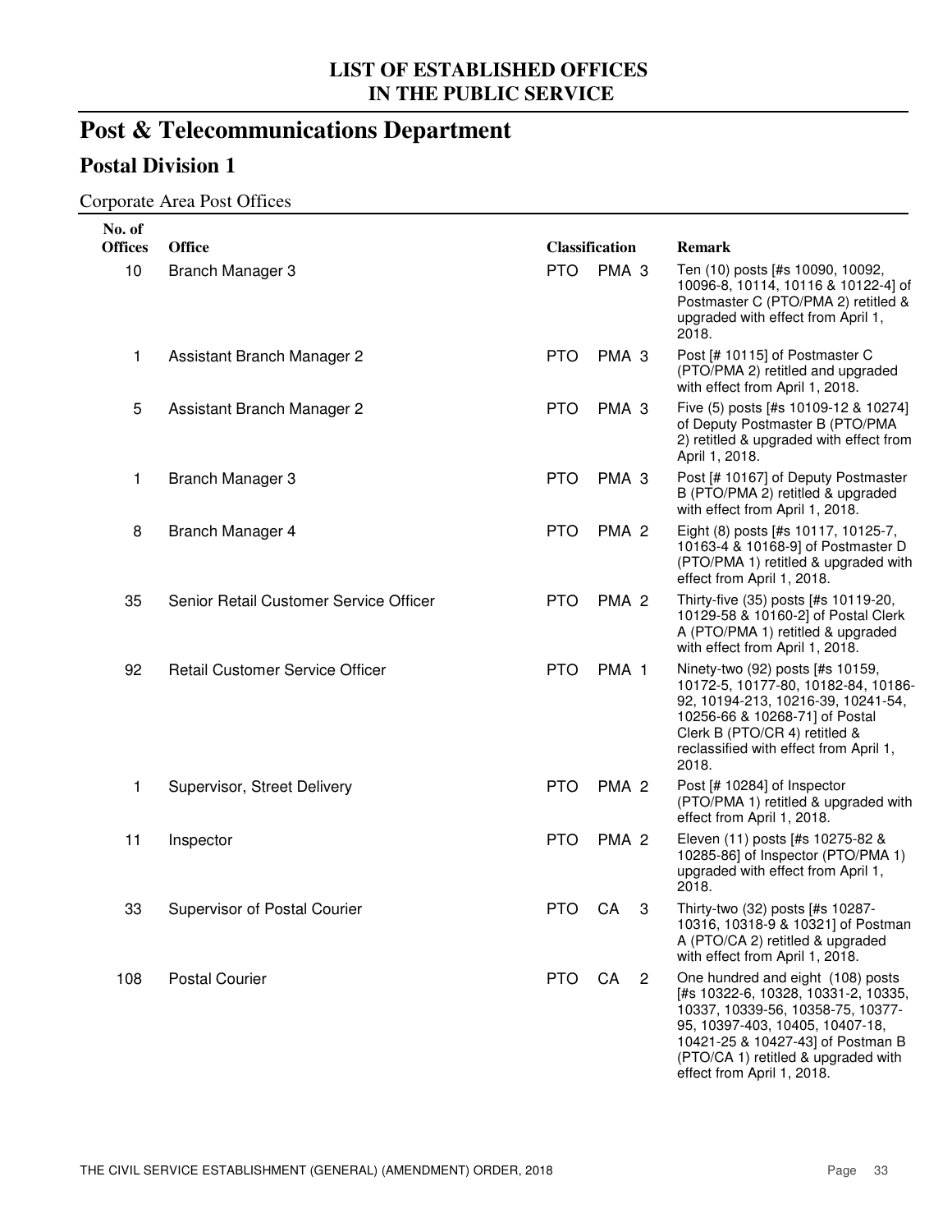## LIST OF ESTABLISHED OFFICES IN THE PUBLIC SERVICE

# Post & Telecommunications Department

## Postal Division 1

### Corporate Area Post Offices

| No. of Offices | Office | Classification | Remark |
|---|---|---|---|
| 10 | Branch Manager 3 | PTO PMA 3 | Ten (10) posts [#s 10090, 10092, 10096-8, 10114, 10116 & 10122-4] of Postmaster C (PTO/PMA 2) retitled & upgraded with effect from April 1, 2018. |
| 1 | Assistant Branch Manager 2 | PTO PMA 3 | Post [# 10115] of Postmaster C (PTO/PMA 2) retitled and upgraded with effect from April 1, 2018. |
| 5 | Assistant Branch Manager 2 | PTO PMA 3 | Five (5) posts [#s 10109-12 & 10274] of Deputy Postmaster B (PTO/PMA 2) retitled & upgraded with effect from April 1, 2018. |
| 1 | Branch Manager 3 | PTO PMA 3 | Post [# 10167] of Deputy Postmaster B (PTO/PMA 2) retitled & upgraded with effect from April 1, 2018. |
| 8 | Branch Manager 4 | PTO PMA 2 | Eight (8) posts [#s 10117, 10125-7, 10163-4 & 10168-9] of Postmaster D (PTO/PMA 1) retitled & upgraded with effect from April 1, 2018. |
| 35 | Senior Retail Customer Service Officer | PTO PMA 2 | Thirty-five (35) posts [#s 10119-20, 10129-58 & 10160-2] of Postal Clerk A (PTO/PMA 1) retitled & upgraded with effect from April 1, 2018. |
| 92 | Retail Customer Service Officer | PTO PMA 1 | Ninety-two (92) posts [#s 10159, 10172-5, 10177-80, 10182-84, 10186-92, 10194-213, 10216-39, 10241-54, 10256-66 & 10268-71] of Postal Clerk B (PTO/CR 4) retitled & reclassified with effect from April 1, 2018. |
| 1 | Supervisor, Street Delivery | PTO PMA 2 | Post [# 10284] of Inspector (PTO/PMA 1) retitled & upgraded with effect from April 1, 2018. |
| 11 | Inspector | PTO PMA 2 | Eleven (11) posts [#s 10275-82 & 10285-86] of Inspector (PTO/PMA 1) upgraded with effect from April 1, 2018. |
| 33 | Supervisor of Postal Courier | PTO CA 3 | Thirty-two (32) posts [#s 10287-10316, 10318-9 & 10321] of Postman A (PTO/CA 2) retitled & upgraded with effect from April 1, 2018. |
| 108 | Postal Courier | PTO CA 2 | One hundred and eight (108) posts [#s 10322-6, 10328, 10331-2, 10335, 10337, 10339-56, 10358-75, 10377-95, 10397-403, 10405, 10407-18, 10421-25 & 10427-43] of Postman B (PTO/CA 1) retitled & upgraded with effect from April 1, 2018. |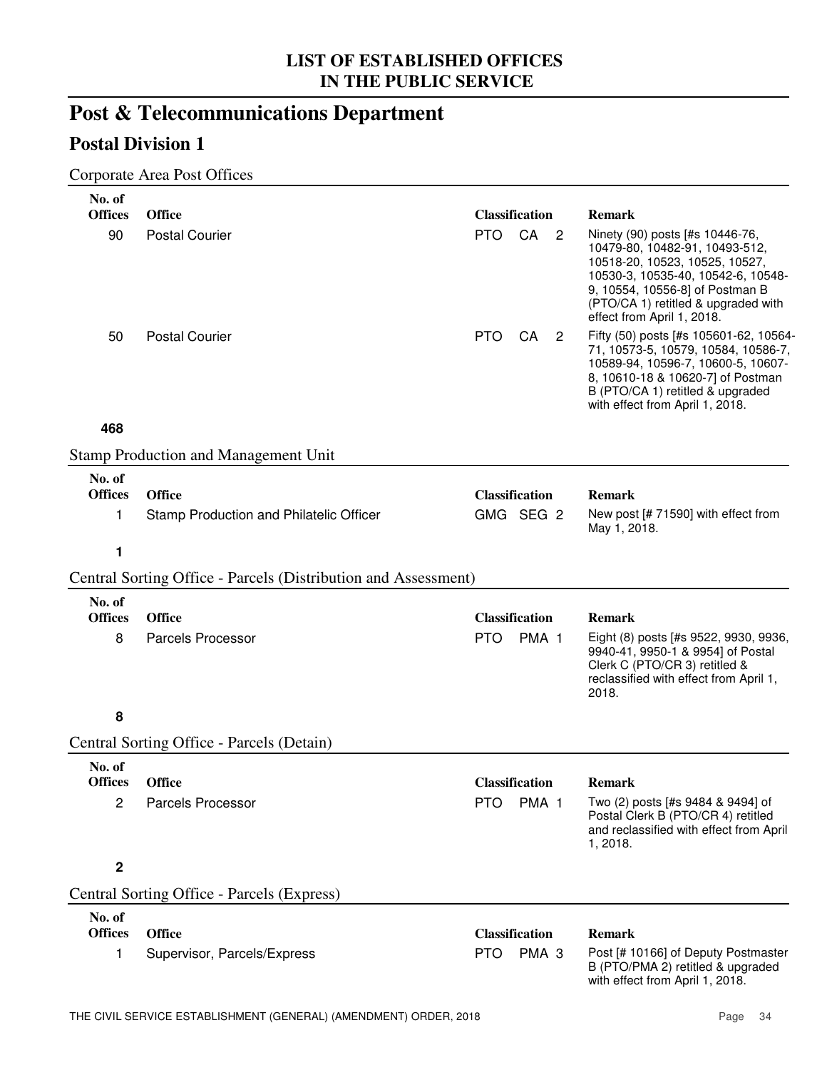# LIST OF ESTABLISHED OFFICES IN THE PUBLIC SERVICE

## Post & Telecommunications Department

### Postal Division 1

Corporate Area Post Offices

| No. of Offices | Office | Classification | Remark |
|---|---|---|---|
| 90 | Postal Courier | PTO CA 2 | Ninety (90) posts [#s 10446-76, 10479-80, 10482-91, 10493-512, 10518-20, 10523, 10525, 10527, 10530-3, 10535-40, 10542-6, 10548-9, 10554, 10556-8] of Postman B (PTO/CA 1) retitled & upgraded with effect from April 1, 2018. |
| 50 | Postal Courier | PTO CA 2 | Fifty (50) posts [#s 105601-62, 10564-71, 10573-5, 10579, 10584, 10586-7, 10589-94, 10596-7, 10600-5, 10607-8, 10610-18 & 10620-7] of Postman B (PTO/CA 1) retitled & upgraded with effect from April 1, 2018. |
| **468** | | | |

Stamp Production and Management Unit

| No. of Offices | Office | Classification | Remark |
|---|---|---|---|
| 1 | Stamp Production and Philatelic Officer | GMG SEG 2 | New post [# 71590] with effect from May 1, 2018. |
| **1** | | | |

Central Sorting Office - Parcels (Distribution and Assessment)

| No. of Offices | Office | Classification | Remark |
|---|---|---|---|
| 8 | Parcels Processor | PTO PMA 1 | Eight (8) posts [#s 9522, 9930, 9936, 9940-41, 9950-1 & 9954] of Postal Clerk C (PTO/CR 3) retitled & reclassified with effect from April 1, 2018. |
| **8** | | | |

Central Sorting Office - Parcels (Detain)

| No. of Offices | Office | Classification | Remark |
|---|---|---|---|
| 2 | Parcels Processor | PTO PMA 1 | Two (2) posts [#s 9484 & 9494] of Postal Clerk B (PTO/CR 4) retitled and reclassified with effect from April 1, 2018. |
| **2** | | | |

Central Sorting Office - Parcels (Express)

| No. of Offices | Office | Classification | Remark |
|---|---|---|---|
| 1 | Supervisor, Parcels/Express | PTO PMA 3 | Post [# 10166] of Deputy Postmaster B (PTO/PMA 2) retitled & upgraded with effect from April 1, 2018. |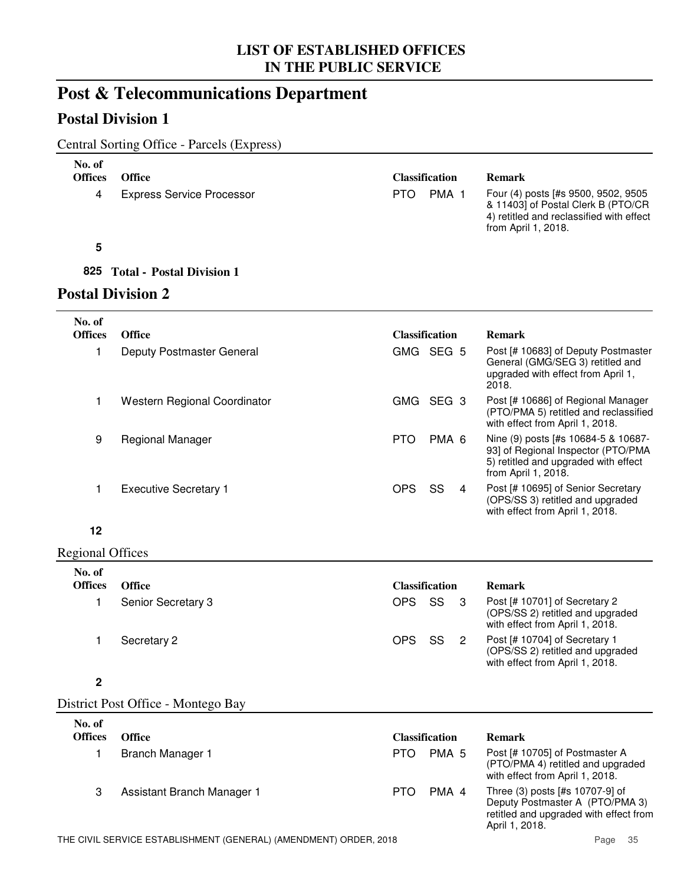# LIST OF ESTABLISHED OFFICES IN THE PUBLIC SERVICE

## Post & Telecommunications Department

### Postal Division 1

Central Sorting Office - Parcels (Express)

| No. of Offices | Office | Classification | | Remark |
|---|---|---|---|---|
| 4 | Express Service Processor | PTO | PMA 1 | Four (4) posts [#s 9500, 9502, 9505 & 11403] of Postal Clerk B (PTO/CR 4) retitled and reclassified with effect from April 1, 2018. |
| **5** | | | | |

**825 Total - Postal Division 1**

### Postal Division 2

| No. of Offices | Office | Classification | | Remark |
|---|---|---|---|---|
| 1 | Deputy Postmaster General | GMG | SEG 5 | Post [# 10683] of Deputy Postmaster General (GMG/SEG 3) retitled and upgraded with effect from April 1, 2018. |
| 1 | Western Regional Coordinator | GMG | SEG 3 | Post [# 10686] of Regional Manager (PTO/PMA 5) retitled and reclassified with effect from April 1, 2018. |
| 9 | Regional Manager | PTO | PMA 6 | Nine (9) posts [#s 10684-5 & 10687-93] of Regional Inspector (PTO/PMA 5) retitled and upgraded with effect from April 1, 2018. |
| 1 | Executive Secretary 1 | OPS | SS 4 | Post [# 10695] of Senior Secretary (OPS/SS 3) retitled and upgraded with effect from April 1, 2018. |
| **12** | | | | |

Regional Offices

| No. of Offices | Office | Classification | | Remark |
|---|---|---|---|---|
| 1 | Senior Secretary 3 | OPS | SS 3 | Post [# 10701] of Secretary 2 (OPS/SS 2) retitled and upgraded with effect from April 1, 2018. |
| 1 | Secretary 2 | OPS | SS 2 | Post [# 10704] of Secretary 1 (OPS/SS 2) retitled and upgraded with effect from April 1, 2018. |
| **2** | | | | |

District Post Office - Montego Bay

| No. of Offices | Office | Classification | | Remark |
|---|---|---|---|---|
| 1 | Branch Manager 1 | PTO | PMA 5 | Post [# 10705] of Postmaster A (PTO/PMA 4) retitled and upgraded with effect from April 1, 2018. |
| 3 | Assistant Branch Manager 1 | PTO | PMA 4 | Three (3) posts [#s 10707-9] of Deputy Postmaster A (PTO/PMA 3) retitled and upgraded with effect from April 1, 2018. |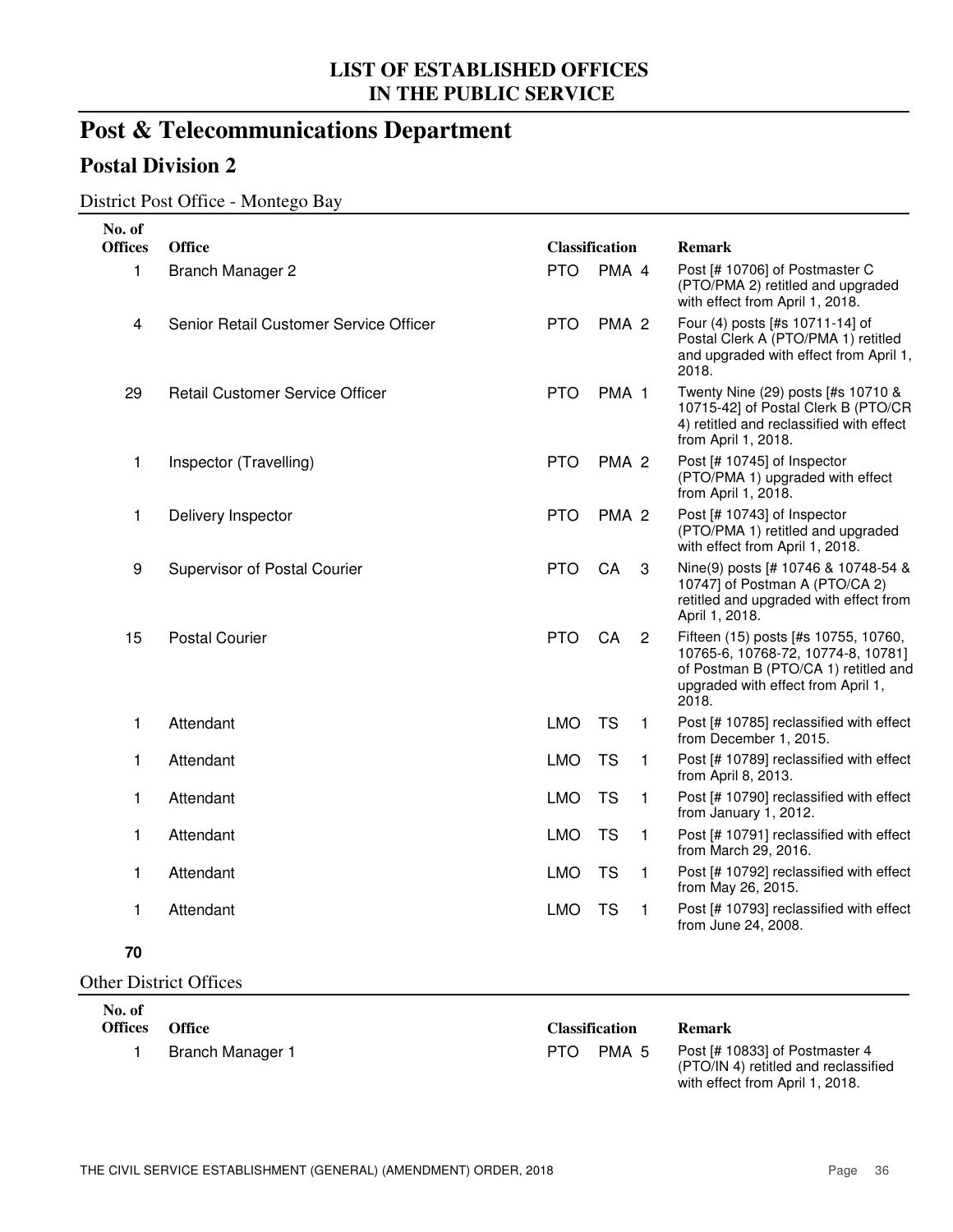## LIST OF ESTABLISHED OFFICES IN THE PUBLIC SERVICE

# Post & Telecommunications Department

## Postal Division 2

### District Post Office - Montego Bay

| No. of Offices | Office | Classification | | | Remark |
|---|---|---|---|---|---|
| 1 | Branch Manager 2 | PTO | PMA | 4 | Post [# 10706] of Postmaster C (PTO/PMA 2) retitled and upgraded with effect from April 1, 2018. |
| 4 | Senior Retail Customer Service Officer | PTO | PMA | 2 | Four (4) posts [#s 10711-14] of Postal Clerk A (PTO/PMA 1) retitled and upgraded with effect from April 1, 2018. |
| 29 | Retail Customer Service Officer | PTO | PMA | 1 | Twenty Nine (29) posts [#s 10710 & 10715-42] of Postal Clerk B (PTO/CR 4) retitled and reclassified with effect from April 1, 2018. |
| 1 | Inspector (Travelling) | PTO | PMA | 2 | Post [# 10745] of Inspector (PTO/PMA 1) upgraded with effect from April 1, 2018. |
| 1 | Delivery Inspector | PTO | PMA | 2 | Post [# 10743] of Inspector (PTO/PMA 1) retitled and upgraded with effect from April 1, 2018. |
| 9 | Supervisor of Postal Courier | PTO | CA | 3 | Nine(9) posts [# 10746 & 10748-54 & 10747] of Postman A (PTO/CA 2) retitled and upgraded with effect from April 1, 2018. |
| 15 | Postal Courier | PTO | CA | 2 | Fifteen (15) posts [#s 10755, 10760, 10765-6, 10768-72, 10774-8, 10781] of Postman B (PTO/CA 1) retitled and upgraded with effect from April 1, 2018. |
| 1 | Attendant | LMO | TS | 1 | Post [# 10785] reclassified with effect from December 1, 2015. |
| 1 | Attendant | LMO | TS | 1 | Post [# 10789] reclassified with effect from April 8, 2013. |
| 1 | Attendant | LMO | TS | 1 | Post [# 10790] reclassified with effect from January 1, 2012. |
| 1 | Attendant | LMO | TS | 1 | Post [# 10791] reclassified with effect from March 29, 2016. |
| 1 | Attendant | LMO | TS | 1 | Post [# 10792] reclassified with effect from May 26, 2015. |
| 1 | Attendant | LMO | TS | 1 | Post [# 10793] reclassified with effect from June 24, 2008. |

**70**

### Other District Offices

| No. of Offices | Office | Classification | | | Remark |
|---|---|---|---|---|---|
| 1 | Branch Manager 1 | PTO | PMA | 5 | Post [# 10833] of Postmaster 4 (PTO/IN 4) retitled and reclassified with effect from April 1, 2018. |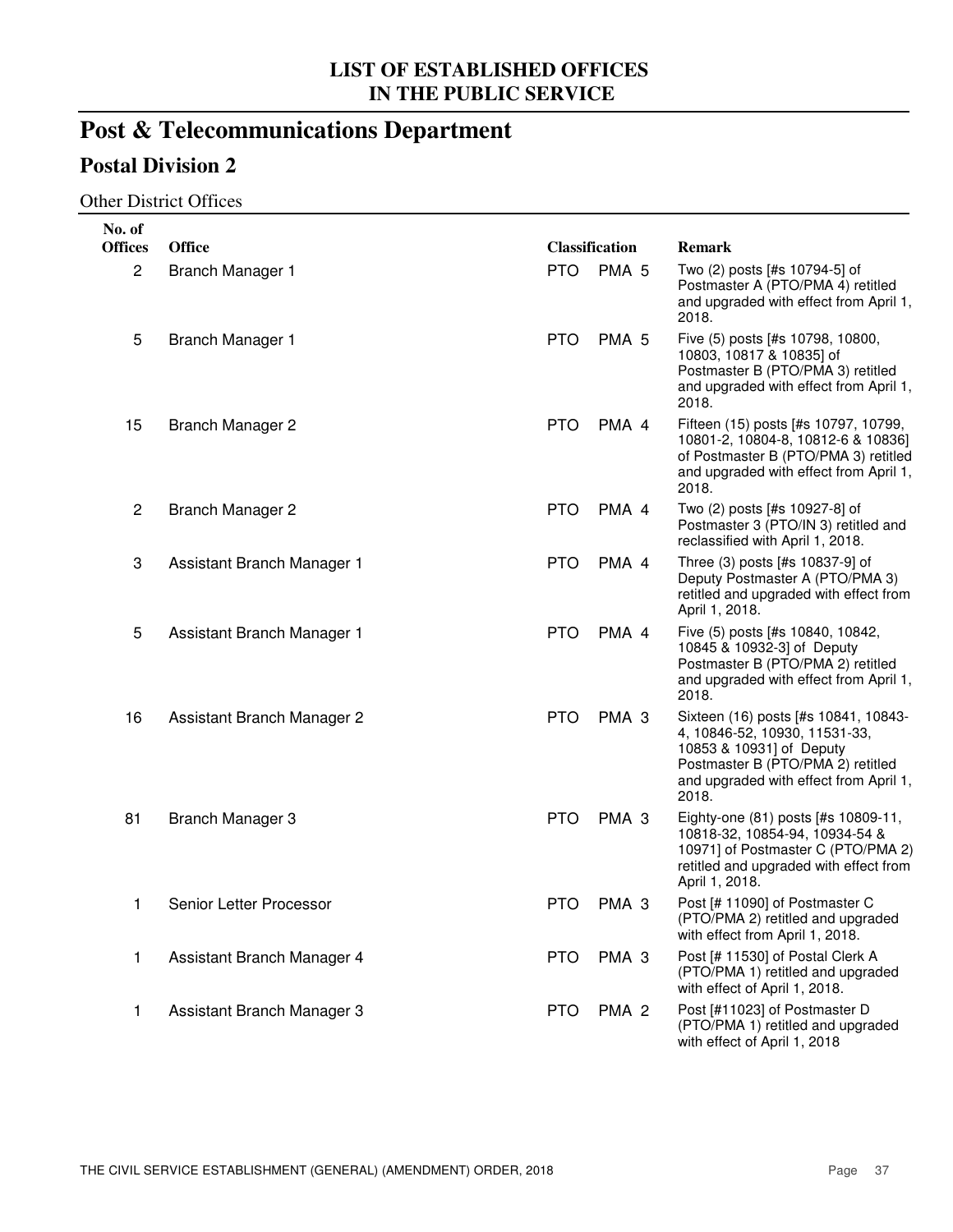# LIST OF ESTABLISHED OFFICES IN THE PUBLIC SERVICE

# Post & Telecommunications Department

## Postal Division 2

### Other District Offices

| No. of Offices | Office | Classification | | Remark |
|---|---|---|---|---|
| 2 | Branch Manager 1 | PTO | PMA 5 | Two (2) posts [#s 10794-5] of Postmaster A (PTO/PMA 4) retitled and upgraded with effect from April 1, 2018. |
| 5 | Branch Manager 1 | PTO | PMA 5 | Five (5) posts [#s 10798, 10800, 10803, 10817 & 10835] of Postmaster B (PTO/PMA 3) retitled and upgraded with effect from April 1, 2018. |
| 15 | Branch Manager 2 | PTO | PMA 4 | Fifteen (15) posts [#s 10797, 10799, 10801-2, 10804-8, 10812-6 & 10836] of Postmaster B (PTO/PMA 3) retitled and upgraded with effect from April 1, 2018. |
| 2 | Branch Manager 2 | PTO | PMA 4 | Two (2) posts [#s 10927-8] of Postmaster 3 (PTO/IN 3) retitled and reclassified with April 1, 2018. |
| 3 | Assistant Branch Manager 1 | PTO | PMA 4 | Three (3) posts [#s 10837-9] of Deputy Postmaster A (PTO/PMA 3) retitled and upgraded with effect from April 1, 2018. |
| 5 | Assistant Branch Manager 1 | PTO | PMA 4 | Five (5) posts [#s 10840, 10842, 10845 & 10932-3] of Deputy Postmaster B (PTO/PMA 2) retitled and upgraded with effect from April 1, 2018. |
| 16 | Assistant Branch Manager 2 | PTO | PMA 3 | Sixteen (16) posts [#s 10841, 10843-4, 10846-52, 10930, 11531-33, 10853 & 10931] of Deputy Postmaster B (PTO/PMA 2) retitled and upgraded with effect from April 1, 2018. |
| 81 | Branch Manager 3 | PTO | PMA 3 | Eighty-one (81) posts [#s 10809-11, 10818-32, 10854-94, 10934-54 & 10971] of Postmaster C (PTO/PMA 2) retitled and upgraded with effect from April 1, 2018. |
| 1 | Senior Letter Processor | PTO | PMA 3 | Post [# 11090] of Postmaster C (PTO/PMA 2) retitled and upgraded with effect from April 1, 2018. |
| 1 | Assistant Branch Manager 4 | PTO | PMA 3 | Post [# 11530] of Postal Clerk A (PTO/PMA 1) retitled and upgraded with effect of April 1, 2018. |
| 1 | Assistant Branch Manager 3 | PTO | PMA 2 | Post [#11023] of Postmaster D (PTO/PMA 1) retitled and upgraded with effect of April 1, 2018 |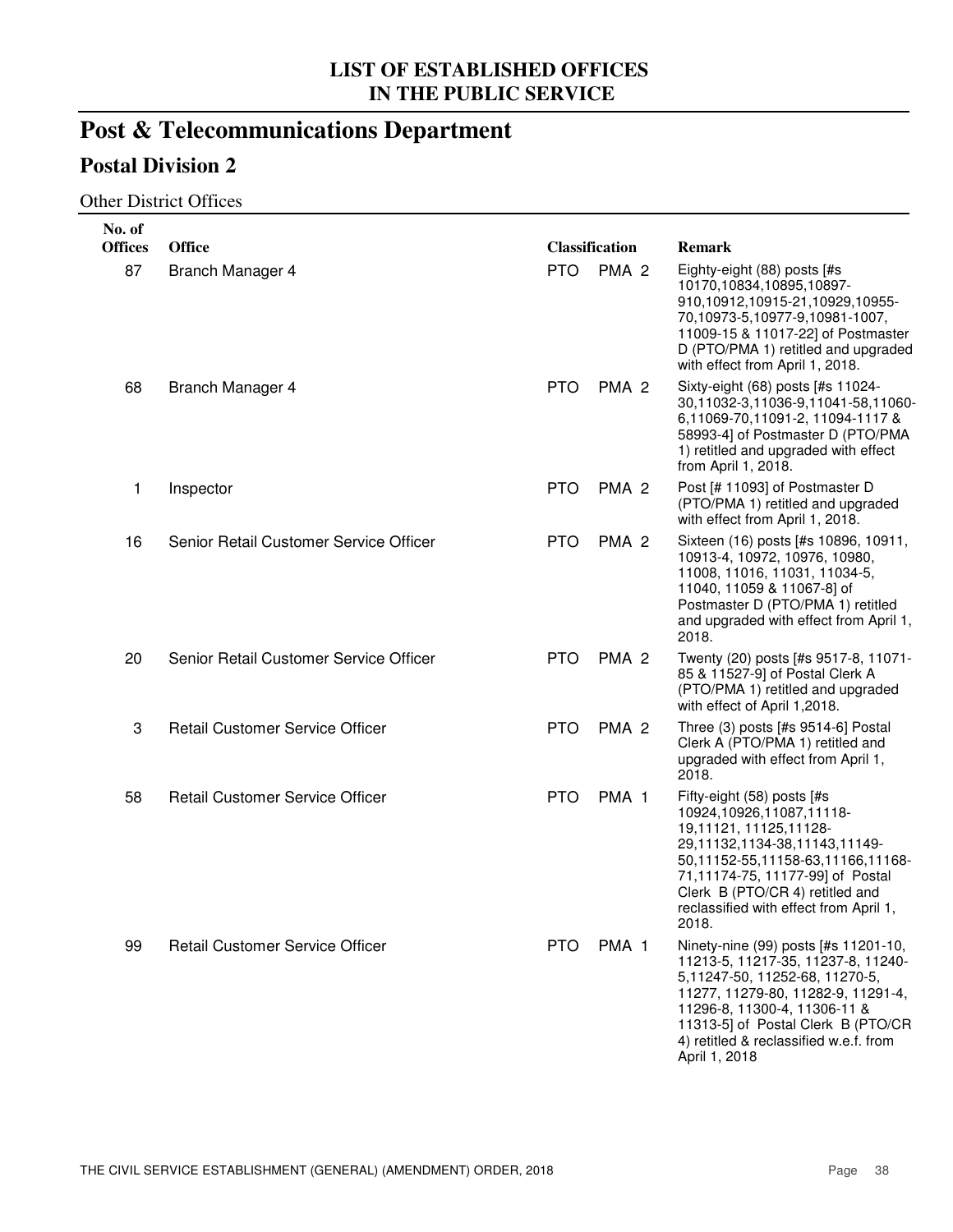# LIST OF ESTABLISHED OFFICES IN THE PUBLIC SERVICE

# Post & Telecommunications Department

## Postal Division 2

Other District Offices

| No. of Offices | Office | Classification | | Remark |
|---|---|---|---|---|
| 87 | Branch Manager 4 | PTO | PMA 2 | Eighty-eight (88) posts [#s 10170,10834,10895,10897-910,10912,10915-21,10929,10955-70,10973-5,10977-9,10981-1007, 11009-15 & 11017-22] of Postmaster D (PTO/PMA 1) retitled and upgraded with effect from April 1, 2018. |
| 68 | Branch Manager 4 | PTO | PMA 2 | Sixty-eight (68) posts [#s 11024-30,11032-3,11036-9,11041-58,11060-6,11069-70,11091-2, 11094-1117 & 58993-4] of Postmaster D (PTO/PMA 1) retitled and upgraded with effect from April 1, 2018. |
| 1 | Inspector | PTO | PMA 2 | Post [# 11093] of Postmaster D (PTO/PMA 1) retitled and upgraded with effect from April 1, 2018. |
| 16 | Senior Retail Customer Service Officer | PTO | PMA 2 | Sixteen (16) posts [#s 10896, 10911, 10913-4, 10972, 10976, 10980, 11008, 11016, 11031, 11034-5, 11040, 11059 & 11067-8] of Postmaster D (PTO/PMA 1) retitled and upgraded with effect from April 1, 2018. |
| 20 | Senior Retail Customer Service Officer | PTO | PMA 2 | Twenty (20) posts [#s 9517-8, 11071-85 & 11527-9] of Postal Clerk A (PTO/PMA 1) retitled and upgraded with effect of April 1,2018. |
| 3 | Retail Customer Service Officer | PTO | PMA 2 | Three (3) posts [#s 9514-6] Postal Clerk A (PTO/PMA 1) retitled and upgraded with effect from April 1, 2018. |
| 58 | Retail Customer Service Officer | PTO | PMA 1 | Fifty-eight (58) posts [#s 10924,10926,11087,11118-19,11121, 11125,11128-29,11132,1134-38,11143,11149-50,11152-55,11158-63,11166,11168-71,11174-75, 11177-99] of Postal Clerk B (PTO/CR 4) retitled and reclassified with effect from April 1, 2018. |
| 99 | Retail Customer Service Officer | PTO | PMA 1 | Ninety-nine (99) posts [#s 11201-10, 11213-5, 11217-35, 11237-8, 11240-5,11247-50, 11252-68, 11270-5, 11277, 11279-80, 11282-9, 11291-4, 11296-8, 11300-4, 11306-11 & 11313-5] of Postal Clerk B (PTO/CR 4) retitled & reclassified w.e.f. from April 1, 2018 |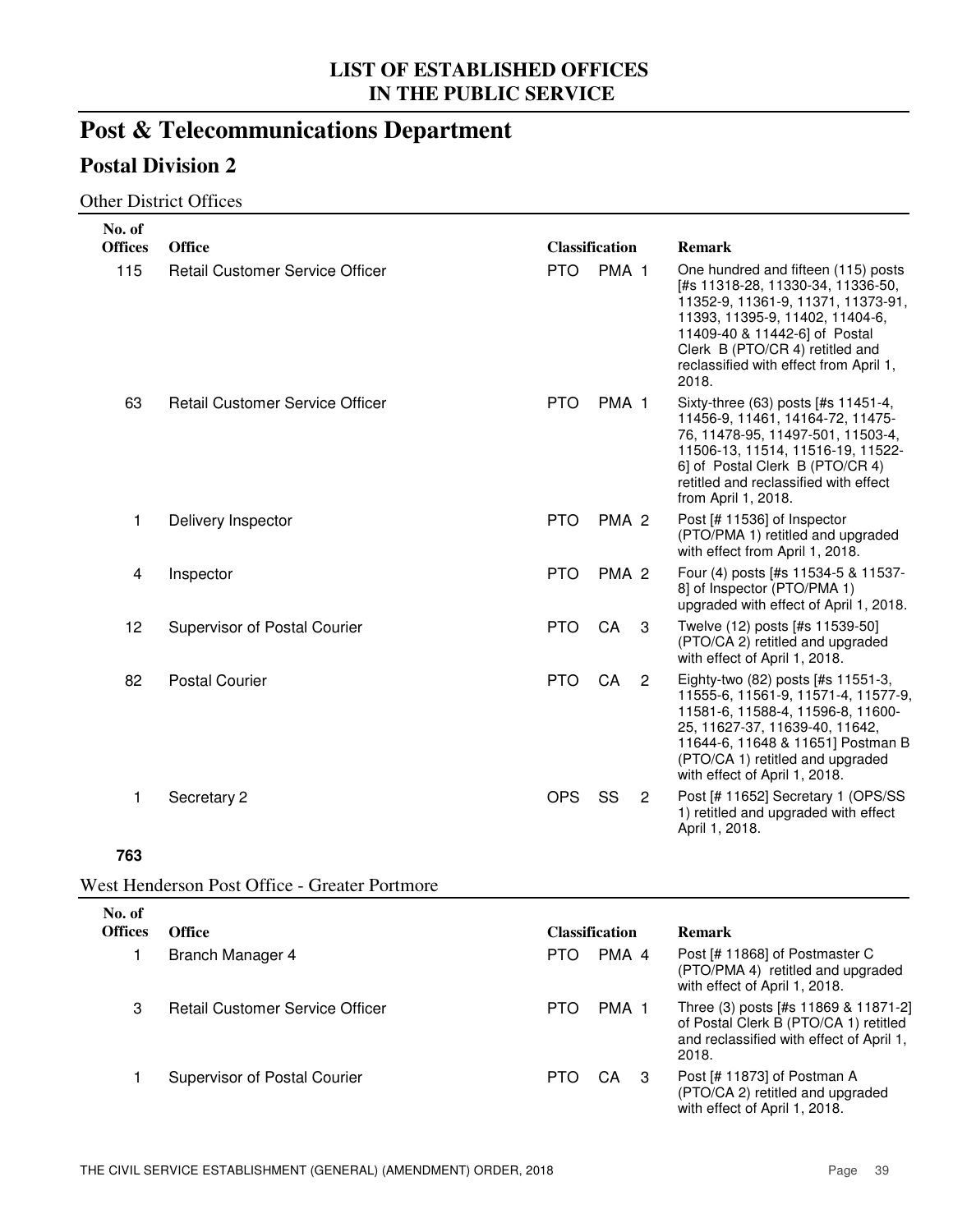## LIST OF ESTABLISHED OFFICES IN THE PUBLIC SERVICE

# Post & Telecommunications Department

## Postal Division 2

### Other District Offices

| No. of Offices | Office | Classification | | Remark |
|---|---|---|---|---|
| 115 | Retail Customer Service Officer | PTO | PMA 1 | One hundred and fifteen (115) posts [#s 11318-28, 11330-34, 11336-50, 11352-9, 11361-9, 11371, 11373-91, 11393, 11395-9, 11402, 11404-6, 11409-40 & 11442-6] of Postal Clerk B (PTO/CR 4) retitled and reclassified with effect from April 1, 2018. |
| 63 | Retail Customer Service Officer | PTO | PMA 1 | Sixty-three (63) posts [#s 11451-4, 11456-9, 11461, 14164-72, 11475-76, 11478-95, 11497-501, 11503-4, 11506-13, 11514, 11516-19, 11522-6] of Postal Clerk B (PTO/CR 4) retitled and reclassified with effect from April 1, 2018. |
| 1 | Delivery Inspector | PTO | PMA 2 | Post [# 11536] of Inspector (PTO/PMA 1) retitled and upgraded with effect from April 1, 2018. |
| 4 | Inspector | PTO | PMA 2 | Four (4) posts [#s 11534-5 & 11537-8] of Inspector (PTO/PMA 1) upgraded with effect of April 1, 2018. |
| 12 | Supervisor of Postal Courier | PTO | CA 3 | Twelve (12) posts [#s 11539-50] (PTO/CA 2) retitled and upgraded with effect of April 1, 2018. |
| 82 | Postal Courier | PTO | CA 2 | Eighty-two (82) posts [#s 11551-3, 11555-6, 11561-9, 11571-4, 11577-9, 11581-6, 11588-4, 11596-8, 11600-25, 11627-37, 11639-40, 11642, 11644-6, 11648 & 11651] Postman B (PTO/CA 1) retitled and upgraded with effect of April 1, 2018. |
| 1 | Secretary 2 | OPS | SS 2 | Post [# 11652] Secretary 1 (OPS/SS 1) retitled and upgraded with effect April 1, 2018. |

**763**

### West Henderson Post Office - Greater Portmore

| No. of Offices | Office | Classification | | Remark |
|---|---|---|---|---|
| 1 | Branch Manager 4 | PTO | PMA 4 | Post [# 11868] of Postmaster C (PTO/PMA 4) retitled and upgraded with effect of April 1, 2018. |
| 3 | Retail Customer Service Officer | PTO | PMA 1 | Three (3) posts [#s 11869 & 11871-2] of Postal Clerk B (PTO/CA 1) retitled and reclassified with effect of April 1, 2018. |
| 1 | Supervisor of Postal Courier | PTO | CA 3 | Post [# 11873] of Postman A (PTO/CA 2) retitled and upgraded with effect of April 1, 2018. |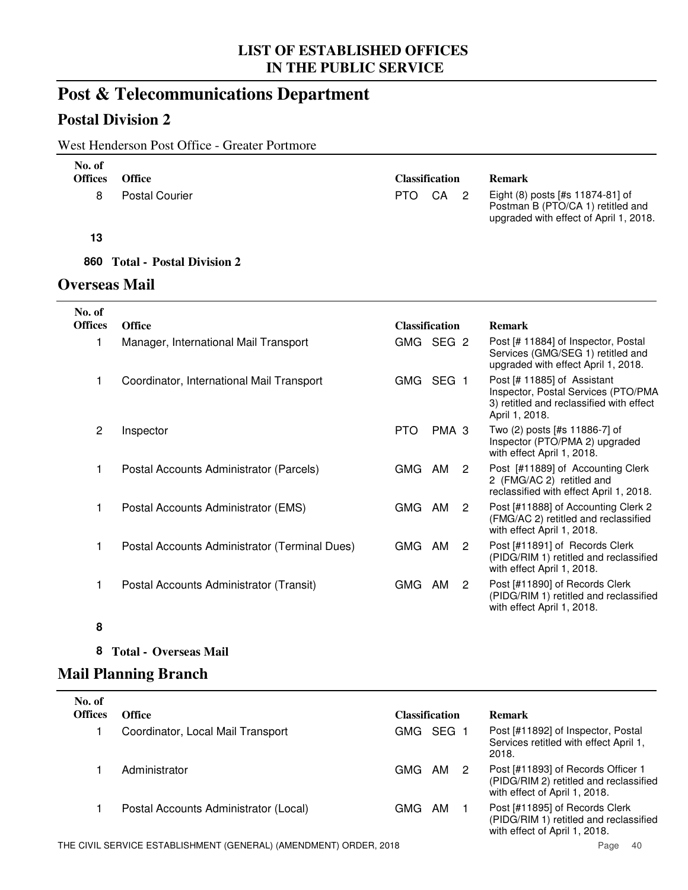# Post & Telecommunications Department

## Postal Division 2

West Henderson Post Office - Greater Portmore

| No. of Offices | Office | Classification | Remark |
|---|---|---|---|
| 8 | Postal Courier | PTO CA 2 | Eight (8) posts [#s 11874-81] of Postman B (PTO/CA 1) retitled and upgraded with effect of April 1, 2018. |
| **13** | | | |

**860 Total - Postal Division 2**

## Overseas Mail

| No. of Offices | Office | Classification | Remark |
|---|---|---|---|
| 1 | Manager, International Mail Transport | GMG SEG 2 | Post [# 11884] of Inspector, Postal Services (GMG/SEG 1) retitled and upgraded with effect April 1, 2018. |
| 1 | Coordinator, International Mail Transport | GMG SEG 1 | Post [# 11885] of Assistant Inspector, Postal Services (PTO/PMA 3) retitled and reclassified with effect April 1, 2018. |
| 2 | Inspector | PTO PMA 3 | Two (2) posts [#s 11886-7] of Inspector (PTO/PMA 2) upgraded with effect April 1, 2018. |
| 1 | Postal Accounts Administrator (Parcels) | GMG AM 2 | Post [#11889] of Accounting Clerk 2 (FMG/AC 2) retitled and reclassified with effect April 1, 2018. |
| 1 | Postal Accounts Administrator (EMS) | GMG AM 2 | Post [#11888] of Accounting Clerk 2 (FMG/AC 2) retitled and reclassified with effect April 1, 2018. |
| 1 | Postal Accounts Administrator (Terminal Dues) | GMG AM 2 | Post [#11891] of Records Clerk (PIDG/RIM 1) retitled and reclassified with effect April 1, 2018. |
| 1 | Postal Accounts Administrator (Transit) | GMG AM 2 | Post [#11890] of Records Clerk (PIDG/RIM 1) retitled and reclassified with effect April 1, 2018. |
| **8** | | | |

**8 Total - Overseas Mail**

## Mail Planning Branch

| No. of Offices | Office | Classification | Remark |
|---|---|---|---|
| 1 | Coordinator, Local Mail Transport | GMG SEG 1 | Post [#11892] of Inspector, Postal Services retitled with effect April 1, 2018. |
| 1 | Administrator | GMG AM 2 | Post [#11893] of Records Officer 1 (PIDG/RIM 2) retitled and reclassified with effect of April 1, 2018. |
| 1 | Postal Accounts Administrator (Local) | GMG AM 1 | Post [#11895] of Records Clerk (PIDG/RIM 1) retitled and reclassified with effect of April 1, 2018. |

THE CIVIL SERVICE ESTABLISHMENT (GENERAL) (AMENDMENT) ORDER, 2018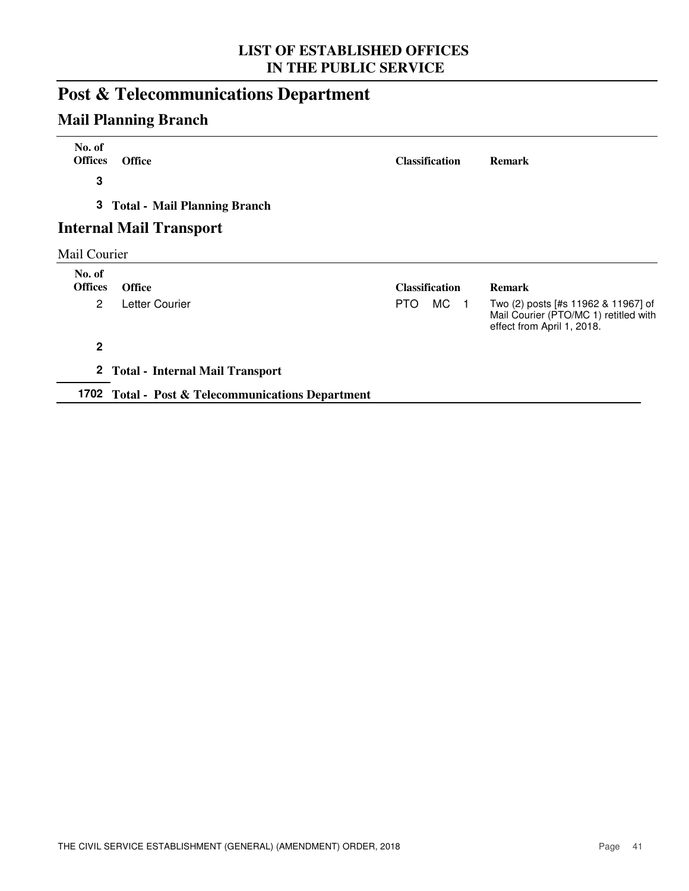# LIST OF ESTABLISHED OFFICES IN THE PUBLIC SERVICE

## Post & Telecommunications Department

### Mail Planning Branch

| No. of Offices | Office | Classification | Remark |
|---|---|---|---|
| **3** | | | |
| **3** | **Total - Mail Planning Branch** | | |

### Internal Mail Transport

Mail Courier

| No. of Offices | Office | Classification | Remark |
|---|---|---|---|
| 2 | Letter Courier | PTO MC 1 | Two (2) posts [#s 11962 & 11967] of Mail Courier (PTO/MC 1) retitled with effect from April 1, 2018. |
| **2** | | | |
| **2** | **Total - Internal Mail Transport** | | |
| **1702** | **Total - Post & Telecommunications Department** | | |

THE CIVIL SERVICE ESTABLISHMENT (GENERAL) (AMENDMENT) ORDER, 2018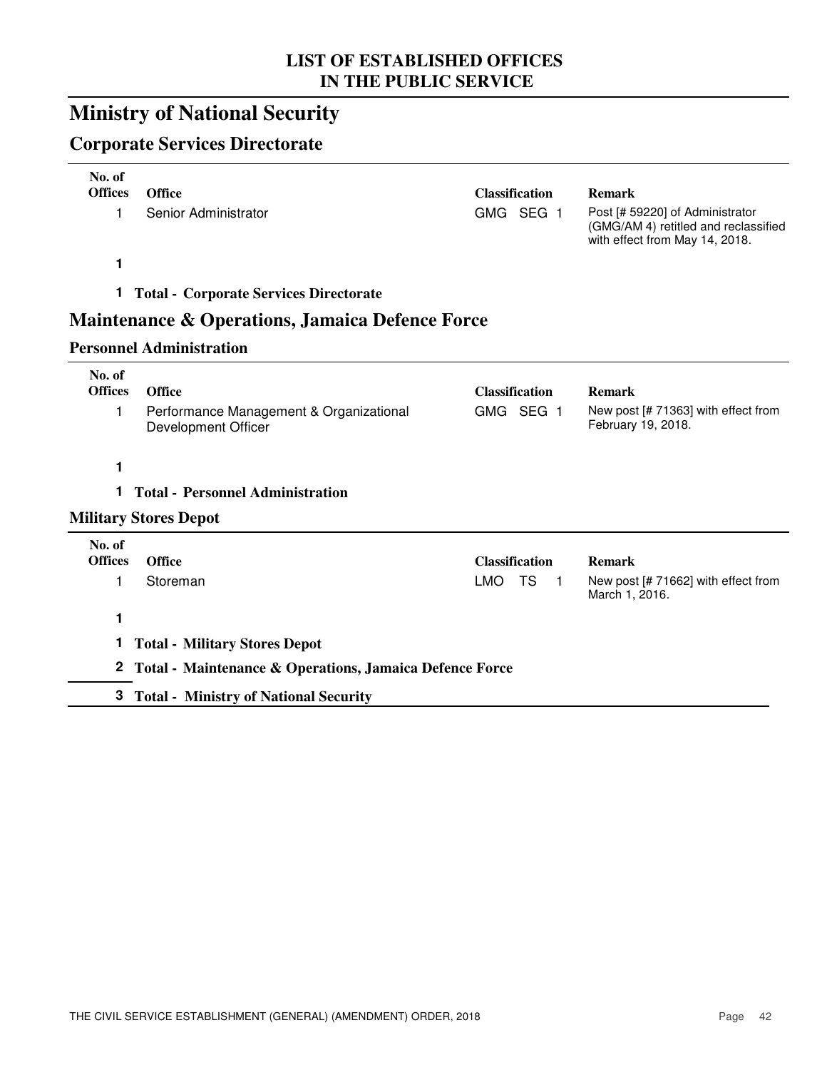## LIST OF ESTABLISHED OFFICES IN THE PUBLIC SERVICE

# Ministry of National Security

## Corporate Services Directorate

| No. of Offices | Office | Classification | Remark |
|---|---|---|---|
| 1 | Senior Administrator | GMG SEG 1 | Post [# 59220] of Administrator (GMG/AM 4) retitled and reclassified with effect from May 14, 2018. |
| **1** | | | |
| **1** | **Total - Corporate Services Directorate** | | |

## Maintenance & Operations, Jamaica Defence Force

### Personnel Administration

| No. of Offices | Office | Classification | Remark |
|---|---|---|---|
| 1 | Performance Management & Organizational Development Officer | GMG SEG 1 | New post [# 71363] with effect from February 19, 2018. |
| **1** | | | |
| **1** | **Total - Personnel Administration** | | |

### Military Stores Depot

| No. of Offices | Office | Classification | Remark |
|---|---|---|---|
| 1 | Storeman | LMO TS 1 | New post [# 71662] with effect from March 1, 2016. |
| **1** | | | |
| **1** | **Total - Military Stores Depot** | | |
| **2** | **Total - Maintenance & Operations, Jamaica Defence Force** | | |
| **3** | **Total - Ministry of National Security** | | |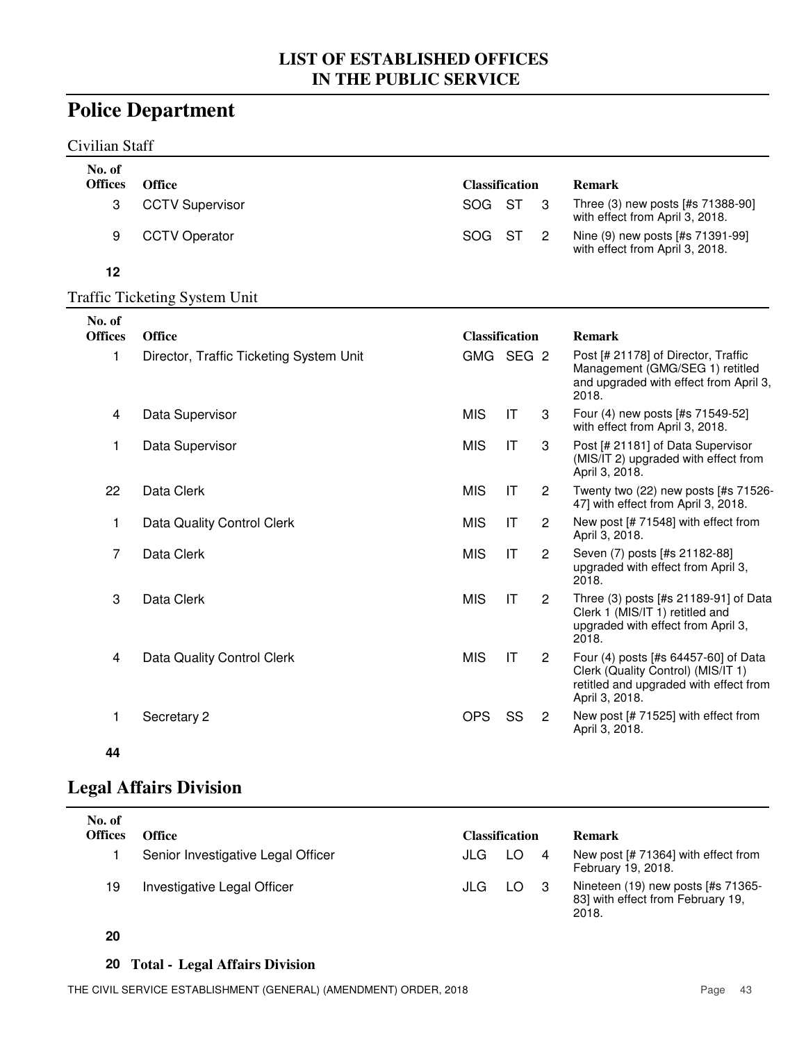## LIST OF ESTABLISHED OFFICES IN THE PUBLIC SERVICE

# Police Department

### Civilian Staff

| No. of Offices | Office | Classification | | | Remark |
|---|---|---|---|---|---|
| 3 | CCTV Supervisor | SOG | ST | 3 | Three (3) new posts [#s 71388-90] with effect from April 3, 2018. |
| 9 | CCTV Operator | SOG | ST | 2 | Nine (9) new posts [#s 71391-99] with effect from April 3, 2018. |
| **12** | | | | | |

### Traffic Ticketing System Unit

| No. of Offices | Office | Classification | | | Remark |
|---|---|---|---|---|---|
| 1 | Director, Traffic Ticketing System Unit | GMG | SEG | 2 | Post [# 21178] of Director, Traffic Management (GMG/SEG 1) retitled and upgraded with effect from April 3, 2018. |
| 4 | Data Supervisor | MIS | IT | 3 | Four (4) new posts [#s 71549-52] with effect from April 3, 2018. |
| 1 | Data Supervisor | MIS | IT | 3 | Post [# 21181] of Data Supervisor (MIS/IT 2) upgraded with effect from April 3, 2018. |
| 22 | Data Clerk | MIS | IT | 2 | Twenty two (22) new posts [#s 71526-47] with effect from April 3, 2018. |
| 1 | Data Quality Control Clerk | MIS | IT | 2 | New post [# 71548] with effect from April 3, 2018. |
| 7 | Data Clerk | MIS | IT | 2 | Seven (7) posts [#s 21182-88] upgraded with effect from April 3, 2018. |
| 3 | Data Clerk | MIS | IT | 2 | Three (3) posts [#s 21189-91] of Data Clerk 1 (MIS/IT 1) retitled and upgraded with effect from April 3, 2018. |
| 4 | Data Quality Control Clerk | MIS | IT | 2 | Four (4) posts [#s 64457-60] of Data Clerk (Quality Control) (MIS/IT 1) retitled and upgraded with effect from April 3, 2018. |
| 1 | Secretary 2 | OPS | SS | 2 | New post [# 71525] with effect from April 3, 2018. |
| **44** | | | | | |

# Legal Affairs Division

| No. of Offices | Office | Classification | | | Remark |
|---|---|---|---|---|---|
| 1 | Senior Investigative Legal Officer | JLG | LO | 4 | New post [# 71364] with effect from February 19, 2018. |
| 19 | Investigative Legal Officer | JLG | LO | 3 | Nineteen (19) new posts [#s 71365-83] with effect from February 19, 2018. |
| **20** | | | | | |

**20 Total - Legal Affairs Division**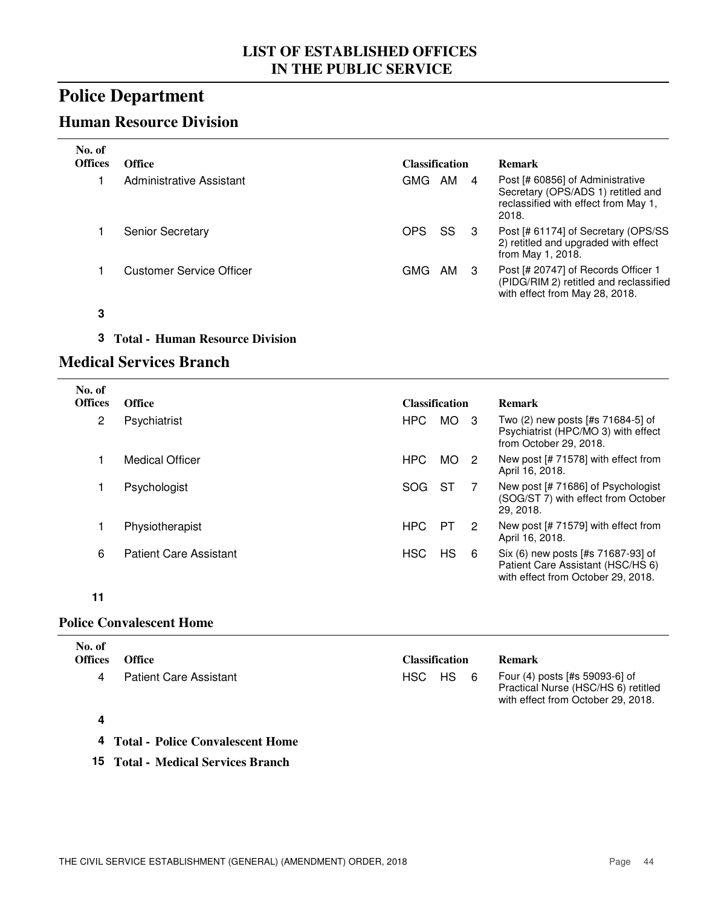# LIST OF ESTABLISHED OFFICES IN THE PUBLIC SERVICE

## Police Department

### Human Resource Division

| No. of Offices | Office | Classification | | | Remark |
|---|---|---|---|---|---|
| 1 | Administrative Assistant | GMG | AM | 4 | Post [# 60856] of Administrative Secretary (OPS/ADS 1) retitled and reclassified with effect from May 1, 2018. |
| 1 | Senior Secretary | OPS | SS | 3 | Post [# 61174] of Secretary (OPS/SS 2) retitled and upgraded with effect from May 1, 2018. |
| 1 | Customer Service Officer | GMG | AM | 3 | Post [# 20747] of Records Officer 1 (PIDG/RIM 2) retitled and reclassified with effect from May 28, 2018. |
| **3** | | | | | |

**3 Total - Human Resource Division**

### Medical Services Branch

| No. of Offices | Office | Classification | | | Remark |
|---|---|---|---|---|---|
| 2 | Psychiatrist | HPC | MO | 3 | Two (2) new posts [#s 71684-5] of Psychiatrist (HPC/MO 3) with effect from October 29, 2018. |
| 1 | Medical Officer | HPC | MO | 2 | New post [# 71578] with effect from April 16, 2018. |
| 1 | Psychologist | SOG | ST | 7 | New post [# 71686] of Psychologist (SOG/ST 7) with effect from October 29, 2018. |
| 1 | Physiotherapist | HPC | PT | 2 | New post [# 71579] with effect from April 16, 2018. |
| 6 | Patient Care Assistant | HSC | HS | 6 | Six (6) new posts [#s 71687-93] of Patient Care Assistant (HSC/HS 6) with effect from October 29, 2018. |
| **11** | | | | | |

#### Police Convalescent Home

| No. of Offices | Office | Classification | | | Remark |
|---|---|---|---|---|---|
| 4 | Patient Care Assistant | HSC | HS | 6 | Four (4) posts [#s 59093-6] of Practical Nurse (HSC/HS 6) retitled with effect from October 29, 2018. |
| **4** | | | | | |

**4 Total - Police Convalescent Home**

**15 Total - Medical Services Branch**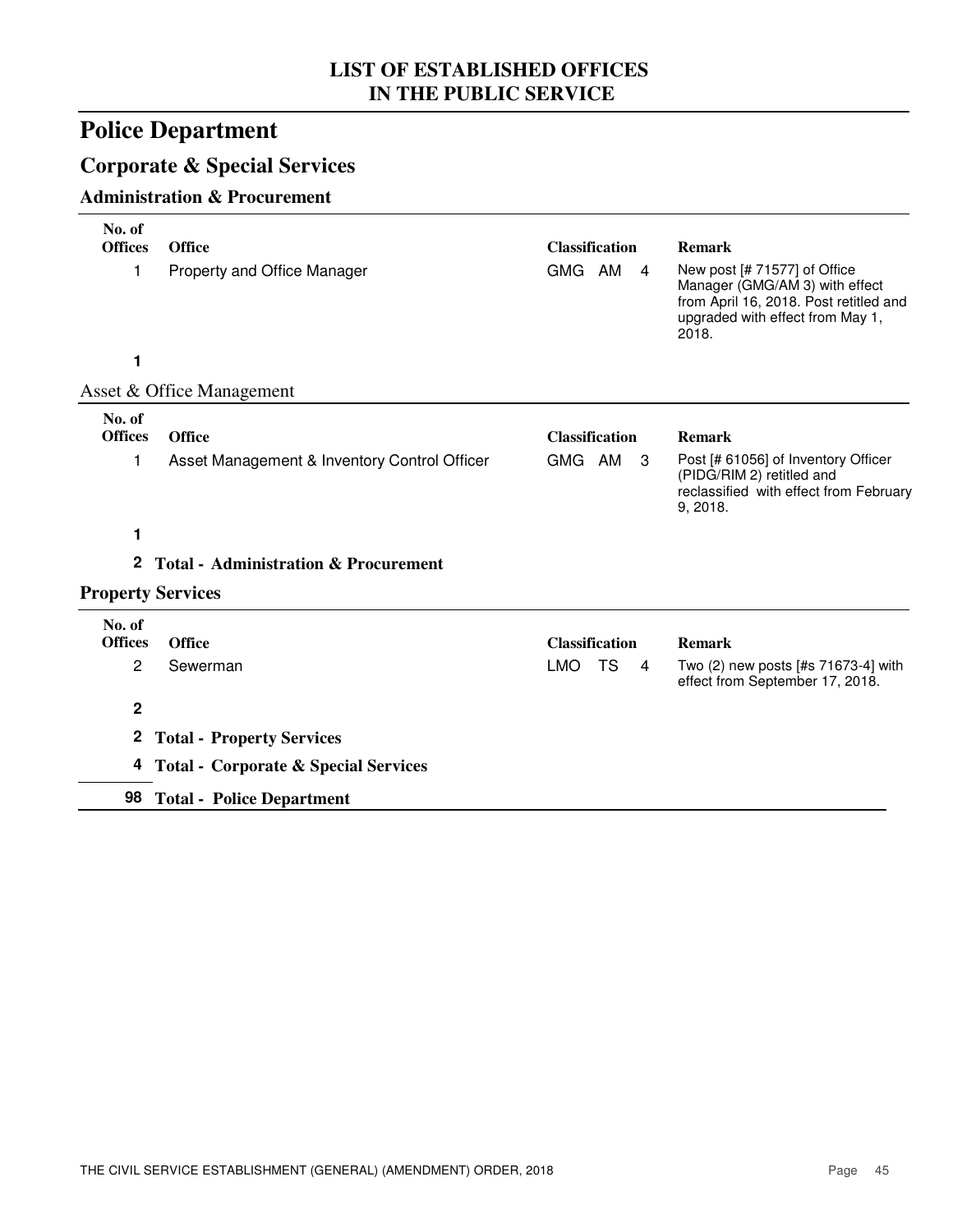# LIST OF ESTABLISHED OFFICES IN THE PUBLIC SERVICE

## Police Department

### Corporate & Special Services

#### Administration & Procurement

| No. of Offices | Office | Classification | Remark |
|---|---|---|---|
| 1 | Property and Office Manager | GMG AM 4 | New post [# 71577] of Office Manager (GMG/AM 3) with effect from April 16, 2018. Post retitled and upgraded with effect from May 1, 2018. |
| **1** | | | |

Asset & Office Management

| No. of Offices | Office | Classification | Remark |
|---|---|---|---|
| 1 | Asset Management & Inventory Control Officer | GMG AM 3 | Post [# 61056] of Inventory Officer (PIDG/RIM 2) retitled and reclassified with effect from February 9, 2018. |
| **1** | | | |

**2 Total - Administration & Procurement**

#### Property Services

| No. of Offices | Office | Classification | Remark |
|---|---|---|---|
| 2 | Sewerman | LMO TS 4 | Two (2) new posts [#s 71673-4] with effect from September 17, 2018. |
| **2** | | | |

**2 Total - Property Services**

**4 Total - Corporate & Special Services**

**98 Total - Police Department**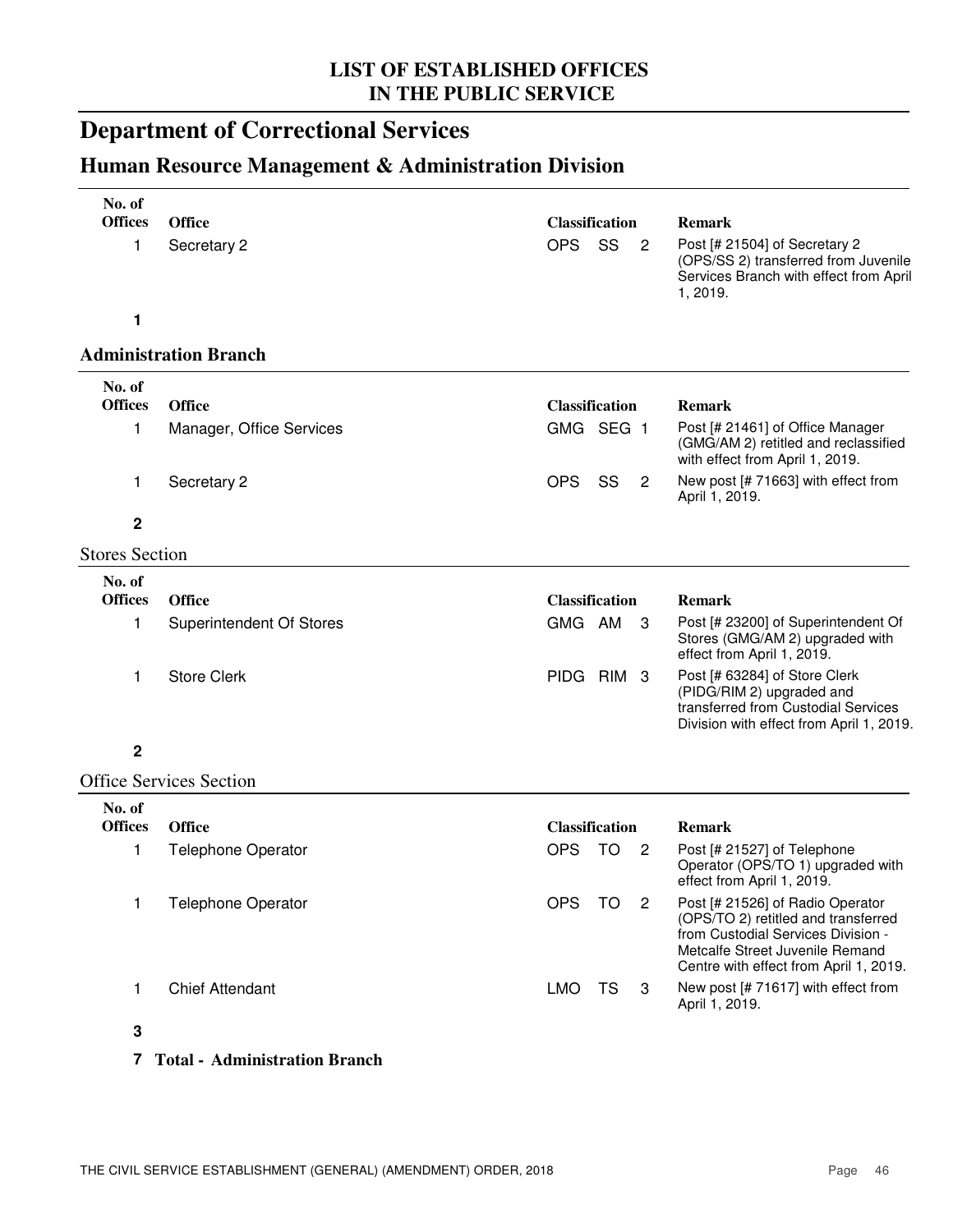# LIST OF ESTABLISHED OFFICES IN THE PUBLIC SERVICE

# Department of Correctional Services

## Human Resource Management & Administration Division

| No. of Offices | Office | Classification | | | Remark |
|---|---|---|---|---|---|
| 1 | Secretary 2 | OPS | SS | 2 | Post [# 21504] of Secretary 2 (OPS/SS 2) transferred from Juvenile Services Branch with effect from April 1, 2019. |
| **1** | | | | | |

### Administration Branch

| No. of Offices | Office | Classification | | | Remark |
|---|---|---|---|---|---|
| 1 | Manager, Office Services | GMG | SEG | 1 | Post [# 21461] of Office Manager (GMG/AM 2) retitled and reclassified with effect from April 1, 2019. |
| 1 | Secretary 2 | OPS | SS | 2 | New post [# 71663] with effect from April 1, 2019. |
| **2** | | | | | |

#### Stores Section

| No. of Offices | Office | Classification | | | Remark |
|---|---|---|---|---|---|
| 1 | Superintendent Of Stores | GMG | AM | 3 | Post [# 23200] of Superintendent Of Stores (GMG/AM 2) upgraded with effect from April 1, 2019. |
| 1 | Store Clerk | PIDG | RIM | 3 | Post [# 63284] of Store Clerk (PIDG/RIM 2) upgraded and transferred from Custodial Services Division with effect from April 1, 2019. |
| **2** | | | | | |

#### Office Services Section

| No. of Offices | Office | Classification | | | Remark |
|---|---|---|---|---|---|
| 1 | Telephone Operator | OPS | TO | 2 | Post [# 21527] of Telephone Operator (OPS/TO 1) upgraded with effect from April 1, 2019. |
| 1 | Telephone Operator | OPS | TO | 2 | Post [# 21526] of Radio Operator (OPS/TO 2) retitled and transferred from Custodial Services Division - Metcalfe Street Juvenile Remand Centre with effect from April 1, 2019. |
| 1 | Chief Attendant | LMO | TS | 3 | New post [# 71617] with effect from April 1, 2019. |
| **3** | | | | | |

**7 Total - Administration Branch**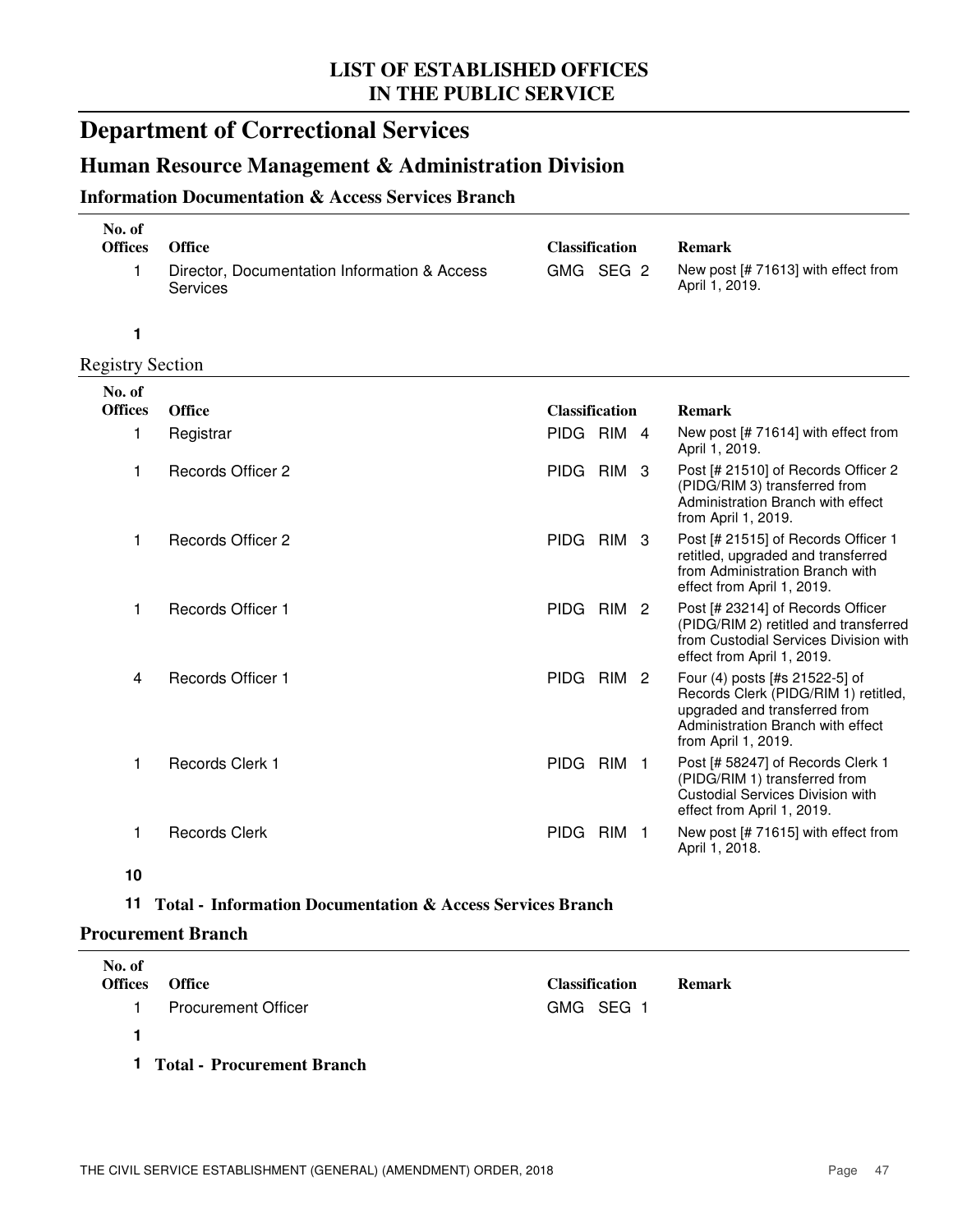# Department of Correctional Services

## Human Resource Management & Administration Division

### Information Documentation & Access Services Branch

| No. of Offices | Office | Classification | Remark |
|---|---|---|---|
| 1 | Director, Documentation Information & Access Services | GMG SEG 2 | New post [# 71613] with effect from April 1, 2019. |
| **1** | | | |

Registry Section

| No. of Offices | Office | Classification | Remark |
|---|---|---|---|
| 1 | Registrar | PIDG RIM 4 | New post [# 71614] with effect from April 1, 2019. |
| 1 | Records Officer 2 | PIDG RIM 3 | Post [# 21510] of Records Officer 2 (PIDG/RIM 3) transferred from Administration Branch with effect from April 1, 2019. |
| 1 | Records Officer 2 | PIDG RIM 3 | Post [# 21515] of Records Officer 1 retitled, upgraded and transferred from Administration Branch with effect from April 1, 2019. |
| 1 | Records Officer 1 | PIDG RIM 2 | Post [# 23214] of Records Officer (PIDG/RIM 2) retitled and transferred from Custodial Services Division with effect from April 1, 2019. |
| 4 | Records Officer 1 | PIDG RIM 2 | Four (4) posts [#s 21522-5] of Records Clerk (PIDG/RIM 1) retitled, upgraded and transferred from Administration Branch with effect from April 1, 2019. |
| 1 | Records Clerk 1 | PIDG RIM 1 | Post [# 58247] of Records Clerk 1 (PIDG/RIM 1) transferred from Custodial Services Division with effect from April 1, 2019. |
| 1 | Records Clerk | PIDG RIM 1 | New post [# 71615] with effect from April 1, 2018. |
| **10** | | | |

**11 Total - Information Documentation & Access Services Branch**

### Procurement Branch

| No. of Offices | Office | Classification | Remark |
|---|---|---|---|
| 1 | Procurement Officer | GMG SEG 1 | |
| **1** | | | |

**1 Total - Procurement Branch**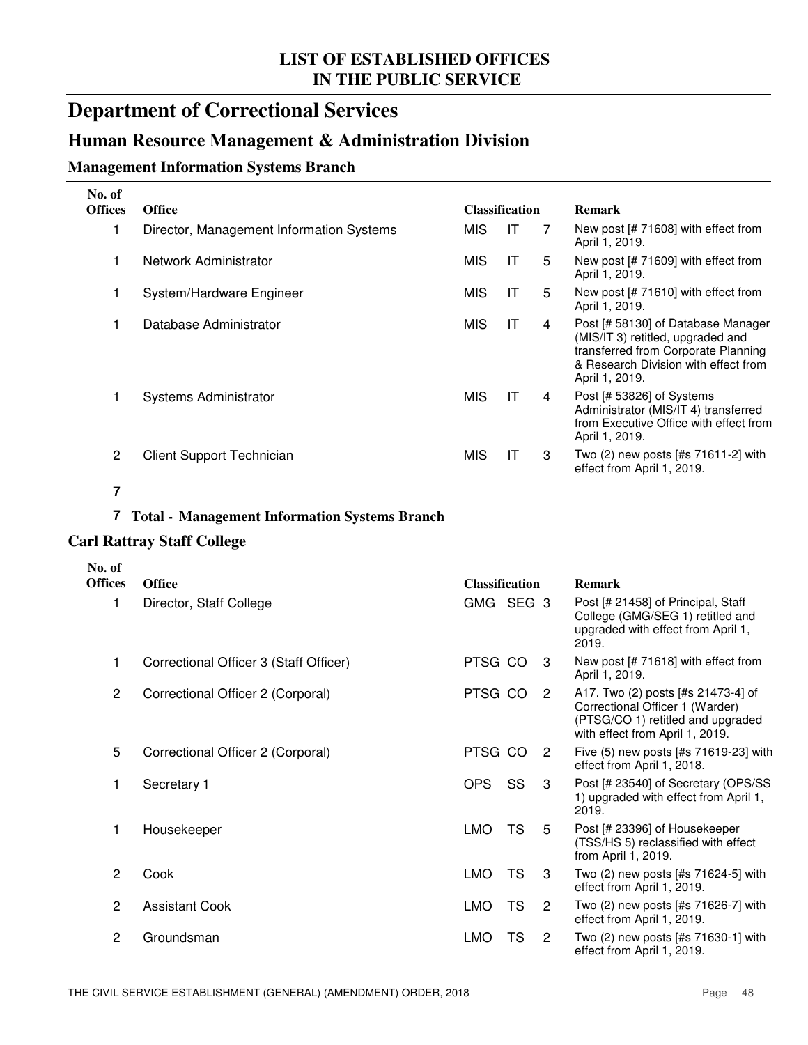## LIST OF ESTABLISHED OFFICES IN THE PUBLIC SERVICE

# Department of Correctional Services

## Human Resource Management & Administration Division

### Management Information Systems Branch

| No. of Offices | Office | Classification | | | Remark |
|---|---|---|---|---|---|
| 1 | Director, Management Information Systems | MIS | IT | 7 | New post [# 71608] with effect from April 1, 2019. |
| 1 | Network Administrator | MIS | IT | 5 | New post [# 71609] with effect from April 1, 2019. |
| 1 | System/Hardware Engineer | MIS | IT | 5 | New post [# 71610] with effect from April 1, 2019. |
| 1 | Database Administrator | MIS | IT | 4 | Post [# 58130] of Database Manager (MIS/IT 3) retitled, upgraded and transferred from Corporate Planning & Research Division with effect from April 1, 2019. |
| 1 | Systems Administrator | MIS | IT | 4 | Post [# 53826] of Systems Administrator (MIS/IT 4) transferred from Executive Office with effect from April 1, 2019. |
| 2 | Client Support Technician | MIS | IT | 3 | Two (2) new posts [#s 71611-2] with effect from April 1, 2019. |
| **7** | | | | | |

**7 Total - Management Information Systems Branch**

### Carl Rattray Staff College

| No. of Offices | Office | Classification | | | Remark |
|---|---|---|---|---|---|
| 1 | Director, Staff College | GMG | SEG | 3 | Post [# 21458] of Principal, Staff College (GMG/SEG 1) retitled and upgraded with effect from April 1, 2019. |
| 1 | Correctional Officer 3 (Staff Officer) | PTSG | CO | 3 | New post [# 71618] with effect from April 1, 2019. |
| 2 | Correctional Officer 2 (Corporal) | PTSG | CO | 2 | A17. Two (2) posts [#s 21473-4] of Correctional Officer 1 (Warder) (PTSG/CO 1) retitled and upgraded with effect from April 1, 2019. |
| 5 | Correctional Officer 2 (Corporal) | PTSG | CO | 2 | Five (5) new posts [#s 71619-23] with effect from April 1, 2018. |
| 1 | Secretary 1 | OPS | SS | 3 | Post [# 23540] of Secretary (OPS/SS 1) upgraded with effect from April 1, 2019. |
| 1 | Housekeeper | LMO | TS | 5 | Post [# 23396] of Housekeeper (TSS/HS 5) reclassified with effect from April 1, 2019. |
| 2 | Cook | LMO | TS | 3 | Two (2) new posts [#s 71624-5] with effect from April 1, 2019. |
| 2 | Assistant Cook | LMO | TS | 2 | Two (2) new posts [#s 71626-7] with effect from April 1, 2019. |
| 2 | Groundsman | LMO | TS | 2 | Two (2) new posts [#s 71630-1] with effect from April 1, 2019. |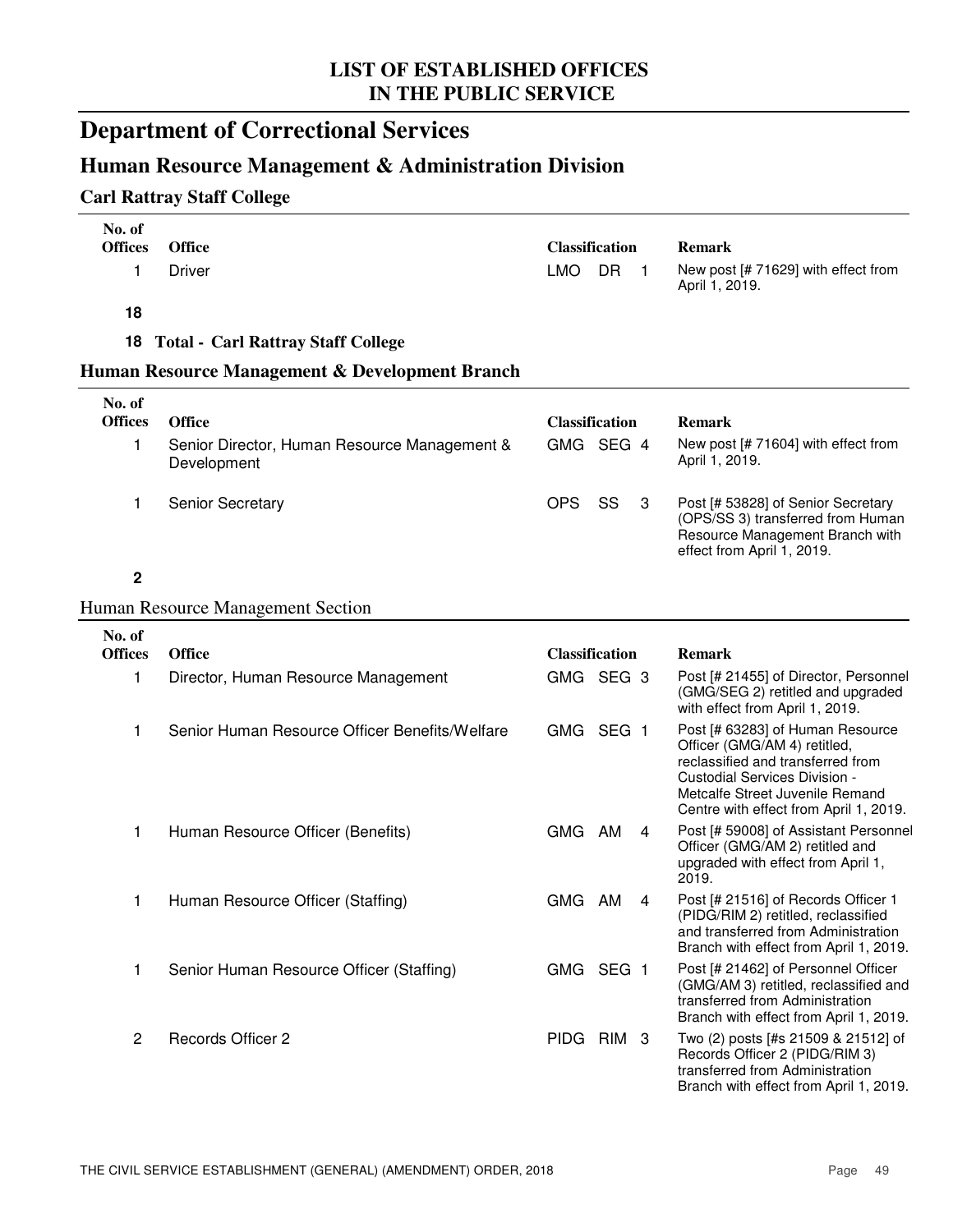# LIST OF ESTABLISHED OFFICES IN THE PUBLIC SERVICE

## Department of Correctional Services

### Human Resource Management & Administration Division

#### Carl Rattray Staff College

| No. of Offices | Office | Classification | Remark |
|---|---|---|---|
| 1 | Driver | LMO DR 1 | New post [# 71629] with effect from April 1, 2019. |
| **18** | | | |

**18 Total - Carl Rattray Staff College**

#### Human Resource Management & Development Branch

| No. of Offices | Office | Classification | Remark |
|---|---|---|---|
| 1 | Senior Director, Human Resource Management & Development | GMG SEG 4 | New post [# 71604] with effect from April 1, 2019. |
| 1 | Senior Secretary | OPS SS 3 | Post [# 53828] of Senior Secretary (OPS/SS 3) transferred from Human Resource Management Branch with effect from April 1, 2019. |
| **2** | | | |

Human Resource Management Section

| No. of Offices | Office | Classification | Remark |
|---|---|---|---|
| 1 | Director, Human Resource Management | GMG SEG 3 | Post [# 21455] of Director, Personnel (GMG/SEG 2) retitled and upgraded with effect from April 1, 2019. |
| 1 | Senior Human Resource Officer Benefits/Welfare | GMG SEG 1 | Post [# 63283] of Human Resource Officer (GMG/AM 4) retitled, reclassified and transferred from Custodial Services Division - Metcalfe Street Juvenile Remand Centre with effect from April 1, 2019. |
| 1 | Human Resource Officer (Benefits) | GMG AM 4 | Post [# 59008] of Assistant Personnel Officer (GMG/AM 2) retitled and upgraded with effect from April 1, 2019. |
| 1 | Human Resource Officer (Staffing) | GMG AM 4 | Post [# 21516] of Records Officer 1 (PIDG/RIM 2) retitled, reclassified and transferred from Administration Branch with effect from April 1, 2019. |
| 1 | Senior Human Resource Officer (Staffing) | GMG SEG 1 | Post [# 21462] of Personnel Officer (GMG/AM 3) retitled, reclassified and transferred from Administration Branch with effect from April 1, 2019. |
| 2 | Records Officer 2 | PIDG RIM 3 | Two (2) posts [#s 21509 & 21512] of Records Officer 2 (PIDG/RIM 3) transferred from Administration Branch with effect from April 1, 2019. |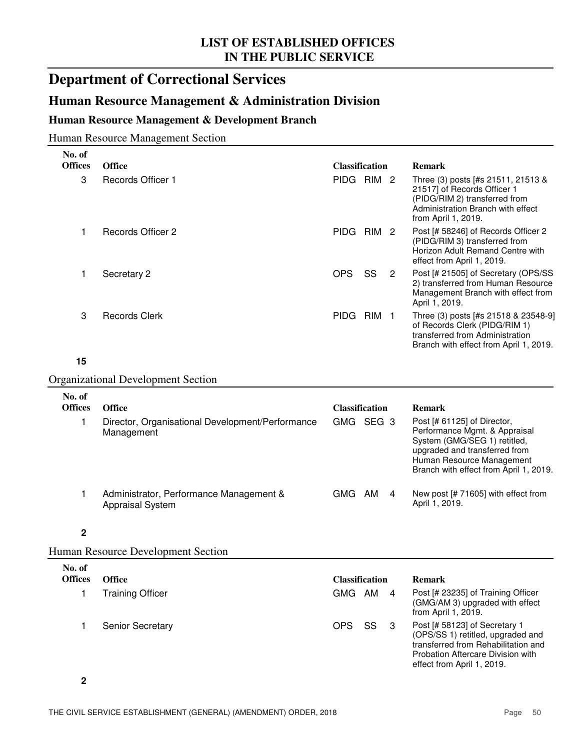## LIST OF ESTABLISHED OFFICES IN THE PUBLIC SERVICE

# Department of Correctional Services

## Human Resource Management & Administration Division

### Human Resource Management & Development Branch

Human Resource Management Section

| No. of Offices | Office | Classification | Remark |
|---|---|---|---|
| 3 | Records Officer 1 | PIDG RIM 2 | Three (3) posts [#s 21511, 21513 & 21517] of Records Officer 1 (PIDG/RIM 2) transferred from Administration Branch with effect from April 1, 2019. |
| 1 | Records Officer 2 | PIDG RIM 2 | Post [# 58246] of Records Officer 2 (PIDG/RIM 3) transferred from Horizon Adult Remand Centre with effect from April 1, 2019. |
| 1 | Secretary 2 | OPS SS 2 | Post [# 21505] of Secretary (OPS/SS 2) transferred from Human Resource Management Branch with effect from April 1, 2019. |
| 3 | Records Clerk | PIDG RIM 1 | Three (3) posts [#s 21518 & 23548-9] of Records Clerk (PIDG/RIM 1) transferred from Administration Branch with effect from April 1, 2019. |
| **15** | | | |

Organizational Development Section

| No. of Offices | Office | Classification | Remark |
|---|---|---|---|
| 1 | Director, Organisational Development/Performance Management | GMG SEG 3 | Post [# 61125] of Director, Performance Mgmt. & Appraisal System (GMG/SEG 1) retitled, upgraded and transferred from Human Resource Management Branch with effect from April 1, 2019. |
| 1 | Administrator, Performance Management & Appraisal System | GMG AM 4 | New post [# 71605] with effect from April 1, 2019. |
| **2** | | | |

Human Resource Development Section

| No. of Offices | Office | Classification | Remark |
|---|---|---|---|
| 1 | Training Officer | GMG AM 4 | Post [# 23235] of Training Officer (GMG/AM 3) upgraded with effect from April 1, 2019. |
| 1 | Senior Secretary | OPS SS 3 | Post [# 58123] of Secretary 1 (OPS/SS 1) retitled, upgraded and transferred from Rehabilitation and Probation Aftercare Division with effect from April 1, 2019. |
| **2** | | | |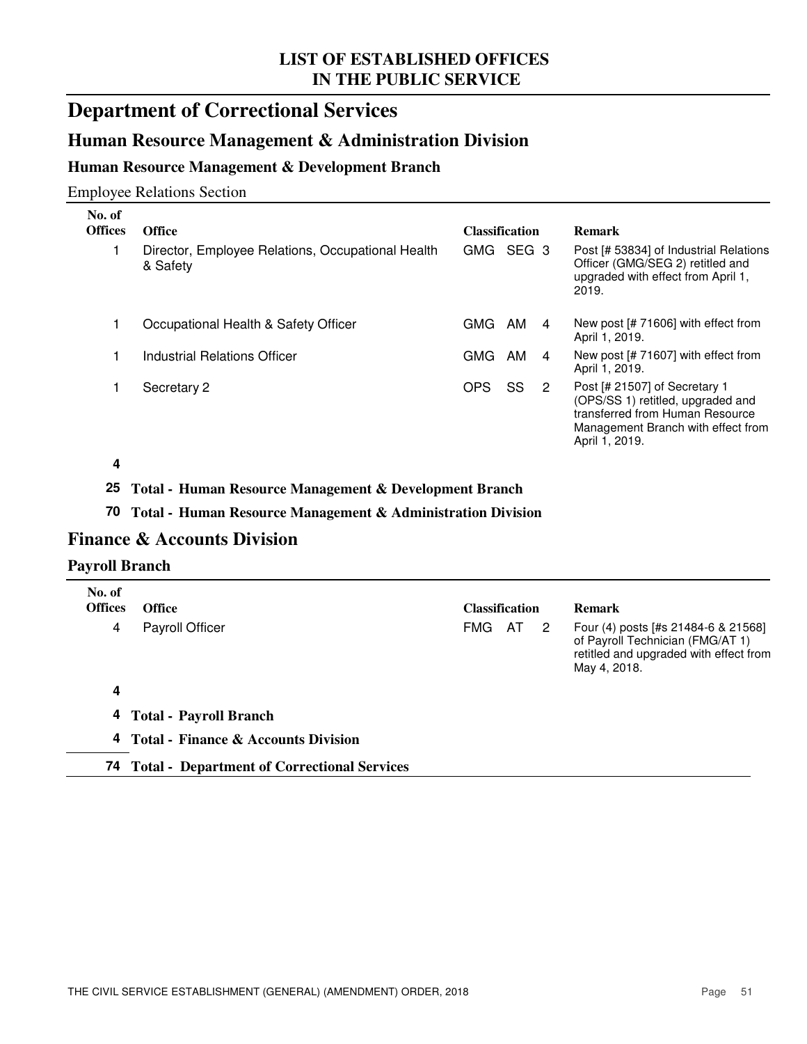## LIST OF ESTABLISHED OFFICES IN THE PUBLIC SERVICE

# Department of Correctional Services

## Human Resource Management & Administration Division

### Human Resource Management & Development Branch

Employee Relations Section

| No. of Offices | Office | Classification | | | Remark |
|---|---|---|---|---|---|
| 1 | Director, Employee Relations, Occupational Health & Safety | GMG | SEG | 3 | Post [# 53834] of Industrial Relations Officer (GMG/SEG 2) retitled and upgraded with effect from April 1, 2019. |
| 1 | Occupational Health & Safety Officer | GMG | AM | 4 | New post [# 71606] with effect from April 1, 2019. |
| 1 | Industrial Relations Officer | GMG | AM | 4 | New post [# 71607] with effect from April 1, 2019. |
| 1 | Secretary 2 | OPS | SS | 2 | Post [# 21507] of Secretary 1 (OPS/SS 1) retitled, upgraded and transferred from Human Resource Management Branch with effect from April 1, 2019. |
| **4** | | | | | |

**25 Total - Human Resource Management & Development Branch**

**70 Total - Human Resource Management & Administration Division**

## Finance & Accounts Division

### Payroll Branch

| No. of Offices | Office | Classification | | | Remark |
|---|---|---|---|---|---|
| 4 | Payroll Officer | FMG | AT | 2 | Four (4) posts [#s 21484-6 & 21568] of Payroll Technician (FMG/AT 1) retitled and upgraded with effect from May 4, 2018. |
| **4** | | | | | |

**4 Total - Payroll Branch**

**4 Total - Finance & Accounts Division**

**74 Total - Department of Correctional Services**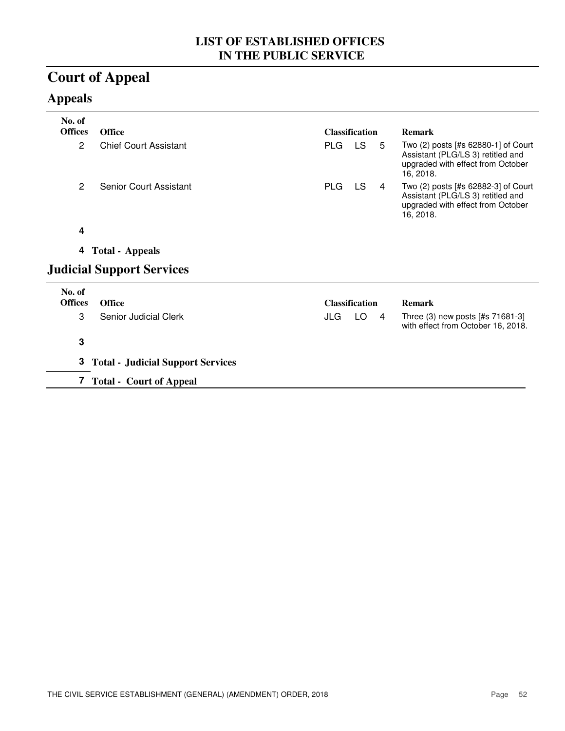## LIST OF ESTABLISHED OFFICES IN THE PUBLIC SERVICE

# Court of Appeal

## Appeals

| No. of Offices | Office | Classification | | | Remark |
|---|---|---|---|---|---|
| 2 | Chief Court Assistant | PLG | LS | 5 | Two (2) posts [#s 62880-1] of Court Assistant (PLG/LS 3) retitled and upgraded with effect from October 16, 2018. |
| 2 | Senior Court Assistant | PLG | LS | 4 | Two (2) posts [#s 62882-3] of Court Assistant (PLG/LS 3) retitled and upgraded with effect from October 16, 2018. |
| **4** | | | | | |
| **4** | **Total - Appeals** | | | | |

## Judicial Support Services

| No. of Offices | Office | Classification | | | Remark |
|---|---|---|---|---|---|
| 3 | Senior Judicial Clerk | JLG | LO | 4 | Three (3) new posts [#s 71681-3] with effect from October 16, 2018. |
| **3** | | | | | |
| **3** | **Total - Judicial Support Services** | | | | |
| **7** | **Total - Court of Appeal** | | | | |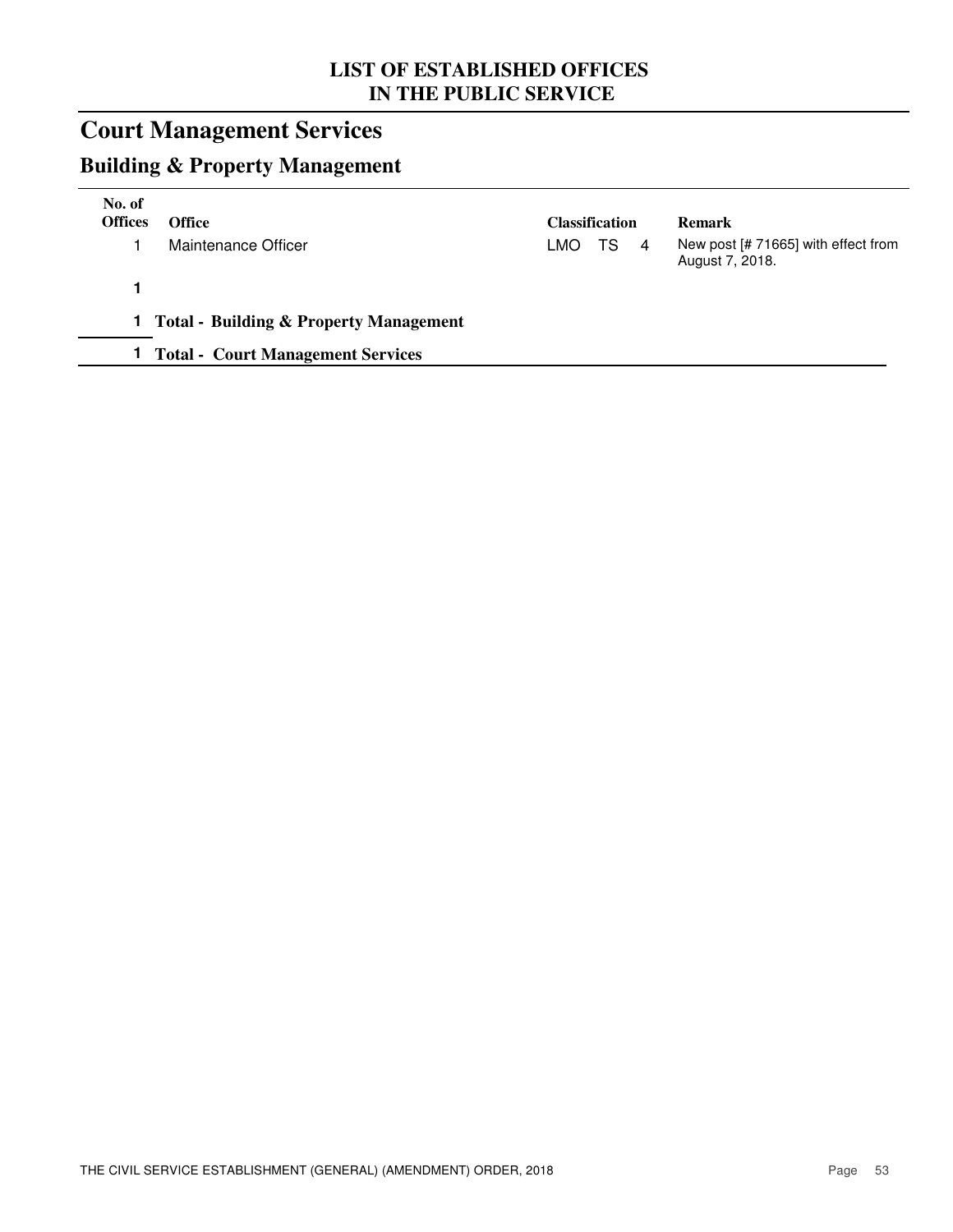# LIST OF ESTABLISHED OFFICES IN THE PUBLIC SERVICE

## Court Management Services

### Building & Property Management

| No. of Offices | Office | Classification | Remark |
|---|---|---|---|
| 1 | Maintenance Officer | LMO TS 4 | New post [# 71665] with effect from August 7, 2018. |
| **1** | | | |
| **1** | **Total - Building & Property Management** | | |
| **1** | **Total - Court Management Services** | | |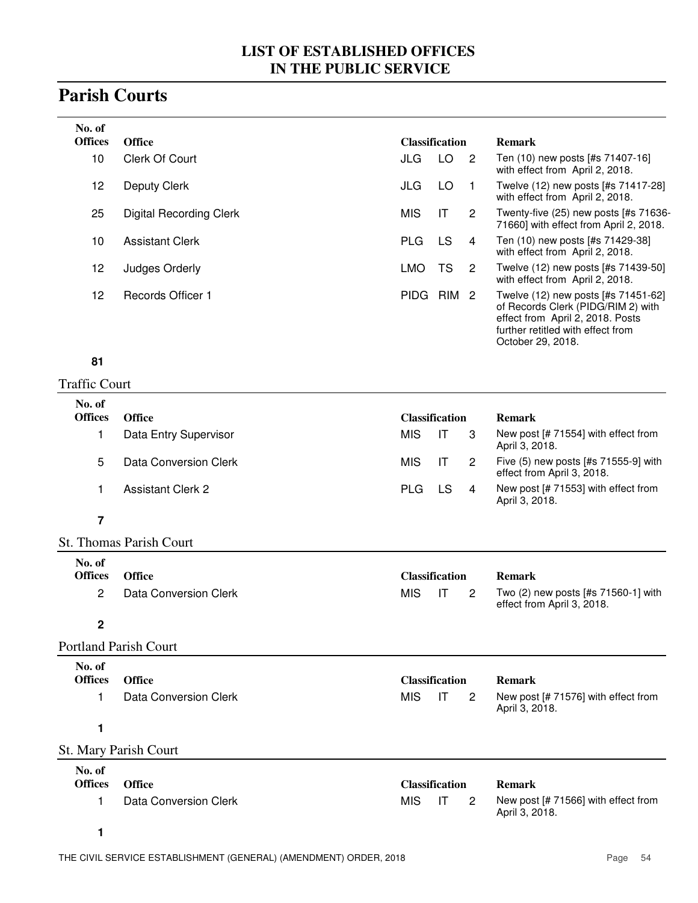# LIST OF ESTABLISHED OFFICES IN THE PUBLIC SERVICE

## Parish Courts

| No. of Offices | Office | Classification | | | Remark |
|---|---|---|---|---|---|
| 10 | Clerk Of Court | JLG | LO | 2 | Ten (10) new posts [#s 71407-16] with effect from April 2, 2018. |
| 12 | Deputy Clerk | JLG | LO | 1 | Twelve (12) new posts [#s 71417-28] with effect from April 2, 2018. |
| 25 | Digital Recording Clerk | MIS | IT | 2 | Twenty-five (25) new posts [#s 71636-71660] with effect from April 2, 2018. |
| 10 | Assistant Clerk | PLG | LS | 4 | Ten (10) new posts [#s 71429-38] with effect from April 2, 2018. |
| 12 | Judges Orderly | LMO | TS | 2 | Twelve (12) new posts [#s 71439-50] with effect from April 2, 2018. |
| 12 | Records Officer 1 | PIDG | RIM | 2 | Twelve (12) new posts [#s 71451-62] of Records Clerk (PIDG/RIM 2) with effect from April 2, 2018. Posts further retitled with effect from October 29, 2018. |
| **81** | | | | | |

### Traffic Court

| No. of Offices | Office | Classification | | | Remark |
|---|---|---|---|---|---|
| 1 | Data Entry Supervisor | MIS | IT | 3 | New post [# 71554] with effect from April 3, 2018. |
| 5 | Data Conversion Clerk | MIS | IT | 2 | Five (5) new posts [#s 71555-9] with effect from April 3, 2018. |
| 1 | Assistant Clerk 2 | PLG | LS | 4 | New post [# 71553] with effect from April 3, 2018. |
| **7** | | | | | |

### St. Thomas Parish Court

| No. of Offices | Office | Classification | | | Remark |
|---|---|---|---|---|---|
| 2 | Data Conversion Clerk | MIS | IT | 2 | Two (2) new posts [#s 71560-1] with effect from April 3, 2018. |
| **2** | | | | | |

### Portland Parish Court

| No. of Offices | Office | Classification | | | Remark |
|---|---|---|---|---|---|
| 1 | Data Conversion Clerk | MIS | IT | 2 | New post [# 71576] with effect from April 3, 2018. |
| **1** | | | | | |

### St. Mary Parish Court

| No. of Offices | Office | Classification | | | Remark |
|---|---|---|---|---|---|
| 1 | Data Conversion Clerk | MIS | IT | 2 | New post [# 71566] with effect from April 3, 2018. |
| **1** | | | | | |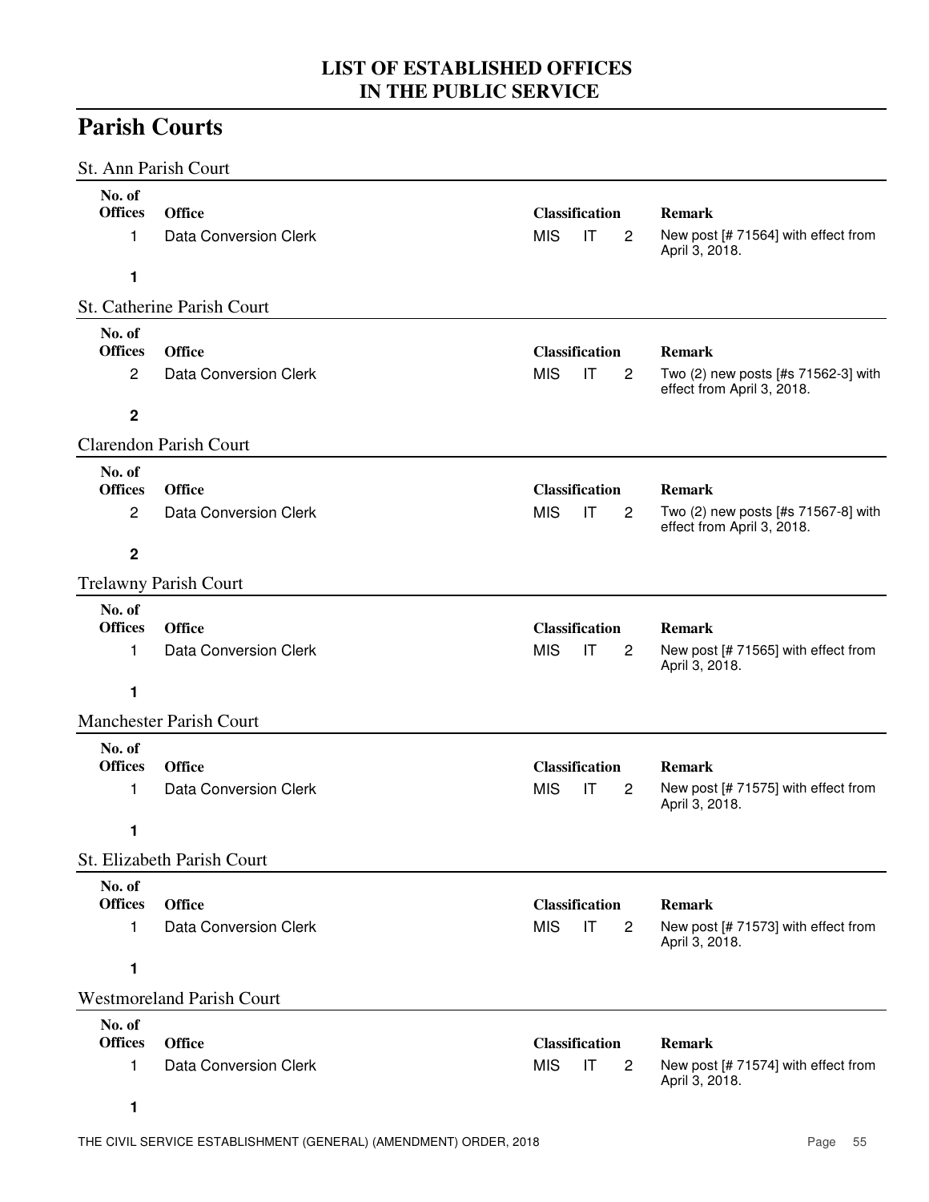# LIST OF ESTABLISHED OFFICES IN THE PUBLIC SERVICE

## Parish Courts

### St. Ann Parish Court

| No. of Offices | Office | Classification | | | Remark |
|---|---|---|---|---|---|
| 1 | Data Conversion Clerk | MIS | IT | 2 | New post [# 71564] with effect from April 3, 2018. |
| **1** | | | | | |

### St. Catherine Parish Court

| No. of Offices | Office | Classification | | | Remark |
|---|---|---|---|---|---|
| 2 | Data Conversion Clerk | MIS | IT | 2 | Two (2) new posts [#s 71562-3] with effect from April 3, 2018. |
| **2** | | | | | |

### Clarendon Parish Court

| No. of Offices | Office | Classification | | | Remark |
|---|---|---|---|---|---|
| 2 | Data Conversion Clerk | MIS | IT | 2 | Two (2) new posts [#s 71567-8] with effect from April 3, 2018. |
| **2** | | | | | |

### Trelawny Parish Court

| No. of Offices | Office | Classification | | | Remark |
|---|---|---|---|---|---|
| 1 | Data Conversion Clerk | MIS | IT | 2 | New post [# 71565] with effect from April 3, 2018. |
| **1** | | | | | |

### Manchester Parish Court

| No. of Offices | Office | Classification | | | Remark |
|---|---|---|---|---|---|
| 1 | Data Conversion Clerk | MIS | IT | 2 | New post [# 71575] with effect from April 3, 2018. |
| **1** | | | | | |

### St. Elizabeth Parish Court

| No. of Offices | Office | Classification | | | Remark |
|---|---|---|---|---|---|
| 1 | Data Conversion Clerk | MIS | IT | 2 | New post [# 71573] with effect from April 3, 2018. |
| **1** | | | | | |

### Westmoreland Parish Court

| No. of Offices | Office | Classification | | | Remark |
|---|---|---|---|---|---|
| 1 | Data Conversion Clerk | MIS | IT | 2 | New post [# 71574] with effect from April 3, 2018. |
| **1** | | | | | |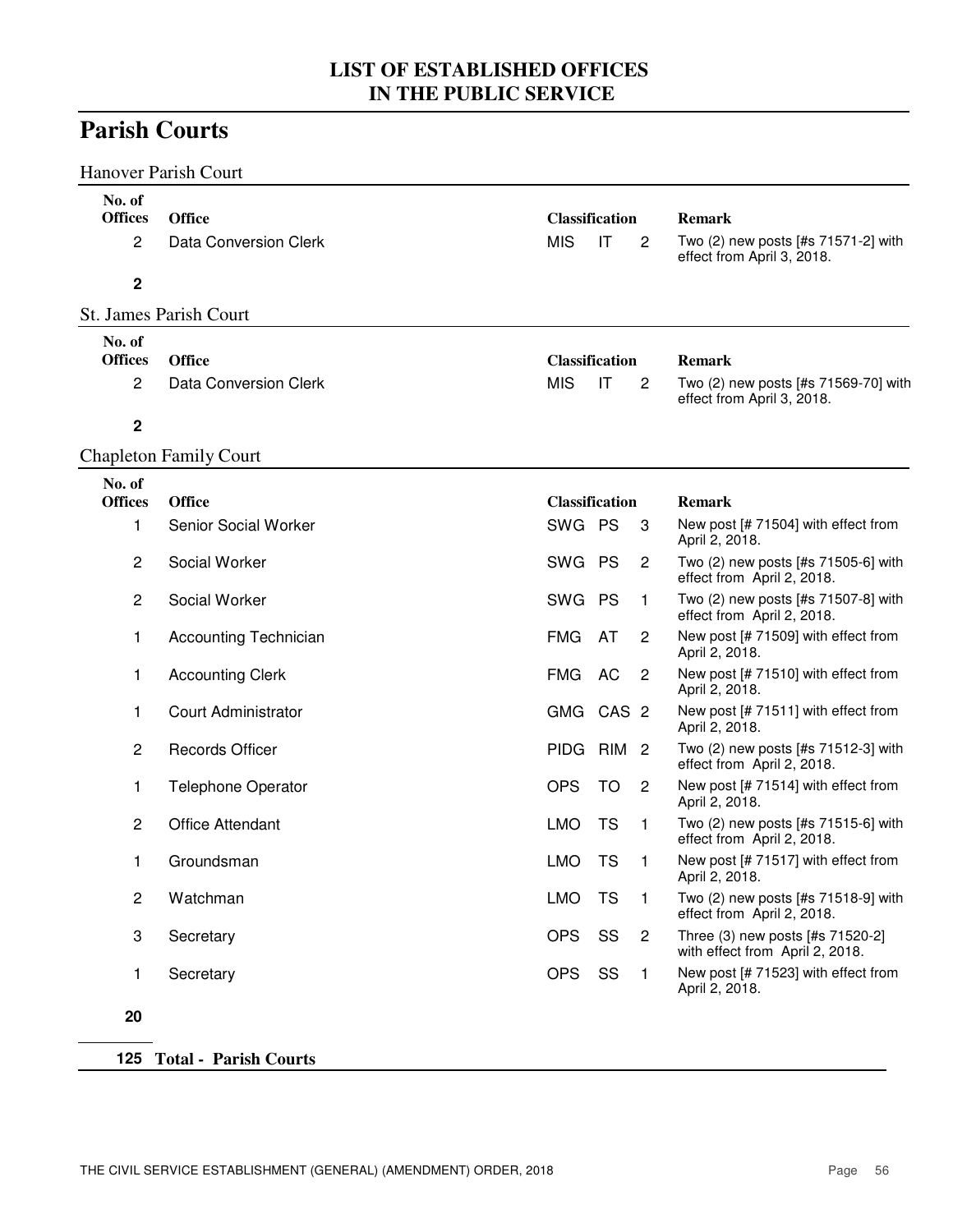# LIST OF ESTABLISHED OFFICES IN THE PUBLIC SERVICE

## Parish Courts

### Hanover Parish Court

| No. of Offices | Office | Classification | | | Remark |
|---|---|---|---|---|---|
| 2 | Data Conversion Clerk | MIS | IT | 2 | Two (2) new posts [#s 71571-2] with effect from April 3, 2018. |
| **2** | | | | | |

### St. James Parish Court

| No. of Offices | Office | Classification | | | Remark |
|---|---|---|---|---|---|
| 2 | Data Conversion Clerk | MIS | IT | 2 | Two (2) new posts [#s 71569-70] with effect from April 3, 2018. |
| **2** | | | | | |

### Chapleton Family Court

| No. of Offices | Office | Classification | | | Remark |
|---|---|---|---|---|---|
| 1 | Senior Social Worker | SWG | PS | 3 | New post [# 71504] with effect from April 2, 2018. |
| 2 | Social Worker | SWG | PS | 2 | Two (2) new posts [#s 71505-6] with effect from April 2, 2018. |
| 2 | Social Worker | SWG | PS | 1 | Two (2) new posts [#s 71507-8] with effect from April 2, 2018. |
| 1 | Accounting Technician | FMG | AT | 2 | New post [# 71509] with effect from April 2, 2018. |
| 1 | Accounting Clerk | FMG | AC | 2 | New post [# 71510] with effect from April 2, 2018. |
| 1 | Court Administrator | GMG | CAS | 2 | New post [# 71511] with effect from April 2, 2018. |
| 2 | Records Officer | PIDG | RIM | 2 | Two (2) new posts [#s 71512-3] with effect from April 2, 2018. |
| 1 | Telephone Operator | OPS | TO | 2 | New post [# 71514] with effect from April 2, 2018. |
| 2 | Office Attendant | LMO | TS | 1 | Two (2) new posts [#s 71515-6] with effect from April 2, 2018. |
| 1 | Groundsman | LMO | TS | 1 | New post [# 71517] with effect from April 2, 2018. |
| 2 | Watchman | LMO | TS | 1 | Two (2) new posts [#s 71518-9] with effect from April 2, 2018. |
| 3 | Secretary | OPS | SS | 2 | Three (3) new posts [#s 71520-2] with effect from April 2, 2018. |
| 1 | Secretary | OPS | SS | 1 | New post [# 71523] with effect from April 2, 2018. |
| **20** | | | | | |

**125 Total - Parish Courts**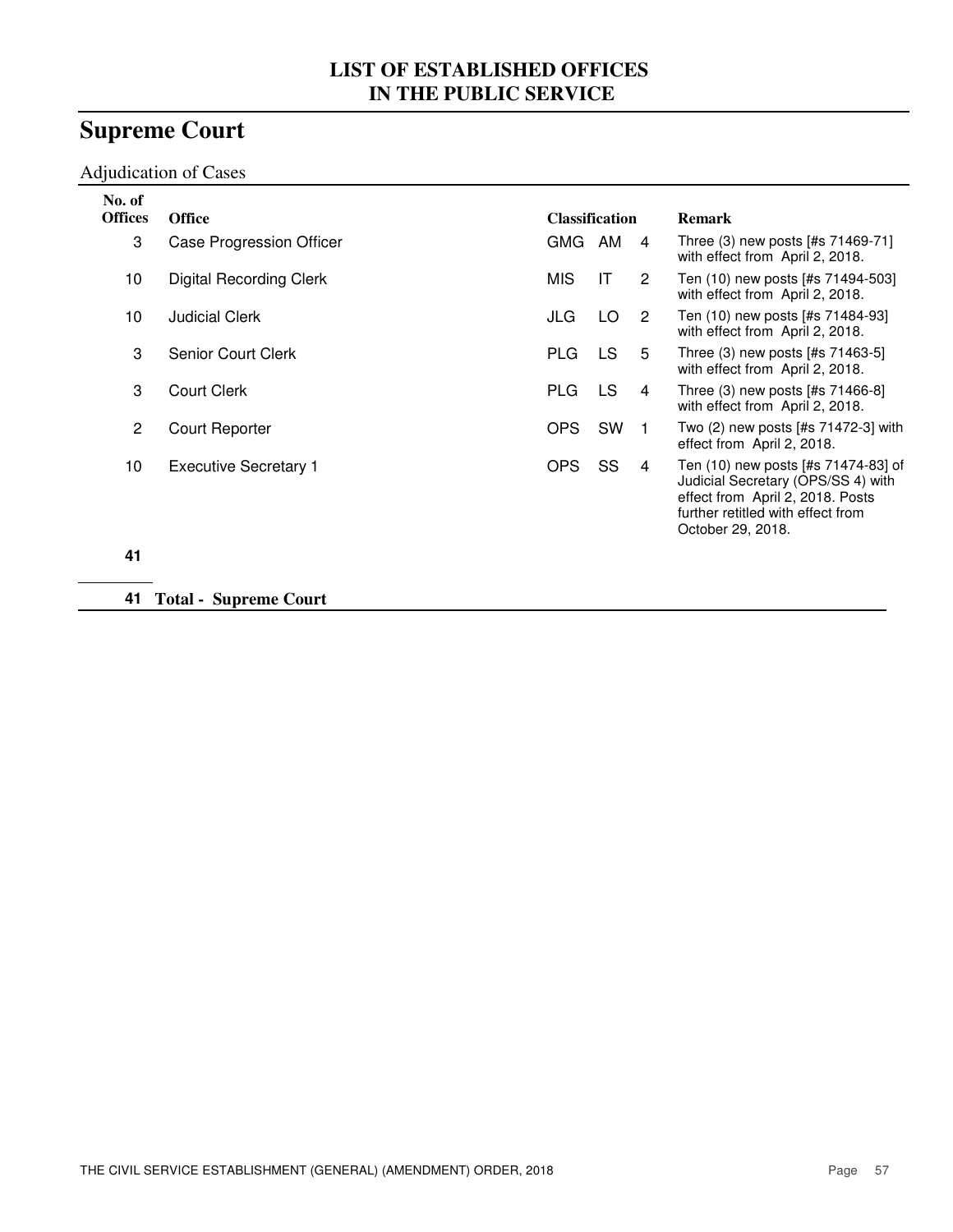# LIST OF ESTABLISHED OFFICES IN THE PUBLIC SERVICE

## Supreme Court

### Adjudication of Cases

| No. of Offices | Office | Classification | | | Remark |
|---|---|---|---|---|---|
| 3 | Case Progression Officer | GMG | AM | 4 | Three (3) new posts [#s 71469-71] with effect from April 2, 2018. |
| 10 | Digital Recording Clerk | MIS | IT | 2 | Ten (10) new posts [#s 71494-503] with effect from April 2, 2018. |
| 10 | Judicial Clerk | JLG | LO | 2 | Ten (10) new posts [#s 71484-93] with effect from April 2, 2018. |
| 3 | Senior Court Clerk | PLG | LS | 5 | Three (3) new posts [#s 71463-5] with effect from April 2, 2018. |
| 3 | Court Clerk | PLG | LS | 4 | Three (3) new posts [#s 71466-8] with effect from April 2, 2018. |
| 2 | Court Reporter | OPS | SW | 1 | Two (2) new posts [#s 71472-3] with effect from April 2, 2018. |
| 10 | Executive Secretary 1 | OPS | SS | 4 | Ten (10) new posts [#s 71474-83] of Judicial Secretary (OPS/SS 4) with effect from April 2, 2018. Posts further retitled with effect from October 29, 2018. |
| **41** | | | | | |

**41 Total - Supreme Court**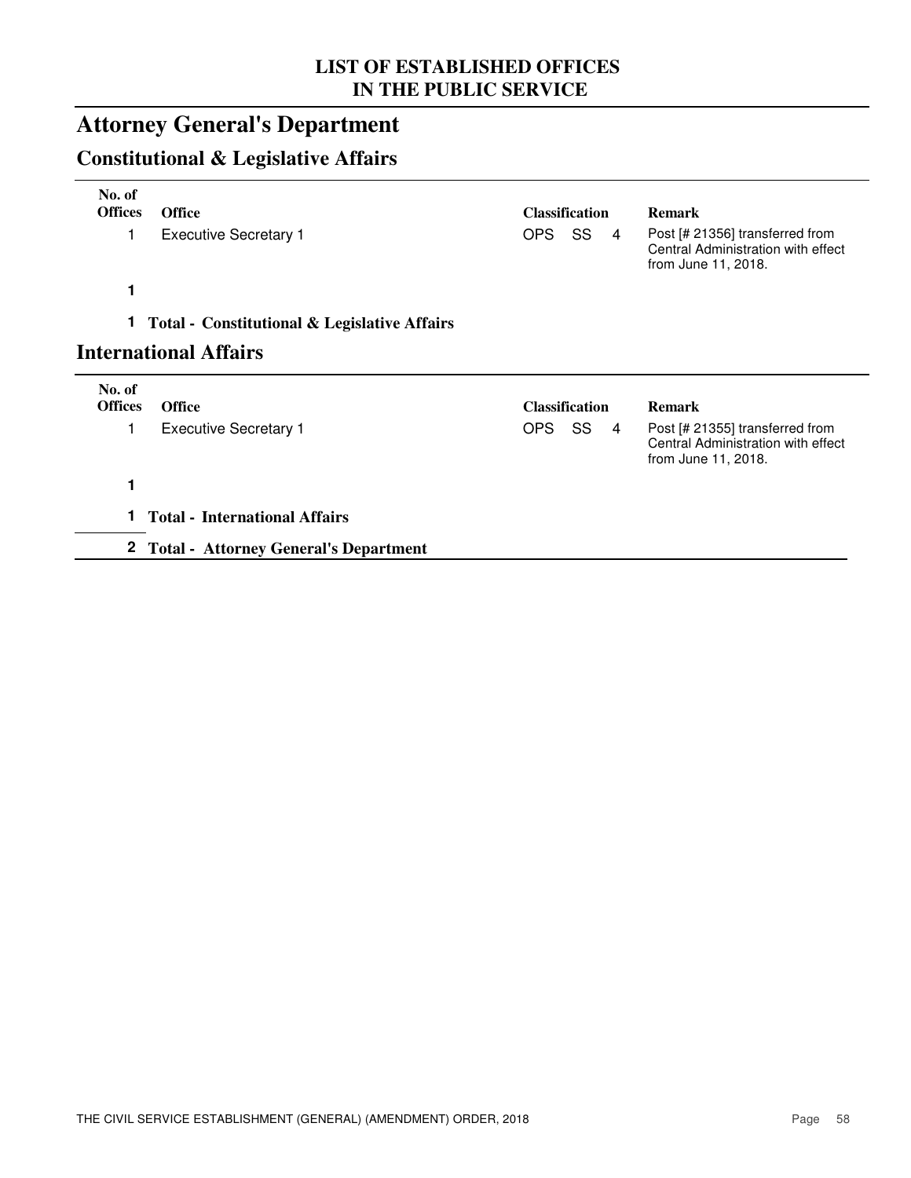# LIST OF ESTABLISHED OFFICES IN THE PUBLIC SERVICE

## Attorney General's Department

### Constitutional & Legislative Affairs

| No. of Offices | Office | Classification | | | Remark |
|---|---|---|---|---|---|
| 1 | Executive Secretary 1 | OPS | SS | 4 | Post [# 21356] transferred from Central Administration with effect from June 11, 2018. |
| **1** | | | | | |
| **1** | **Total - Constitutional & Legislative Affairs** | | | | |

### International Affairs

| No. of Offices | Office | Classification | | | Remark |
|---|---|---|---|---|---|
| 1 | Executive Secretary 1 | OPS | SS | 4 | Post [# 21355] transferred from Central Administration with effect from June 11, 2018. |
| **1** | | | | | |
| **1** | **Total - International Affairs** | | | | |
| **2** | **Total - Attorney General's Department** | | | | |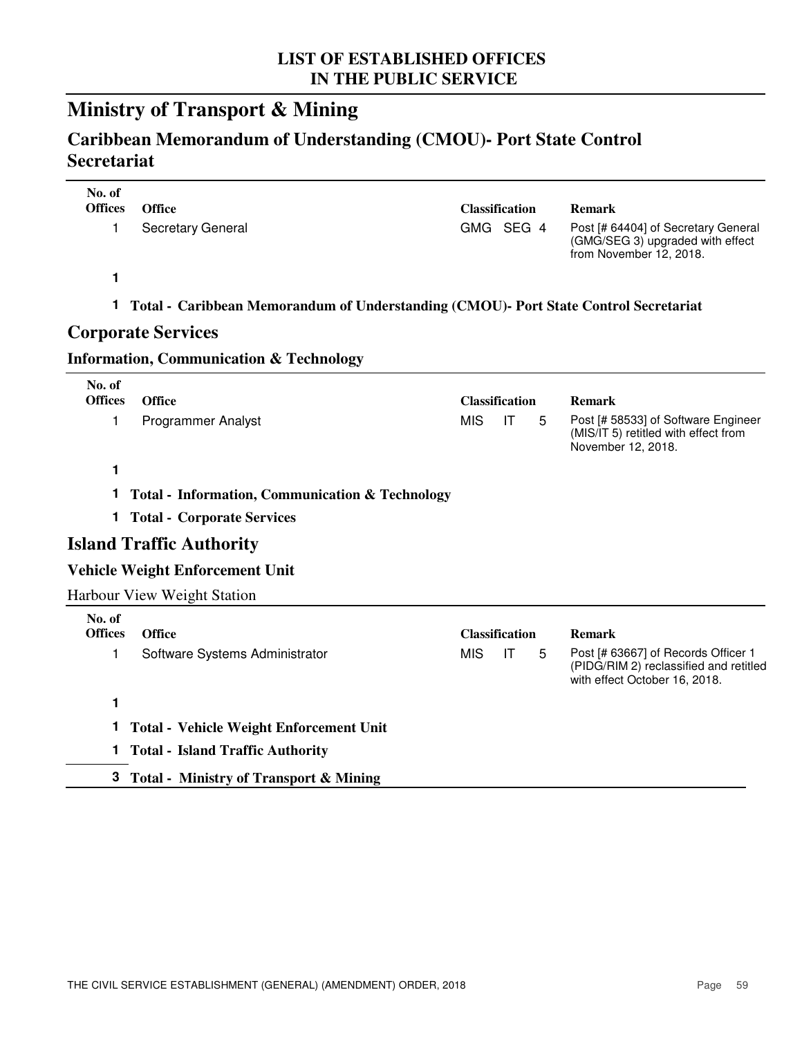## LIST OF ESTABLISHED OFFICES IN THE PUBLIC SERVICE

# Ministry of Transport & Mining

## Caribbean Memorandum of Understanding (CMOU)- Port State Control Secretariat

| No. of Offices | Office | Classification | Remark |
|---|---|---|---|
| 1 | Secretary General | GMG SEG 4 | Post [# 64404] of Secretary General (GMG/SEG 3) upgraded with effect from November 12, 2018. |
| **1** | | | |

**1 Total - Caribbean Memorandum of Understanding (CMOU)- Port State Control Secretariat**

## Corporate Services

### Information, Communication & Technology

| No. of Offices | Office | Classification | Remark |
|---|---|---|---|
| 1 | Programmer Analyst | MIS IT 5 | Post [# 58533] of Software Engineer (MIS/IT 5) retitled with effect from November 12, 2018. |
| **1** | | | |

**1 Total - Information, Communication & Technology**

**1 Total - Corporate Services**

## Island Traffic Authority

### Vehicle Weight Enforcement Unit

Harbour View Weight Station

| No. of Offices | Office | Classification | Remark |
|---|---|---|---|
| 1 | Software Systems Administrator | MIS IT 5 | Post [# 63667] of Records Officer 1 (PIDG/RIM 2) reclassified and retitled with effect October 16, 2018. |
| **1** | | | |

**1 Total - Vehicle Weight Enforcement Unit**

**1 Total - Island Traffic Authority**

**3 Total - Ministry of Transport & Mining**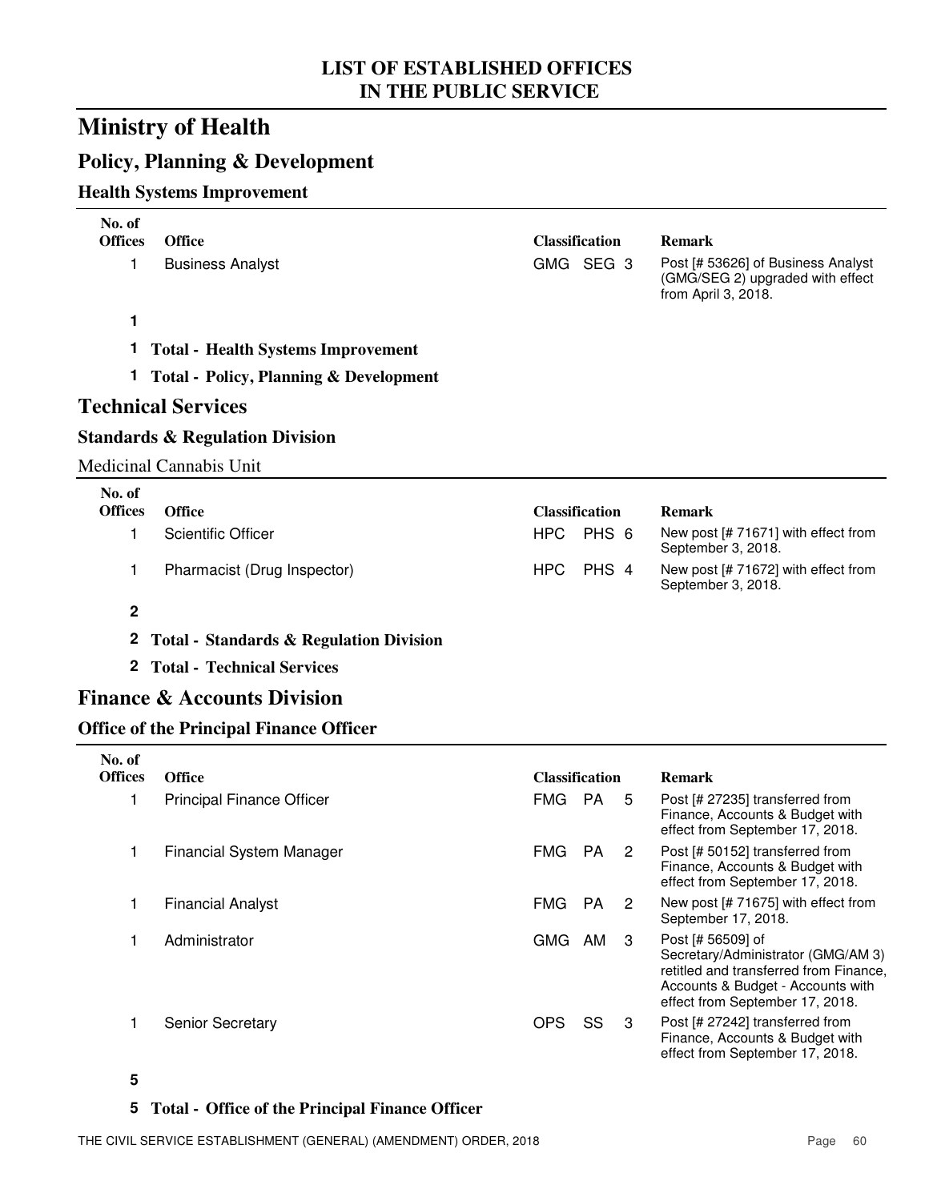# LIST OF ESTABLISHED OFFICES IN THE PUBLIC SERVICE

# Ministry of Health

## Policy, Planning & Development

### Health Systems Improvement

| No. of Offices | Office | Classification | Remark |
|---|---|---|---|
| 1 | Business Analyst | GMG SEG 3 | Post [# 53626] of Business Analyst (GMG/SEG 2) upgraded with effect from April 3, 2018. |
| **1** | | | |

**1 Total - Health Systems Improvement**

**1 Total - Policy, Planning & Development**

## Technical Services

### Standards & Regulation Division

Medicinal Cannabis Unit

| No. of Offices | Office | Classification | Remark |
|---|---|---|---|
| 1 | Scientific Officer | HPC PHS 6 | New post [# 71671] with effect from September 3, 2018. |
| 1 | Pharmacist (Drug Inspector) | HPC PHS 4 | New post [# 71672] with effect from September 3, 2018. |
| **2** | | | |

**2 Total - Standards & Regulation Division**

**2 Total - Technical Services**

## Finance & Accounts Division

### Office of the Principal Finance Officer

| No. of Offices | Office | Classification | Remark |
|---|---|---|---|
| 1 | Principal Finance Officer | FMG PA 5 | Post [# 27235] transferred from Finance, Accounts & Budget with effect from September 17, 2018. |
| 1 | Financial System Manager | FMG PA 2 | Post [# 50152] transferred from Finance, Accounts & Budget with effect from September 17, 2018. |
| 1 | Financial Analyst | FMG PA 2 | New post [# 71675] with effect from September 17, 2018. |
| 1 | Administrator | GMG AM 3 | Post [# 56509] of Secretary/Administrator (GMG/AM 3) retitled and transferred from Finance, Accounts & Budget - Accounts with effect from September 17, 2018. |
| 1 | Senior Secretary | OPS SS 3 | Post [# 27242] transferred from Finance, Accounts & Budget with effect from September 17, 2018. |
| **5** | | | |

**5 Total - Office of the Principal Finance Officer**

THE CIVIL SERVICE ESTABLISHMENT (GENERAL) (AMENDMENT) ORDER, 2018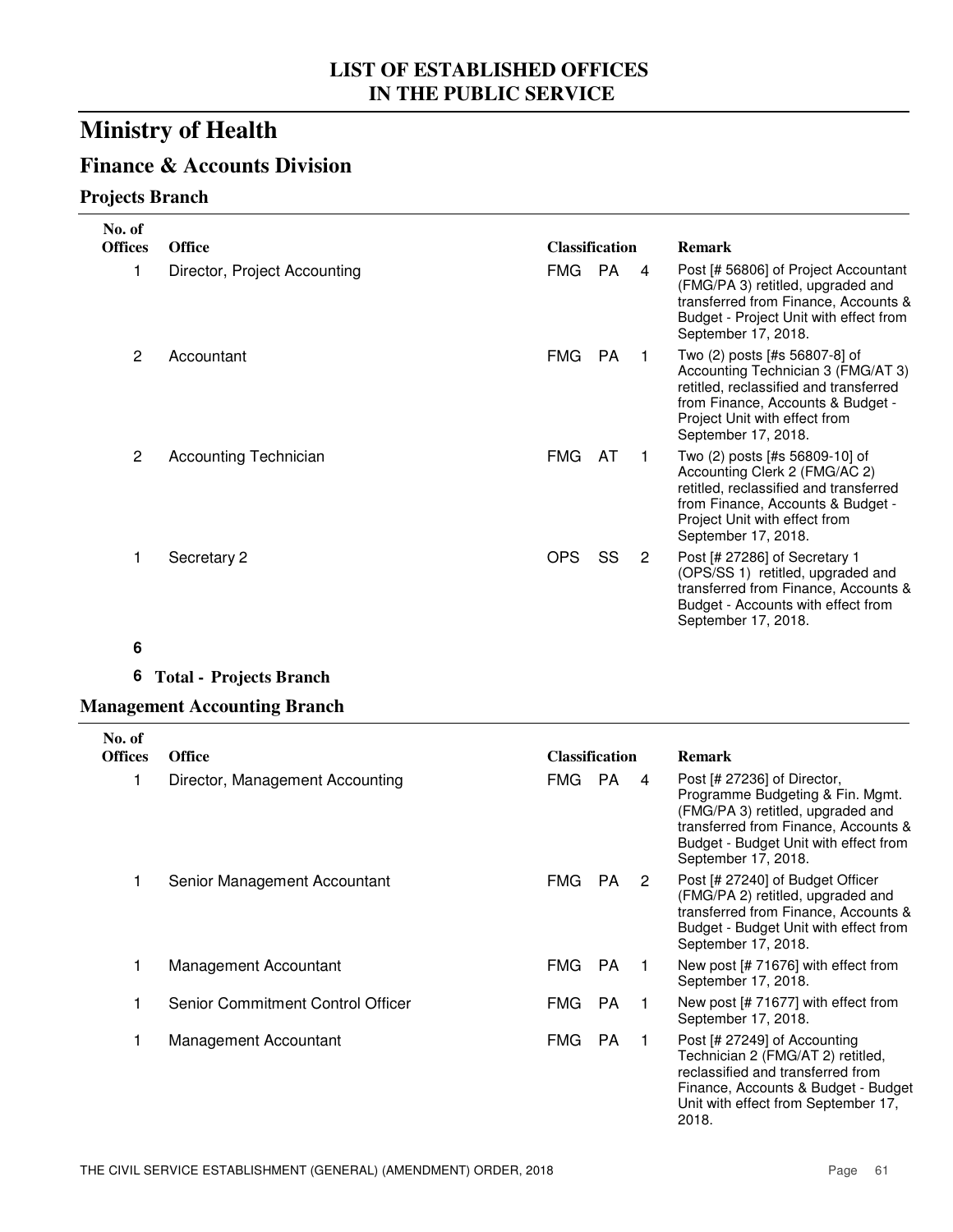# LIST OF ESTABLISHED OFFICES IN THE PUBLIC SERVICE

# Ministry of Health

## Finance & Accounts Division

### Projects Branch

| No. of Offices | Office | Classification | | | Remark |
|---|---|---|---|---|---|
| 1 | Director, Project Accounting | FMG | PA | 4 | Post [# 56806] of Project Accountant (FMG/PA 3) retitled, upgraded and transferred from Finance, Accounts & Budget - Project Unit with effect from September 17, 2018. |
| 2 | Accountant | FMG | PA | 1 | Two (2) posts [#s 56807-8] of Accounting Technician 3 (FMG/AT 3) retitled, reclassified and transferred from Finance, Accounts & Budget - Project Unit with effect from September 17, 2018. |
| 2 | Accounting Technician | FMG | AT | 1 | Two (2) posts [#s 56809-10] of Accounting Clerk 2 (FMG/AC 2) retitled, reclassified and transferred from Finance, Accounts & Budget - Project Unit with effect from September 17, 2018. |
| 1 | Secretary 2 | OPS | SS | 2 | Post [# 27286] of Secretary 1 (OPS/SS 1) retitled, upgraded and transferred from Finance, Accounts & Budget - Accounts with effect from September 17, 2018. |
| **6** | | | | | |

**6 Total - Projects Branch**

### Management Accounting Branch

| No. of Offices | Office | Classification | | | Remark |
|---|---|---|---|---|---|
| 1 | Director, Management Accounting | FMG | PA | 4 | Post [# 27236] of Director, Programme Budgeting & Fin. Mgmt. (FMG/PA 3) retitled, upgraded and transferred from Finance, Accounts & Budget - Budget Unit with effect from September 17, 2018. |
| 1 | Senior Management Accountant | FMG | PA | 2 | Post [# 27240] of Budget Officer (FMG/PA 2) retitled, upgraded and transferred from Finance, Accounts & Budget - Budget Unit with effect from September 17, 2018. |
| 1 | Management Accountant | FMG | PA | 1 | New post [# 71676] with effect from September 17, 2018. |
| 1 | Senior Commitment Control Officer | FMG | PA | 1 | New post [# 71677] with effect from September 17, 2018. |
| 1 | Management Accountant | FMG | PA | 1 | Post [# 27249] of Accounting Technician 2 (FMG/AT 2) retitled, reclassified and transferred from Finance, Accounts & Budget - Budget Unit with effect from September 17, 2018. |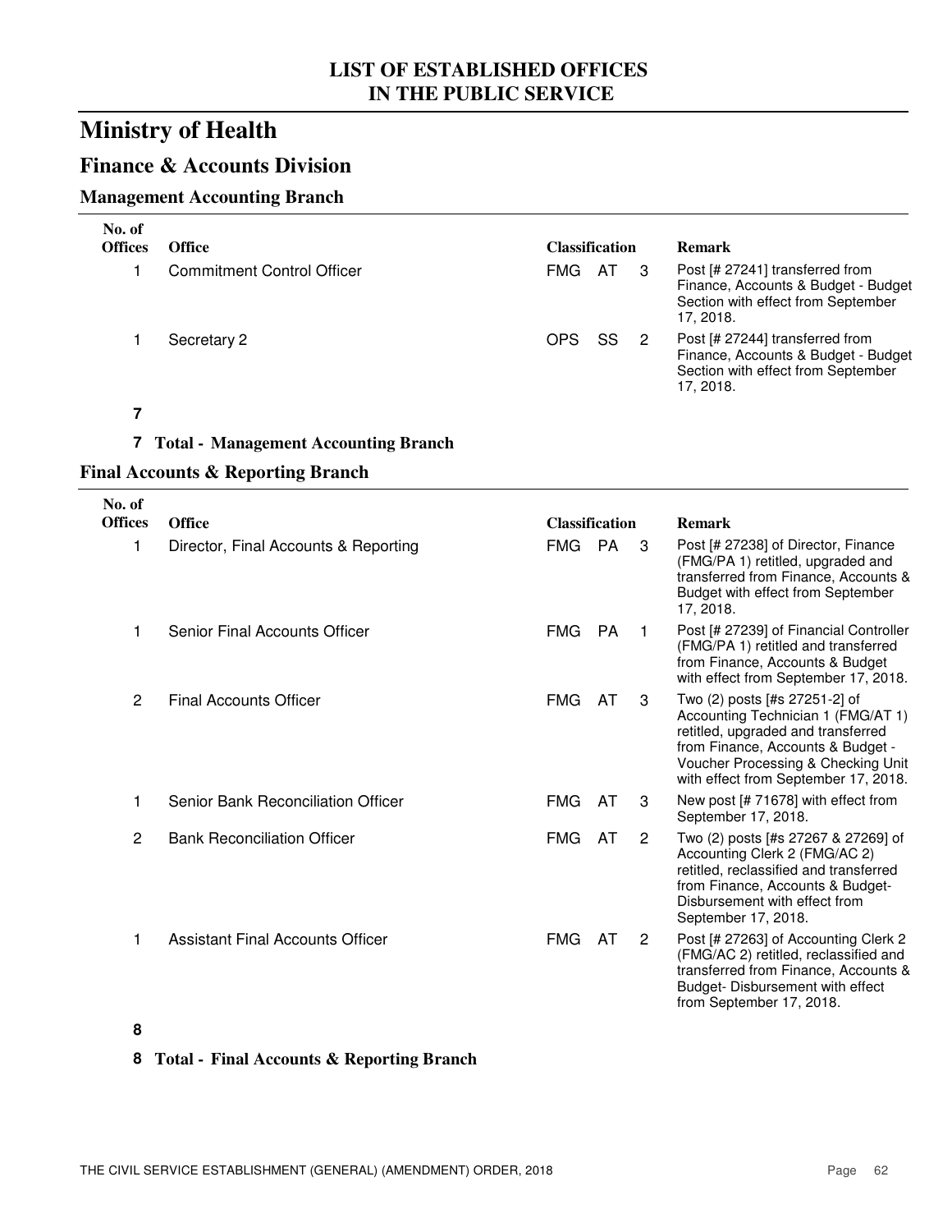# LIST OF ESTABLISHED OFFICES IN THE PUBLIC SERVICE

# Ministry of Health

## Finance & Accounts Division

### Management Accounting Branch

| No. of Offices | Office | Classification | | | Remark |
|---|---|---|---|---|---|
| 1 | Commitment Control Officer | FMG | AT | 3 | Post [# 27241] transferred from Finance, Accounts & Budget - Budget Section with effect from September 17, 2018. |
| 1 | Secretary 2 | OPS | SS | 2 | Post [# 27244] transferred from Finance, Accounts & Budget - Budget Section with effect from September 17, 2018. |
| **7** | | | | | |

**7 Total - Management Accounting Branch**

### Final Accounts & Reporting Branch

| No. of Offices | Office | Classification | | | Remark |
|---|---|---|---|---|---|
| 1 | Director, Final Accounts & Reporting | FMG | PA | 3 | Post [# 27238] of Director, Finance (FMG/PA 1) retitled, upgraded and transferred from Finance, Accounts & Budget with effect from September 17, 2018. |
| 1 | Senior Final Accounts Officer | FMG | PA | 1 | Post [# 27239] of Financial Controller (FMG/PA 1) retitled and transferred from Finance, Accounts & Budget with effect from September 17, 2018. |
| 2 | Final Accounts Officer | FMG | AT | 3 | Two (2) posts [#s 27251-2] of Accounting Technician 1 (FMG/AT 1) retitled, upgraded and transferred from Finance, Accounts & Budget - Voucher Processing & Checking Unit with effect from September 17, 2018. |
| 1 | Senior Bank Reconciliation Officer | FMG | AT | 3 | New post [# 71678] with effect from September 17, 2018. |
| 2 | Bank Reconciliation Officer | FMG | AT | 2 | Two (2) posts [#s 27267 & 27269] of Accounting Clerk 2 (FMG/AC 2) retitled, reclassified and transferred from Finance, Accounts & Budget-Disbursement with effect from September 17, 2018. |
| 1 | Assistant Final Accounts Officer | FMG | AT | 2 | Post [# 27263] of Accounting Clerk 2 (FMG/AC 2) retitled, reclassified and transferred from Finance, Accounts & Budget- Disbursement with effect from September 17, 2018. |
| **8** | | | | | |

**8 Total - Final Accounts & Reporting Branch**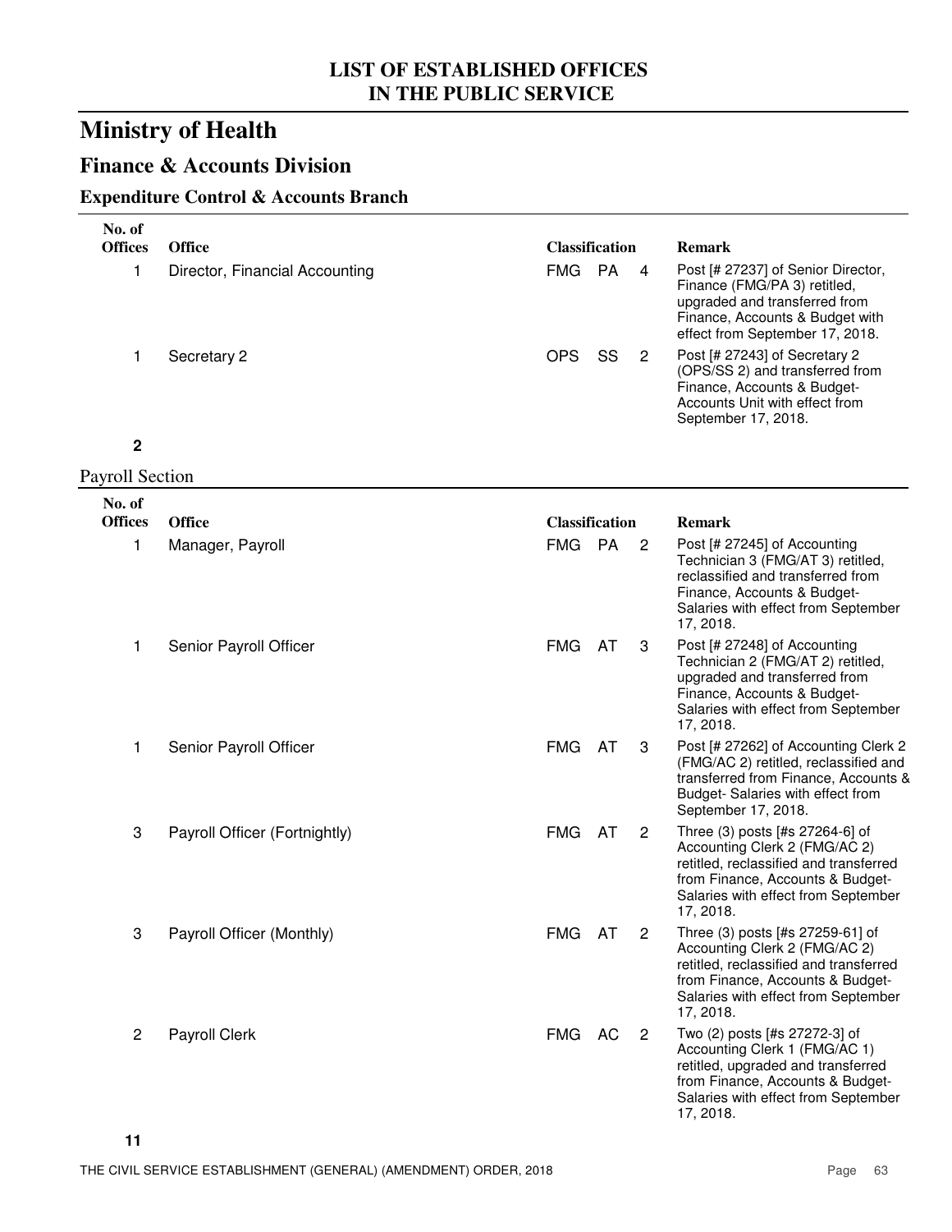# LIST OF ESTABLISHED OFFICES IN THE PUBLIC SERVICE

## Ministry of Health

### Finance & Accounts Division

#### Expenditure Control & Accounts Branch

| No. of Offices | Office | Classification | | | Remark |
|---|---|---|---|---|---|
| 1 | Director, Financial Accounting | FMG | PA | 4 | Post [# 27237] of Senior Director, Finance (FMG/PA 3) retitled, upgraded and transferred from Finance, Accounts & Budget with effect from September 17, 2018. |
| 1 | Secretary 2 | OPS | SS | 2 | Post [# 27243] of Secretary 2 (OPS/SS 2) and transferred from Finance, Accounts & Budget-Accounts Unit with effect from September 17, 2018. |
| **2** | | | | | |

Payroll Section

| No. of Offices | Office | Classification | | | Remark |
|---|---|---|---|---|---|
| 1 | Manager, Payroll | FMG | PA | 2 | Post [# 27245] of Accounting Technician 3 (FMG/AT 3) retitled, reclassified and transferred from Finance, Accounts & Budget-Salaries with effect from September 17, 2018. |
| 1 | Senior Payroll Officer | FMG | AT | 3 | Post [# 27248] of Accounting Technician 2 (FMG/AT 2) retitled, upgraded and transferred from Finance, Accounts & Budget-Salaries with effect from September 17, 2018. |
| 1 | Senior Payroll Officer | FMG | AT | 3 | Post [# 27262] of Accounting Clerk 2 (FMG/AC 2) retitled, reclassified and transferred from Finance, Accounts & Budget- Salaries with effect from September 17, 2018. |
| 3 | Payroll Officer (Fortnightly) | FMG | AT | 2 | Three (3) posts [#s 27264-6] of Accounting Clerk 2 (FMG/AC 2) retitled, reclassified and transferred from Finance, Accounts & Budget-Salaries with effect from September 17, 2018. |
| 3 | Payroll Officer (Monthly) | FMG | AT | 2 | Three (3) posts [#s 27259-61] of Accounting Clerk 2 (FMG/AC 2) retitled, reclassified and transferred from Finance, Accounts & Budget-Salaries with effect from September 17, 2018. |
| 2 | Payroll Clerk | FMG | AC | 2 | Two (2) posts [#s 27272-3] of Accounting Clerk 1 (FMG/AC 1) retitled, upgraded and transferred from Finance, Accounts & Budget-Salaries with effect from September 17, 2018. |
| **11** | | | | | |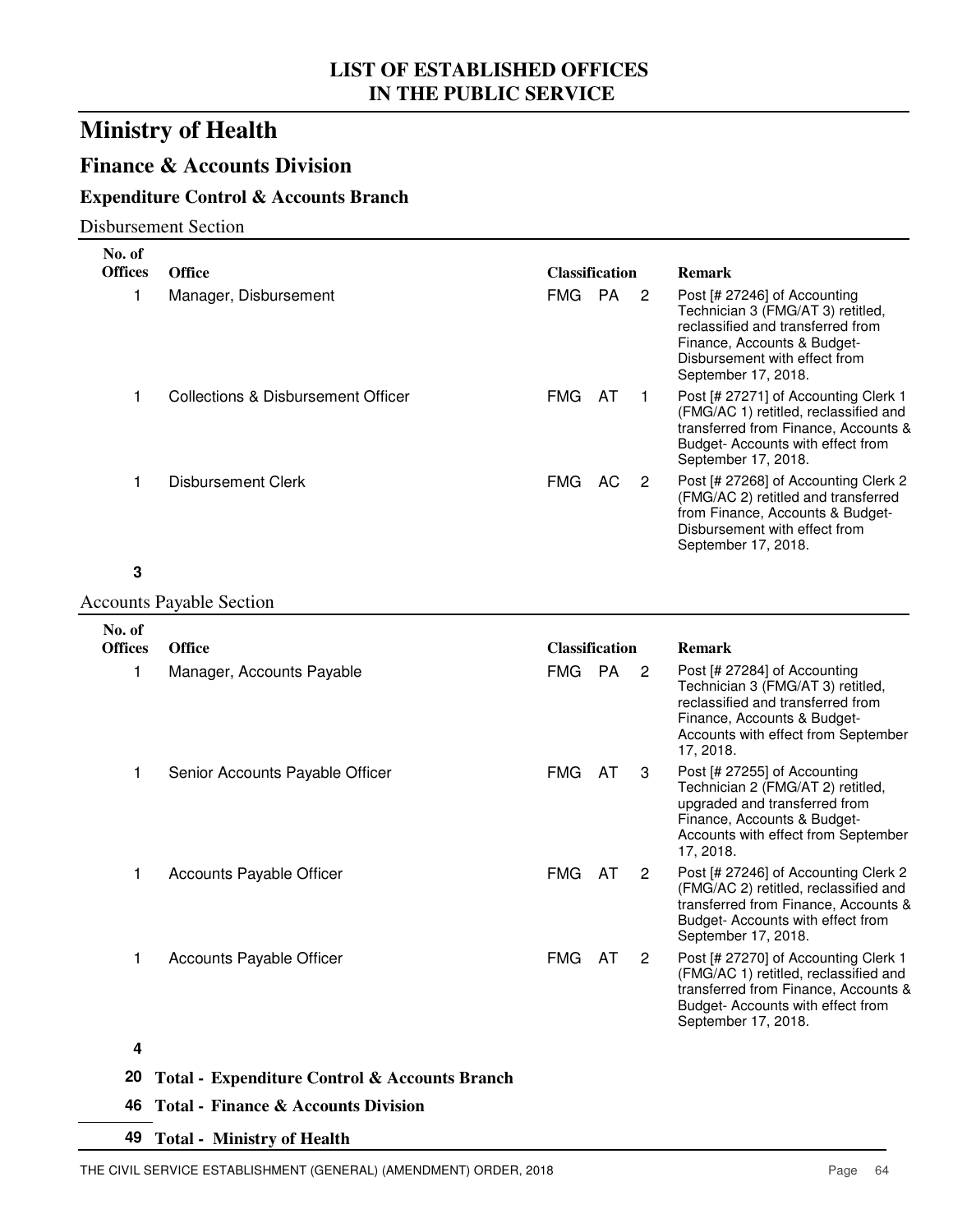# LIST OF ESTABLISHED OFFICES IN THE PUBLIC SERVICE

# Ministry of Health

## Finance & Accounts Division

### Expenditure Control & Accounts Branch

Disbursement Section

| No. of Offices | Office | Classification | | | Remark |
|---|---|---|---|---|---|
| 1 | Manager, Disbursement | FMG | PA | 2 | Post [# 27246] of Accounting Technician 3 (FMG/AT 3) retitled, reclassified and transferred from Finance, Accounts & Budget- Disbursement with effect from September 17, 2018. |
| 1 | Collections & Disbursement Officer | FMG | AT | 1 | Post [# 27271] of Accounting Clerk 1 (FMG/AC 1) retitled, reclassified and transferred from Finance, Accounts & Budget- Accounts with effect from September 17, 2018. |
| 1 | Disbursement Clerk | FMG | AC | 2 | Post [# 27268] of Accounting Clerk 2 (FMG/AC 2) retitled and transferred from Finance, Accounts & Budget- Disbursement with effect from September 17, 2018. |
| **3** | | | | | |

Accounts Payable Section

| No. of Offices | Office | Classification | | | Remark |
|---|---|---|---|---|---|
| 1 | Manager, Accounts Payable | FMG | PA | 2 | Post [# 27284] of Accounting Technician 3 (FMG/AT 3) retitled, reclassified and transferred from Finance, Accounts & Budget- Accounts with effect from September 17, 2018. |
| 1 | Senior Accounts Payable Officer | FMG | AT | 3 | Post [# 27255] of Accounting Technician 2 (FMG/AT 2) retitled, upgraded and transferred from Finance, Accounts & Budget- Accounts with effect from September 17, 2018. |
| 1 | Accounts Payable Officer | FMG | AT | 2 | Post [# 27246] of Accounting Clerk 2 (FMG/AC 2) retitled, reclassified and transferred from Finance, Accounts & Budget- Accounts with effect from September 17, 2018. |
| 1 | Accounts Payable Officer | FMG | AT | 2 | Post [# 27270] of Accounting Clerk 1 (FMG/AC 1) retitled, reclassified and transferred from Finance, Accounts & Budget- Accounts with effect from September 17, 2018. |
| **4** | | | | | |

**20 Total - Expenditure Control & Accounts Branch**

**46 Total - Finance & Accounts Division**

**49 Total - Ministry of Health**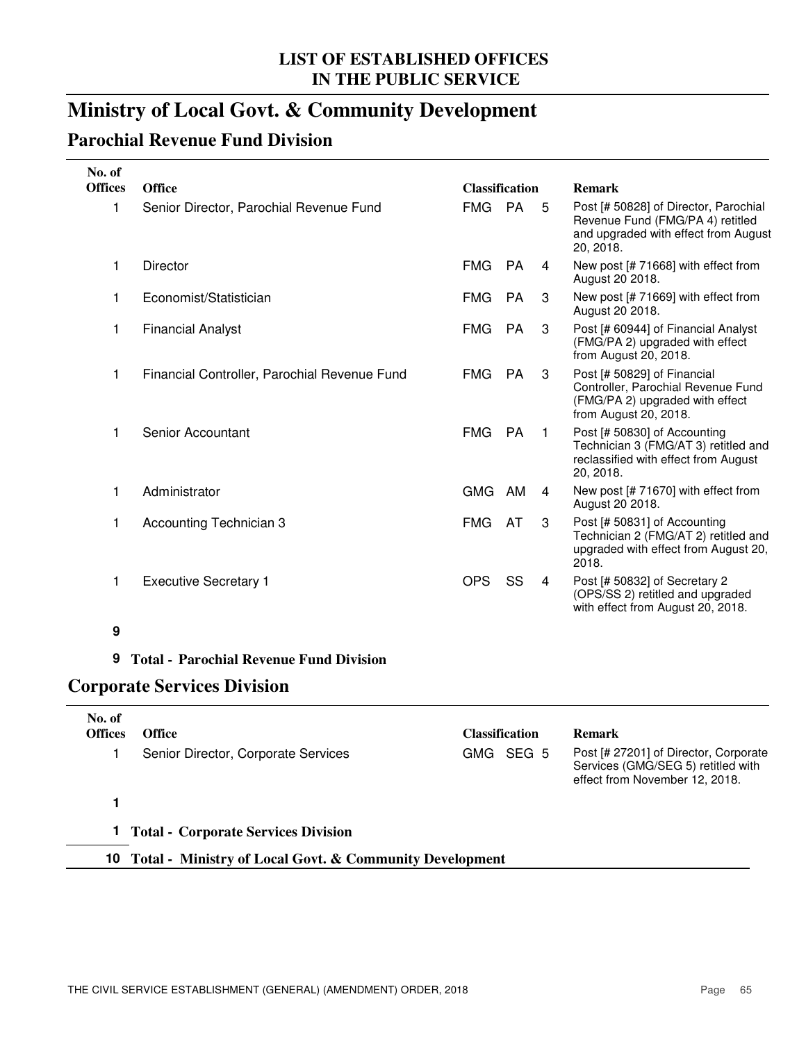## LIST OF ESTABLISHED OFFICES IN THE PUBLIC SERVICE

# Ministry of Local Govt. & Community Development

## Parochial Revenue Fund Division

| No. of Offices | Office | Classification | | | Remark |
|---|---|---|---|---|---|
| 1 | Senior Director, Parochial Revenue Fund | FMG | PA | 5 | Post [# 50828] of Director, Parochial Revenue Fund (FMG/PA 4) retitled and upgraded with effect from August 20, 2018. |
| 1 | Director | FMG | PA | 4 | New post [# 71668] with effect from August 20 2018. |
| 1 | Economist/Statistician | FMG | PA | 3 | New post [# 71669] with effect from August 20 2018. |
| 1 | Financial Analyst | FMG | PA | 3 | Post [# 60944] of Financial Analyst (FMG/PA 2) upgraded with effect from August 20, 2018. |
| 1 | Financial Controller, Parochial Revenue Fund | FMG | PA | 3 | Post [# 50829] of Financial Controller, Parochial Revenue Fund (FMG/PA 2) upgraded with effect from August 20, 2018. |
| 1 | Senior Accountant | FMG | PA | 1 | Post [# 50830] of Accounting Technician 3 (FMG/AT 3) retitled and reclassified with effect from August 20, 2018. |
| 1 | Administrator | GMG | AM | 4 | New post [# 71670] with effect from August 20 2018. |
| 1 | Accounting Technician 3 | FMG | AT | 3 | Post [# 50831] of Accounting Technician 2 (FMG/AT 2) retitled and upgraded with effect from August 20, 2018. |
| 1 | Executive Secretary 1 | OPS | SS | 4 | Post [# 50832] of Secretary 2 (OPS/SS 2) retitled and upgraded with effect from August 20, 2018. |
| **9** | | | | | |

**9 Total - Parochial Revenue Fund Division**

## Corporate Services Division

| No. of Offices | Office | Classification | | | Remark |
|---|---|---|---|---|---|
| 1 | Senior Director, Corporate Services | GMG | SEG | 5 | Post [# 27201] of Director, Corporate Services (GMG/SEG 5) retitled with effect from November 12, 2018. |
| **1** | | | | | |

**1 Total - Corporate Services Division**

**10 Total - Ministry of Local Govt. & Community Development**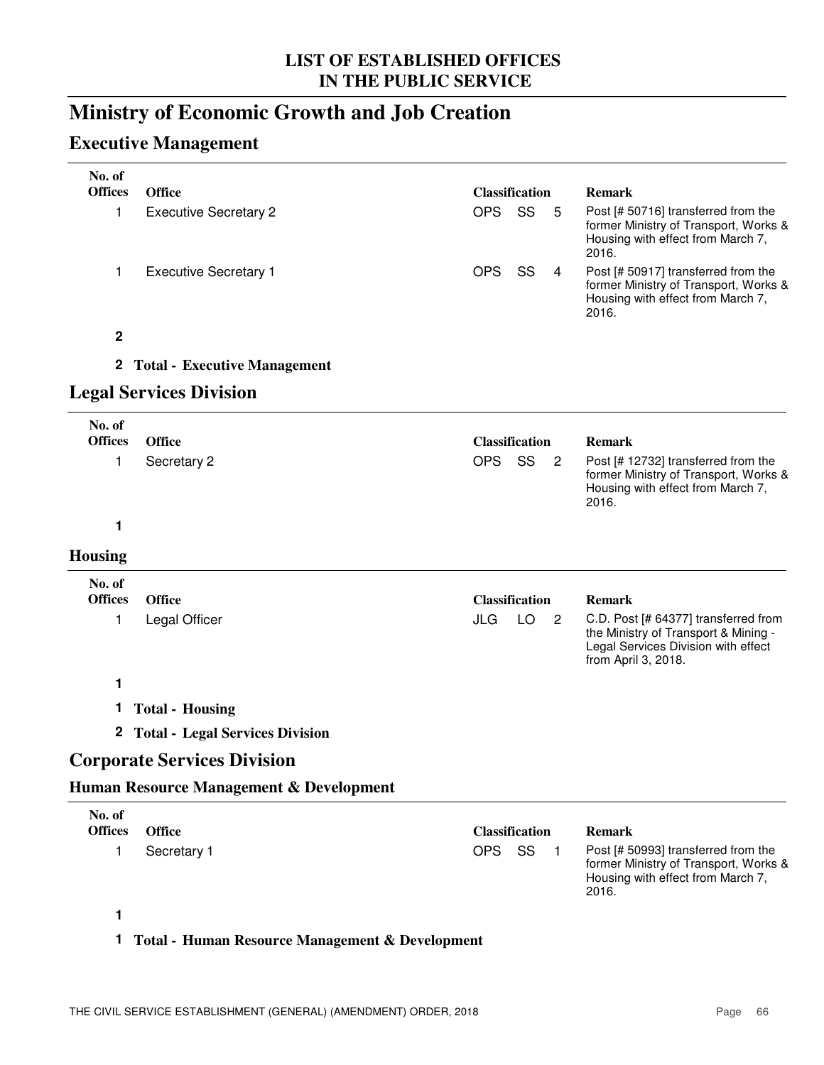# Ministry of Economic Growth and Job Creation

## Executive Management

| No. of Offices | Office | Classification | | | Remark |
|---|---|---|---|---|---|
| 1 | Executive Secretary 2 | OPS | SS | 5 | Post [# 50716] transferred from the former Ministry of Transport, Works & Housing with effect from March 7, 2016. |
| 1 | Executive Secretary 1 | OPS | SS | 4 | Post [# 50917] transferred from the former Ministry of Transport, Works & Housing with effect from March 7, 2016. |
| **2** | | | | | |

**2 Total - Executive Management**

## Legal Services Division

| No. of Offices | Office | Classification | | | Remark |
|---|---|---|---|---|---|
| 1 | Secretary 2 | OPS | SS | 2 | Post [# 12732] transferred from the former Ministry of Transport, Works & Housing with effect from March 7, 2016. |
| **1** | | | | | |

### Housing

| No. of Offices | Office | Classification | | | Remark |
|---|---|---|---|---|---|
| 1 | Legal Officer | JLG | LO | 2 | C.D. Post [# 64377] transferred from the Ministry of Transport & Mining - Legal Services Division with effect from April 3, 2018. |
| **1** | | | | | |

**1 Total - Housing**

**2 Total - Legal Services Division**

## Corporate Services Division

### Human Resource Management & Development

| No. of Offices | Office | Classification | | | Remark |
|---|---|---|---|---|---|
| 1 | Secretary 1 | OPS | SS | 1 | Post [# 50993] transferred from the former Ministry of Transport, Works & Housing with effect from March 7, 2016. |
| **1** | | | | | |

**1 Total - Human Resource Management & Development**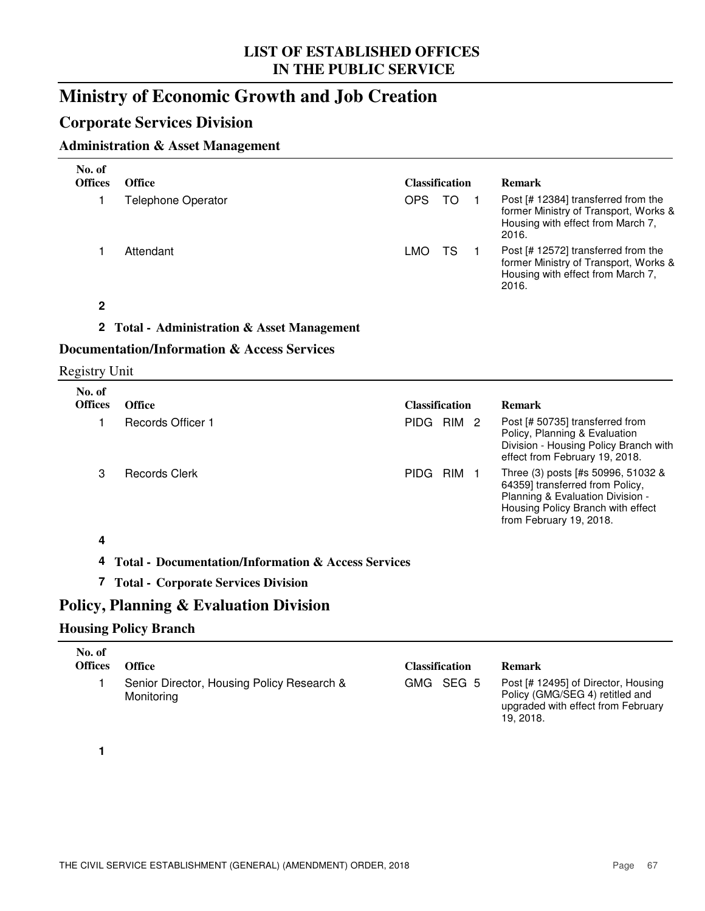# LIST OF ESTABLISHED OFFICES IN THE PUBLIC SERVICE

# Ministry of Economic Growth and Job Creation

## Corporate Services Division

### Administration & Asset Management

| No. of Offices | Office | Classification | Remark |
|---|---|---|---|
| 1 | Telephone Operator | OPS TO 1 | Post [# 12384] transferred from the former Ministry of Transport, Works & Housing with effect from March 7, 2016. |
| 1 | Attendant | LMO TS 1 | Post [# 12572] transferred from the former Ministry of Transport, Works & Housing with effect from March 7, 2016. |
| **2** | | | |

**2 Total - Administration & Asset Management**

### Documentation/Information & Access Services

Registry Unit

| No. of Offices | Office | Classification | Remark |
|---|---|---|---|
| 1 | Records Officer 1 | PIDG RIM 2 | Post [# 50735] transferred from Policy, Planning & Evaluation Division - Housing Policy Branch with effect from February 19, 2018. |
| 3 | Records Clerk | PIDG RIM 1 | Three (3) posts [#s 50996, 51032 & 64359] transferred from Policy, Planning & Evaluation Division - Housing Policy Branch with effect from February 19, 2018. |
| **4** | | | |

**4 Total - Documentation/Information & Access Services**

**7 Total - Corporate Services Division**

## Policy, Planning & Evaluation Division

### Housing Policy Branch

| No. of Offices | Office | Classification | Remark |
|---|---|---|---|
| 1 | Senior Director, Housing Policy Research & Monitoring | GMG SEG 5 | Post [# 12495] of Director, Housing Policy (GMG/SEG 4) retitled and upgraded with effect from February 19, 2018. |
| **1** | | | |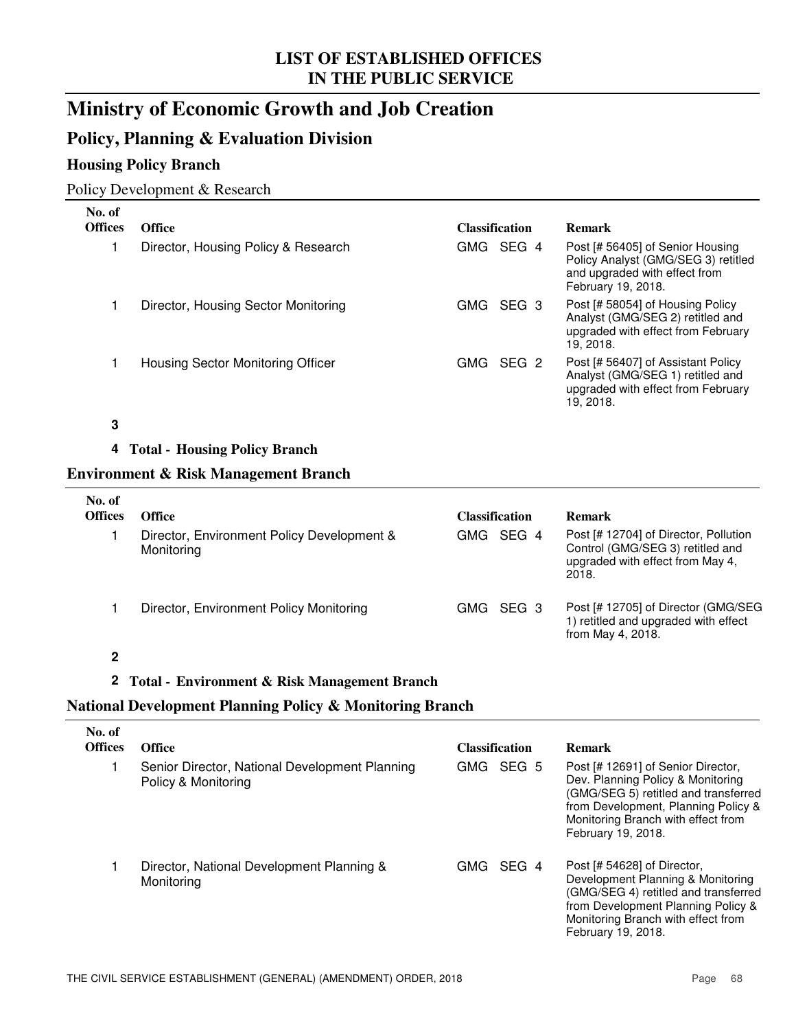## LIST OF ESTABLISHED OFFICES IN THE PUBLIC SERVICE

# Ministry of Economic Growth and Job Creation

## Policy, Planning & Evaluation Division

### Housing Policy Branch

Policy Development & Research

| No. of Offices | Office | Classification | Remark |
|---|---|---|---|
| 1 | Director, Housing Policy & Research | GMG SEG 4 | Post [# 56405] of Senior Housing Policy Analyst (GMG/SEG 3) retitled and upgraded with effect from February 19, 2018. |
| 1 | Director, Housing Sector Monitoring | GMG SEG 3 | Post [# 58054] of Housing Policy Analyst (GMG/SEG 2) retitled and upgraded with effect from February 19, 2018. |
| 1 | Housing Sector Monitoring Officer | GMG SEG 2 | Post [# 56407] of Assistant Policy Analyst (GMG/SEG 1) retitled and upgraded with effect from February 19, 2018. |
| **3** | | | |

**4 Total - Housing Policy Branch**

### Environment & Risk Management Branch

| No. of Offices | Office | Classification | Remark |
|---|---|---|---|
| 1 | Director, Environment Policy Development & Monitoring | GMG SEG 4 | Post [# 12704] of Director, Pollution Control (GMG/SEG 3) retitled and upgraded with effect from May 4, 2018. |
| 1 | Director, Environment Policy Monitoring | GMG SEG 3 | Post [# 12705] of Director (GMG/SEG 1) retitled and upgraded with effect from May 4, 2018. |
| **2** | | | |

**2 Total - Environment & Risk Management Branch**

### National Development Planning Policy & Monitoring Branch

| No. of Offices | Office | Classification | Remark |
|---|---|---|---|
| 1 | Senior Director, National Development Planning Policy & Monitoring | GMG SEG 5 | Post [# 12691] of Senior Director, Dev. Planning Policy & Monitoring (GMG/SEG 5) retitled and transferred from Development, Planning Policy & Monitoring Branch with effect from February 19, 2018. |
| 1 | Director, National Development Planning & Monitoring | GMG SEG 4 | Post [# 54628] of Director, Development Planning & Monitoring (GMG/SEG 4) retitled and transferred from Development Planning Policy & Monitoring Branch with effect from February 19, 2018. |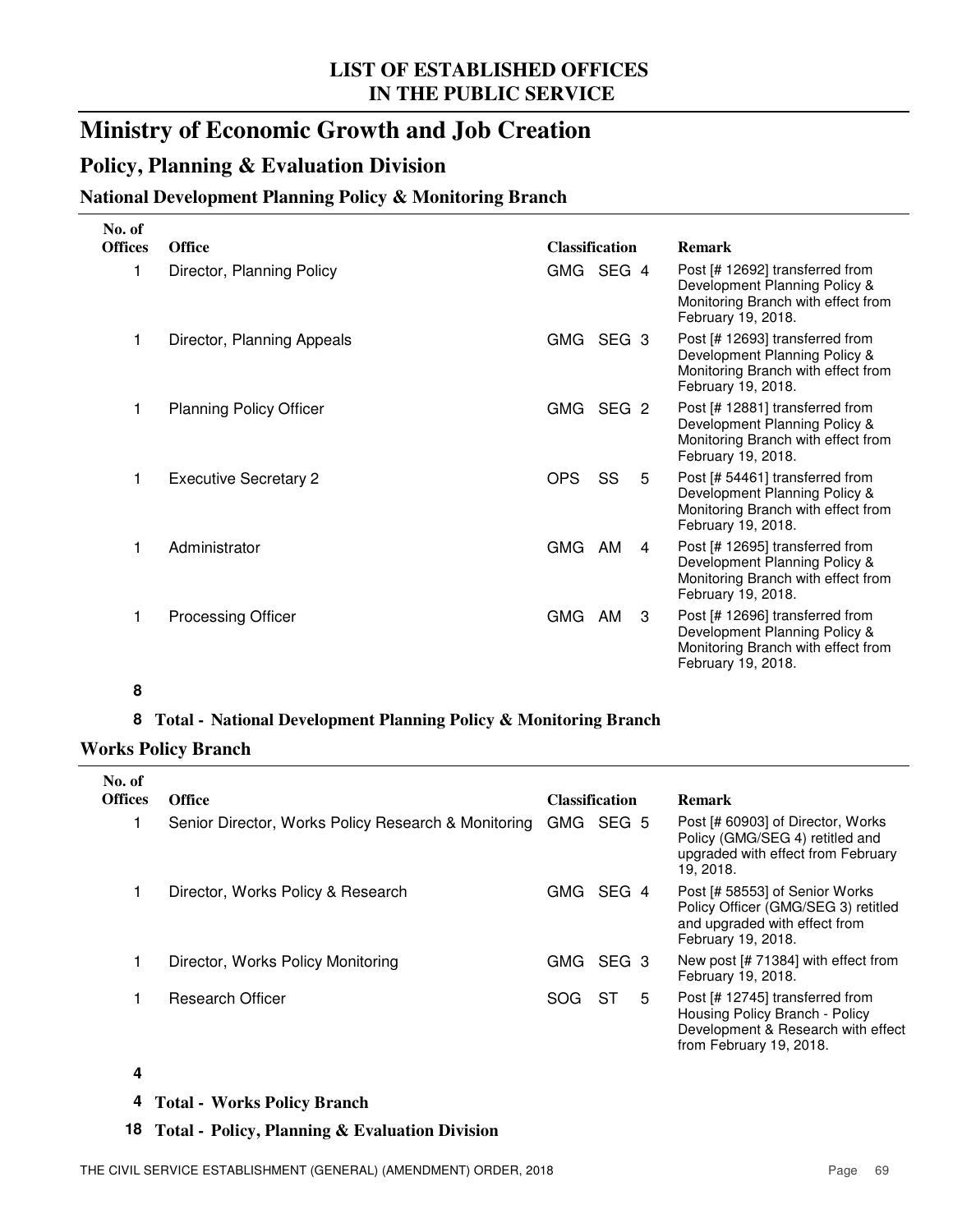# LIST OF ESTABLISHED OFFICES IN THE PUBLIC SERVICE

## Ministry of Economic Growth and Job Creation

### Policy, Planning & Evaluation Division

#### National Development Planning Policy & Monitoring Branch

| No. of Offices | Office | Classification | Remark |
|---|---|---|---|
| 1 | Director, Planning Policy | GMG SEG 4 | Post [# 12692] transferred from Development Planning Policy & Monitoring Branch with effect from February 19, 2018. |
| 1 | Director, Planning Appeals | GMG SEG 3 | Post [# 12693] transferred from Development Planning Policy & Monitoring Branch with effect from February 19, 2018. |
| 1 | Planning Policy Officer | GMG SEG 2 | Post [# 12881] transferred from Development Planning Policy & Monitoring Branch with effect from February 19, 2018. |
| 1 | Executive Secretary 2 | OPS SS 5 | Post [# 54461] transferred from Development Planning Policy & Monitoring Branch with effect from February 19, 2018. |
| 1 | Administrator | GMG AM 4 | Post [# 12695] transferred from Development Planning Policy & Monitoring Branch with effect from February 19, 2018. |
| 1 | Processing Officer | GMG AM 3 | Post [# 12696] transferred from Development Planning Policy & Monitoring Branch with effect from February 19, 2018. |
| **8** | | | |

**8 Total - National Development Planning Policy & Monitoring Branch**

#### Works Policy Branch

| No. of Offices | Office | Classification | Remark |
|---|---|---|---|
| 1 | Senior Director, Works Policy Research & Monitoring | GMG SEG 5 | Post [# 60903] of Director, Works Policy (GMG/SEG 4) retitled and upgraded with effect from February 19, 2018. |
| 1 | Director, Works Policy & Research | GMG SEG 4 | Post [# 58553] of Senior Works Policy Officer (GMG/SEG 3) retitled and upgraded with effect from February 19, 2018. |
| 1 | Director, Works Policy Monitoring | GMG SEG 3 | New post [# 71384] with effect from February 19, 2018. |
| 1 | Research Officer | SOG ST 5 | Post [# 12745] transferred from Housing Policy Branch - Policy Development & Research with effect from February 19, 2018. |
| **4** | | | |

**4 Total - Works Policy Branch**

**18 Total - Policy, Planning & Evaluation Division**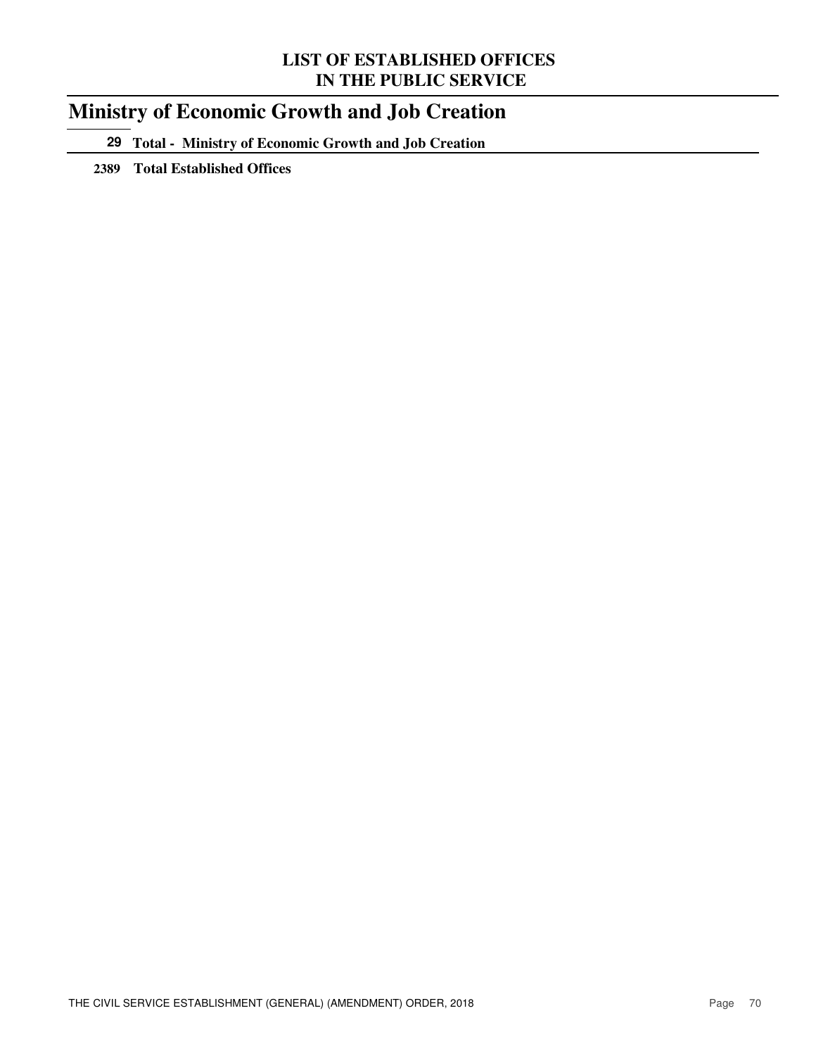# Ministry of Economic Growth and Job Creation

**29 Total - Ministry of Economic Growth and Job Creation**

**2389 Total Established Offices**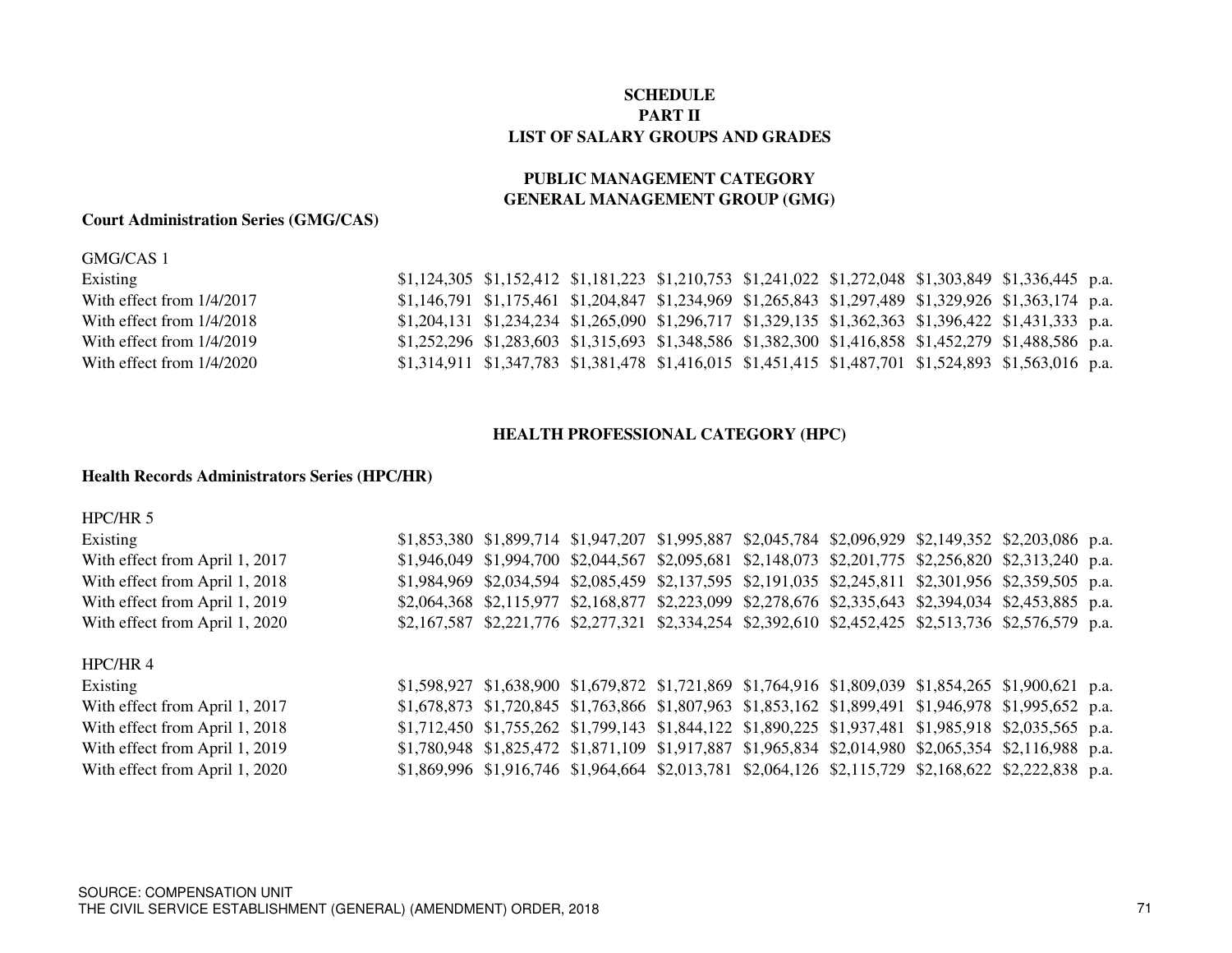**SCHEDULE**
**PART II**
**LIST OF SALARY GROUPS AND GRADES**

**PUBLIC MANAGEMENT CATEGORY**
**GENERAL MANAGEMENT GROUP (GMG)**

**Court Administration Series (GMG/CAS)**

| GMG/CAS 1 | | | | | | | | | |
|---|---|---|---|---|---|---|---|---|---|
| Existing | $1,124,305 | $1,152,412 | $1,181,223 | $1,210,753 | $1,241,022 | $1,272,048 | $1,303,849 | $1,336,445 | p.a. |
| With effect from 1/4/2017 | $1,146,791 | $1,175,461 | $1,204,847 | $1,234,969 | $1,265,843 | $1,297,489 | $1,329,926 | $1,363,174 | p.a. |
| With effect from 1/4/2018 | $1,204,131 | $1,234,234 | $1,265,090 | $1,296,717 | $1,329,135 | $1,362,363 | $1,396,422 | $1,431,333 | p.a. |
| With effect from 1/4/2019 | $1,252,296 | $1,283,603 | $1,315,693 | $1,348,586 | $1,382,300 | $1,416,858 | $1,452,279 | $1,488,586 | p.a. |
| With effect from 1/4/2020 | $1,314,911 | $1,347,783 | $1,381,478 | $1,416,015 | $1,451,415 | $1,487,701 | $1,524,893 | $1,563,016 | p.a. |

**HEALTH PROFESSIONAL CATEGORY (HPC)**

**Health Records Administrators Series (HPC/HR)**

| HPC/HR 5 | | | | | | | | | |
|---|---|---|---|---|---|---|---|---|---|
| Existing | $1,853,380 | $1,899,714 | $1,947,207 | $1,995,887 | $2,045,784 | $2,096,929 | $2,149,352 | $2,203,086 | p.a. |
| With effect from April 1, 2017 | $1,946,049 | $1,994,700 | $2,044,567 | $2,095,681 | $2,148,073 | $2,201,775 | $2,256,820 | $2,313,240 | p.a. |
| With effect from April 1, 2018 | $1,984,969 | $2,034,594 | $2,085,459 | $2,137,595 | $2,191,035 | $2,245,811 | $2,301,956 | $2,359,505 | p.a. |
| With effect from April 1, 2019 | $2,064,368 | $2,115,977 | $2,168,877 | $2,223,099 | $2,278,676 | $2,335,643 | $2,394,034 | $2,453,885 | p.a. |
| With effect from April 1, 2020 | $2,167,587 | $2,221,776 | $2,277,321 | $2,334,254 | $2,392,610 | $2,452,425 | $2,513,736 | $2,576,579 | p.a. |

| HPC/HR 4 | | | | | | | | | |
|---|---|---|---|---|---|---|---|---|---|
| Existing | $1,598,927 | $1,638,900 | $1,679,872 | $1,721,869 | $1,764,916 | $1,809,039 | $1,854,265 | $1,900,621 | p.a. |
| With effect from April 1, 2017 | $1,678,873 | $1,720,845 | $1,763,866 | $1,807,963 | $1,853,162 | $1,899,491 | $1,946,978 | $1,995,652 | p.a. |
| With effect from April 1, 2018 | $1,712,450 | $1,755,262 | $1,799,143 | $1,844,122 | $1,890,225 | $1,937,481 | $1,985,918 | $2,035,565 | p.a. |
| With effect from April 1, 2019 | $1,780,948 | $1,825,472 | $1,871,109 | $1,917,887 | $1,965,834 | $2,014,980 | $2,065,354 | $2,116,988 | p.a. |
| With effect from April 1, 2020 | $1,869,996 | $1,916,746 | $1,964,664 | $2,013,781 | $2,064,126 | $2,115,729 | $2,168,622 | $2,222,838 | p.a. |

SOURCE: COMPENSATION UNIT
THE CIVIL SERVICE ESTABLISHMENT (GENERAL) (AMENDMENT) ORDER, 2018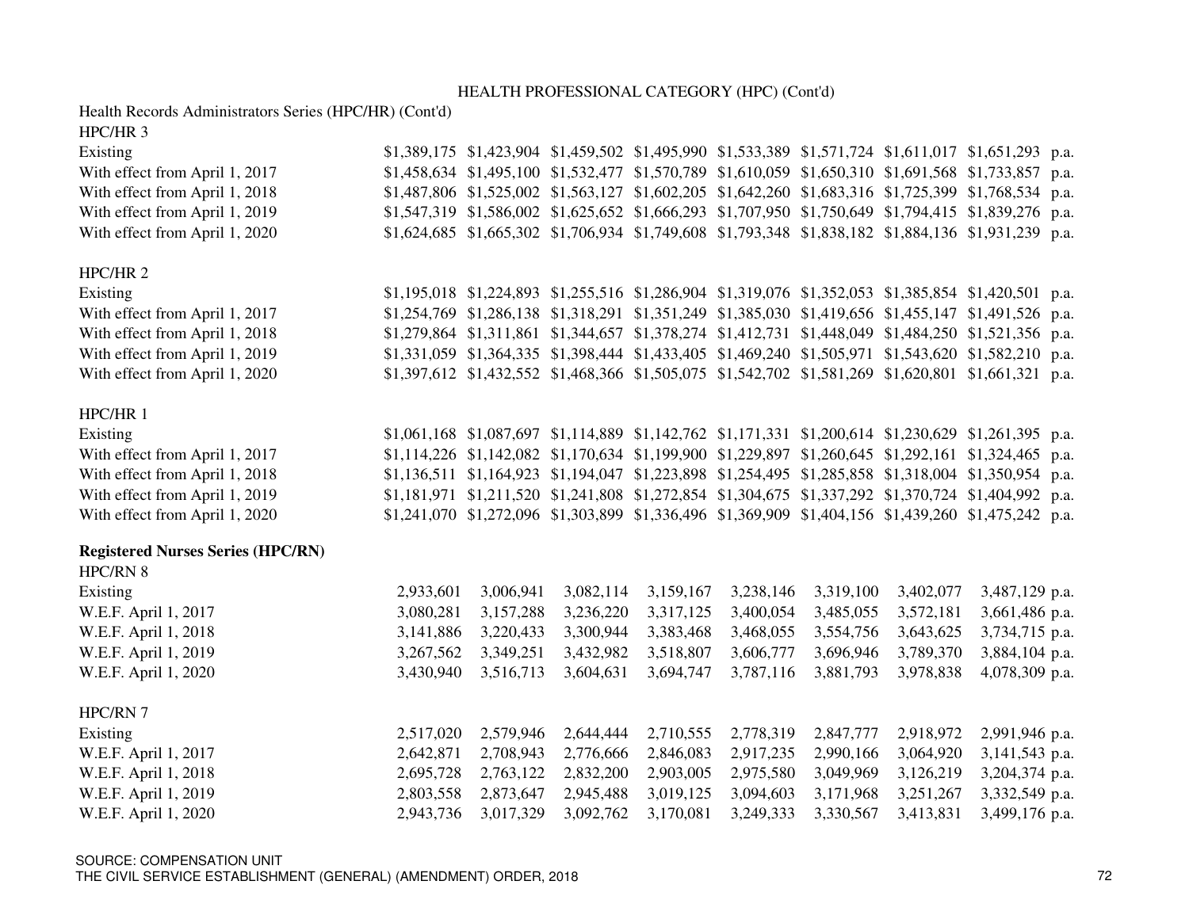HEALTH PROFESSIONAL CATEGORY (HPC) (Cont'd)

Health Records Administrators Series (HPC/HR) (Cont'd)

HPC/HR 3

| | | | | | | | | | |
|---|---|---|---|---|---|---|---|---|---|
| Existing | $1,389,175 | $1,423,904 | $1,459,502 | $1,495,990 | $1,533,389 | $1,571,724 | $1,611,017 | $1,651,293 | p.a. |
| With effect from April 1, 2017 | $1,458,634 | $1,495,100 | $1,532,477 | $1,570,789 | $1,610,059 | $1,650,310 | $1,691,568 | $1,733,857 | p.a. |
| With effect from April 1, 2018 | $1,487,806 | $1,525,002 | $1,563,127 | $1,602,205 | $1,642,260 | $1,683,316 | $1,725,399 | $1,768,534 | p.a. |
| With effect from April 1, 2019 | $1,547,319 | $1,586,002 | $1,625,652 | $1,666,293 | $1,707,950 | $1,750,649 | $1,794,415 | $1,839,276 | p.a. |
| With effect from April 1, 2020 | $1,624,685 | $1,665,302 | $1,706,934 | $1,749,608 | $1,793,348 | $1,838,182 | $1,884,136 | $1,931,239 | p.a. |

HPC/HR 2

| | | | | | | | | | |
|---|---|---|---|---|---|---|---|---|---|
| Existing | $1,195,018 | $1,224,893 | $1,255,516 | $1,286,904 | $1,319,076 | $1,352,053 | $1,385,854 | $1,420,501 | p.a. |
| With effect from April 1, 2017 | $1,254,769 | $1,286,138 | $1,318,291 | $1,351,249 | $1,385,030 | $1,419,656 | $1,455,147 | $1,491,526 | p.a. |
| With effect from April 1, 2018 | $1,279,864 | $1,311,861 | $1,344,657 | $1,378,274 | $1,412,731 | $1,448,049 | $1,484,250 | $1,521,356 | p.a. |
| With effect from April 1, 2019 | $1,331,059 | $1,364,335 | $1,398,444 | $1,433,405 | $1,469,240 | $1,505,971 | $1,543,620 | $1,582,210 | p.a. |
| With effect from April 1, 2020 | $1,397,612 | $1,432,552 | $1,468,366 | $1,505,075 | $1,542,702 | $1,581,269 | $1,620,801 | $1,661,321 | p.a. |

HPC/HR 1

| | | | | | | | | | |
|---|---|---|---|---|---|---|---|---|---|
| Existing | $1,061,168 | $1,087,697 | $1,114,889 | $1,142,762 | $1,171,331 | $1,200,614 | $1,230,629 | $1,261,395 | p.a. |
| With effect from April 1, 2017 | $1,114,226 | $1,142,082 | $1,170,634 | $1,199,900 | $1,229,897 | $1,260,645 | $1,292,161 | $1,324,465 | p.a. |
| With effect from April 1, 2018 | $1,136,511 | $1,164,923 | $1,194,047 | $1,223,898 | $1,254,495 | $1,285,858 | $1,318,004 | $1,350,954 | p.a. |
| With effect from April 1, 2019 | $1,181,971 | $1,211,520 | $1,241,808 | $1,272,854 | $1,304,675 | $1,337,292 | $1,370,724 | $1,404,992 | p.a. |
| With effect from April 1, 2020 | $1,241,070 | $1,272,096 | $1,303,899 | $1,336,496 | $1,369,909 | $1,404,156 | $1,439,260 | $1,475,242 | p.a. |

**Registered Nurses Series (HPC/RN)**

HPC/RN 8

| | | | | | | | | | |
|---|---|---|---|---|---|---|---|---|---|
| Existing | 2,933,601 | 3,006,941 | 3,082,114 | 3,159,167 | 3,238,146 | 3,319,100 | 3,402,077 | 3,487,129 | p.a. |
| W.E.F. April 1, 2017 | 3,080,281 | 3,157,288 | 3,236,220 | 3,317,125 | 3,400,054 | 3,485,055 | 3,572,181 | 3,661,486 | p.a. |
| W.E.F. April 1, 2018 | 3,141,886 | 3,220,433 | 3,300,944 | 3,383,468 | 3,468,055 | 3,554,756 | 3,643,625 | 3,734,715 | p.a. |
| W.E.F. April 1, 2019 | 3,267,562 | 3,349,251 | 3,432,982 | 3,518,807 | 3,606,777 | 3,696,946 | 3,789,370 | 3,884,104 | p.a. |
| W.E.F. April 1, 2020 | 3,430,940 | 3,516,713 | 3,604,631 | 3,694,747 | 3,787,116 | 3,881,793 | 3,978,838 | 4,078,309 | p.a. |

HPC/RN 7

| | | | | | | | | | |
|---|---|---|---|---|---|---|---|---|---|
| Existing | 2,517,020 | 2,579,946 | 2,644,444 | 2,710,555 | 2,778,319 | 2,847,777 | 2,918,972 | 2,991,946 | p.a. |
| W.E.F. April 1, 2017 | 2,642,871 | 2,708,943 | 2,776,666 | 2,846,083 | 2,917,235 | 2,990,166 | 3,064,920 | 3,141,543 | p.a. |
| W.E.F. April 1, 2018 | 2,695,728 | 2,763,122 | 2,832,200 | 2,903,005 | 2,975,580 | 3,049,969 | 3,126,219 | 3,204,374 | p.a. |
| W.E.F. April 1, 2019 | 2,803,558 | 2,873,647 | 2,945,488 | 3,019,125 | 3,094,603 | 3,171,968 | 3,251,267 | 3,332,549 | p.a. |
| W.E.F. April 1, 2020 | 2,943,736 | 3,017,329 | 3,092,762 | 3,170,081 | 3,249,333 | 3,330,567 | 3,413,831 | 3,499,176 | p.a. |

SOURCE: COMPENSATION UNIT
THE CIVIL SERVICE ESTABLISHMENT (GENERAL) (AMENDMENT) ORDER, 2018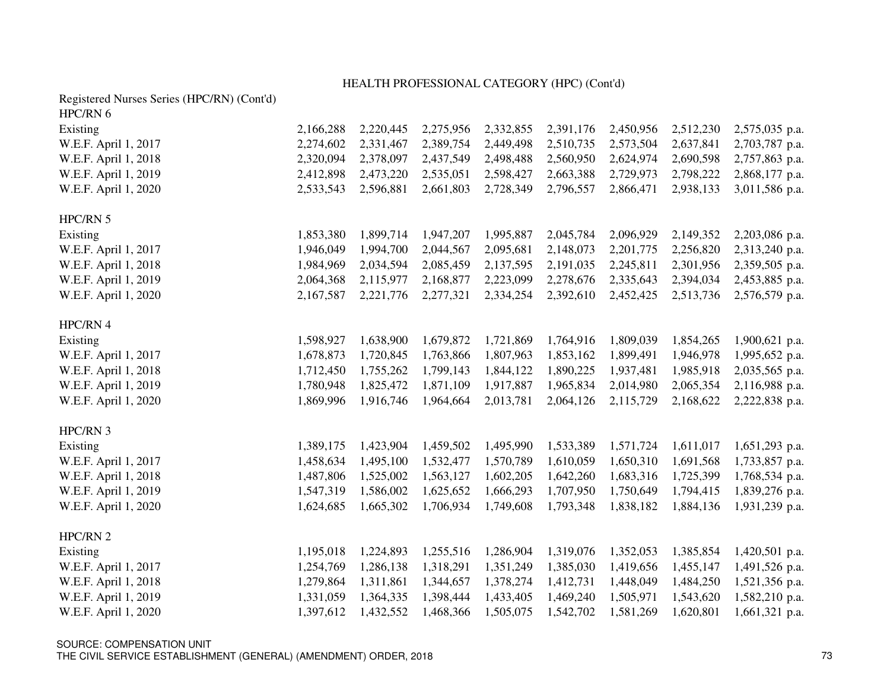HEALTH PROFESSIONAL CATEGORY (HPC) (Cont'd)

Registered Nurses Series (HPC/RN) (Cont'd)

| HPC/RN 6 | | | | | | | | |
|---|---|---|---|---|---|---|---|---|
| Existing | 2,166,288 | 2,220,445 | 2,275,956 | 2,332,855 | 2,391,176 | 2,450,956 | 2,512,230 | 2,575,035 p.a. |
| W.E.F. April 1, 2017 | 2,274,602 | 2,331,467 | 2,389,754 | 2,449,498 | 2,510,735 | 2,573,504 | 2,637,841 | 2,703,787 p.a. |
| W.E.F. April 1, 2018 | 2,320,094 | 2,378,097 | 2,437,549 | 2,498,488 | 2,560,950 | 2,624,974 | 2,690,598 | 2,757,863 p.a. |
| W.E.F. April 1, 2019 | 2,412,898 | 2,473,220 | 2,535,051 | 2,598,427 | 2,663,388 | 2,729,973 | 2,798,222 | 2,868,177 p.a. |
| W.E.F. April 1, 2020 | 2,533,543 | 2,596,881 | 2,661,803 | 2,728,349 | 2,796,557 | 2,866,471 | 2,938,133 | 3,011,586 p.a. |

| HPC/RN 5 | | | | | | | | |
|---|---|---|---|---|---|---|---|---|
| Existing | 1,853,380 | 1,899,714 | 1,947,207 | 1,995,887 | 2,045,784 | 2,096,929 | 2,149,352 | 2,203,086 p.a. |
| W.E.F. April 1, 2017 | 1,946,049 | 1,994,700 | 2,044,567 | 2,095,681 | 2,148,073 | 2,201,775 | 2,256,820 | 2,313,240 p.a. |
| W.E.F. April 1, 2018 | 1,984,969 | 2,034,594 | 2,085,459 | 2,137,595 | 2,191,035 | 2,245,811 | 2,301,956 | 2,359,505 p.a. |
| W.E.F. April 1, 2019 | 2,064,368 | 2,115,977 | 2,168,877 | 2,223,099 | 2,278,676 | 2,335,643 | 2,394,034 | 2,453,885 p.a. |
| W.E.F. April 1, 2020 | 2,167,587 | 2,221,776 | 2,277,321 | 2,334,254 | 2,392,610 | 2,452,425 | 2,513,736 | 2,576,579 p.a. |

| HPC/RN 4 | | | | | | | | |
|---|---|---|---|---|---|---|---|---|
| Existing | 1,598,927 | 1,638,900 | 1,679,872 | 1,721,869 | 1,764,916 | 1,809,039 | 1,854,265 | 1,900,621 p.a. |
| W.E.F. April 1, 2017 | 1,678,873 | 1,720,845 | 1,763,866 | 1,807,963 | 1,853,162 | 1,899,491 | 1,946,978 | 1,995,652 p.a. |
| W.E.F. April 1, 2018 | 1,712,450 | 1,755,262 | 1,799,143 | 1,844,122 | 1,890,225 | 1,937,481 | 1,985,918 | 2,035,565 p.a. |
| W.E.F. April 1, 2019 | 1,780,948 | 1,825,472 | 1,871,109 | 1,917,887 | 1,965,834 | 2,014,980 | 2,065,354 | 2,116,988 p.a. |
| W.E.F. April 1, 2020 | 1,869,996 | 1,916,746 | 1,964,664 | 2,013,781 | 2,064,126 | 2,115,729 | 2,168,622 | 2,222,838 p.a. |

| HPC/RN 3 | | | | | | | | |
|---|---|---|---|---|---|---|---|---|
| Existing | 1,389,175 | 1,423,904 | 1,459,502 | 1,495,990 | 1,533,389 | 1,571,724 | 1,611,017 | 1,651,293 p.a. |
| W.E.F. April 1, 2017 | 1,458,634 | 1,495,100 | 1,532,477 | 1,570,789 | 1,610,059 | 1,650,310 | 1,691,568 | 1,733,857 p.a. |
| W.E.F. April 1, 2018 | 1,487,806 | 1,525,002 | 1,563,127 | 1,602,205 | 1,642,260 | 1,683,316 | 1,725,399 | 1,768,534 p.a. |
| W.E.F. April 1, 2019 | 1,547,319 | 1,586,002 | 1,625,652 | 1,666,293 | 1,707,950 | 1,750,649 | 1,794,415 | 1,839,276 p.a. |
| W.E.F. April 1, 2020 | 1,624,685 | 1,665,302 | 1,706,934 | 1,749,608 | 1,793,348 | 1,838,182 | 1,884,136 | 1,931,239 p.a. |

| HPC/RN 2 | | | | | | | | |
|---|---|---|---|---|---|---|---|---|
| Existing | 1,195,018 | 1,224,893 | 1,255,516 | 1,286,904 | 1,319,076 | 1,352,053 | 1,385,854 | 1,420,501 p.a. |
| W.E.F. April 1, 2017 | 1,254,769 | 1,286,138 | 1,318,291 | 1,351,249 | 1,385,030 | 1,419,656 | 1,455,147 | 1,491,526 p.a. |
| W.E.F. April 1, 2018 | 1,279,864 | 1,311,861 | 1,344,657 | 1,378,274 | 1,412,731 | 1,448,049 | 1,484,250 | 1,521,356 p.a. |
| W.E.F. April 1, 2019 | 1,331,059 | 1,364,335 | 1,398,444 | 1,433,405 | 1,469,240 | 1,505,971 | 1,543,620 | 1,582,210 p.a. |
| W.E.F. April 1, 2020 | 1,397,612 | 1,432,552 | 1,468,366 | 1,505,075 | 1,542,702 | 1,581,269 | 1,620,801 | 1,661,321 p.a. |

SOURCE: COMPENSATION UNIT
THE CIVIL SERVICE ESTABLISHMENT (GENERAL) (AMENDMENT) ORDER, 2018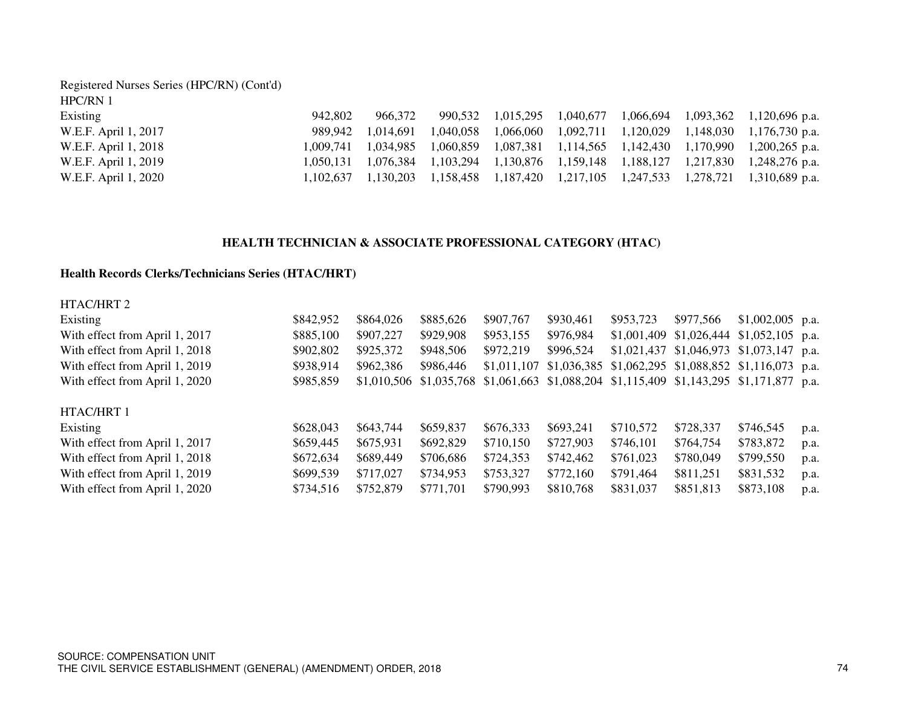Registered Nurses Series (HPC/RN) (Cont'd)

HPC/RN 1

| | | | | | | | | | |
|---|---|---|---|---|---|---|---|---|---|
| Existing | 942,802 | 966,372 | 990,532 | 1,015,295 | 1,040,677 | 1,066,694 | 1,093,362 | 1,120,696 | p.a. |
| W.E.F. April 1, 2017 | 989,942 | 1,014,691 | 1,040,058 | 1,066,060 | 1,092,711 | 1,120,029 | 1,148,030 | 1,176,730 | p.a. |
| W.E.F. April 1, 2018 | 1,009,741 | 1,034,985 | 1,060,859 | 1,087,381 | 1,114,565 | 1,142,430 | 1,170,990 | 1,200,265 | p.a. |
| W.E.F. April 1, 2019 | 1,050,131 | 1,076,384 | 1,103,294 | 1,130,876 | 1,159,148 | 1,188,127 | 1,217,830 | 1,248,276 | p.a. |
| W.E.F. April 1, 2020 | 1,102,637 | 1,130,203 | 1,158,458 | 1,187,420 | 1,217,105 | 1,247,533 | 1,278,721 | 1,310,689 | p.a. |

## HEALTH TECHNICIAN & ASSOCIATE PROFESSIONAL CATEGORY (HTAC)

### Health Records Clerks/Technicians Series (HTAC/HRT)

HTAC/HRT 2

| | | | | | | | | | |
|---|---|---|---|---|---|---|---|---|---|
| Existing | $842,952 | $864,026 | $885,626 | $907,767 | $930,461 | $953,723 | $977,566 | $1,002,005 | p.a. |
| With effect from April 1, 2017 | $885,100 | $907,227 | $929,908 | $953,155 | $976,984 | $1,001,409 | $1,026,444 | $1,052,105 | p.a. |
| With effect from April 1, 2018 | $902,802 | $925,372 | $948,506 | $972,219 | $996,524 | $1,021,437 | $1,046,973 | $1,073,147 | p.a. |
| With effect from April 1, 2019 | $938,914 | $962,386 | $986,446 | $1,011,107 | $1,036,385 | $1,062,295 | $1,088,852 | $1,116,073 | p.a. |
| With effect from April 1, 2020 | $985,859 | $1,010,506 | $1,035,768 | $1,061,663 | $1,088,204 | $1,115,409 | $1,143,295 | $1,171,877 | p.a. |

HTAC/HRT 1

| | | | | | | | | | |
|---|---|---|---|---|---|---|---|---|---|
| Existing | $628,043 | $643,744 | $659,837 | $676,333 | $693,241 | $710,572 | $728,337 | $746,545 | p.a. |
| With effect from April 1, 2017 | $659,445 | $675,931 | $692,829 | $710,150 | $727,903 | $746,101 | $764,754 | $783,872 | p.a. |
| With effect from April 1, 2018 | $672,634 | $689,449 | $706,686 | $724,353 | $742,462 | $761,023 | $780,049 | $799,550 | p.a. |
| With effect from April 1, 2019 | $699,539 | $717,027 | $734,953 | $753,327 | $772,160 | $791,464 | $811,251 | $831,532 | p.a. |
| With effect from April 1, 2020 | $734,516 | $752,879 | $771,701 | $790,993 | $810,768 | $831,037 | $851,813 | $873,108 | p.a. |

SOURCE: COMPENSATION UNIT
THE CIVIL SERVICE ESTABLISHMENT (GENERAL) (AMENDMENT) ORDER, 2018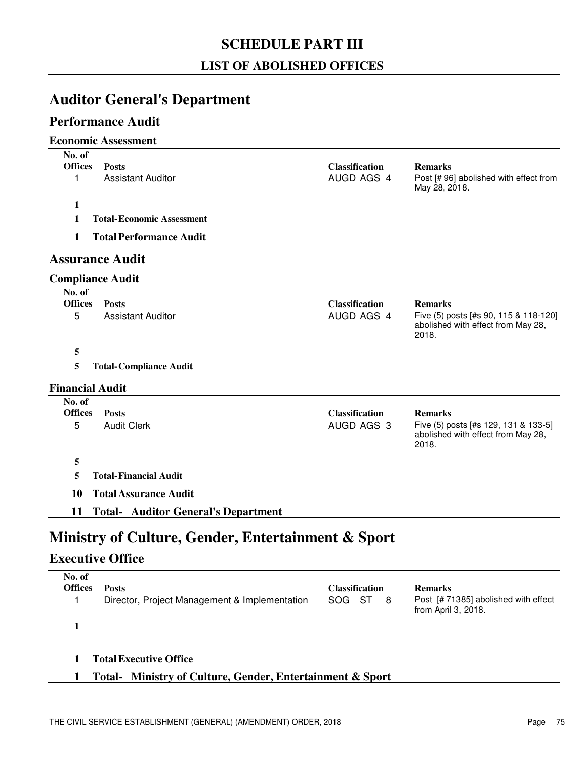# SCHEDULE PART III

## LIST OF ABOLISHED OFFICES

# Auditor General's Department

## Performance Audit

### Economic Assessment

| No. of Offices | Posts | Classification | Remarks |
|---|---|---|---|
| 1 | Assistant Auditor | AUGD AGS 4 | Post [# 96] abolished with effect from May 28, 2018. |
| **1** | | | |
| **1** | **Total-Economic Assessment** | | |
| **1** | **Total Performance Audit** | | |

## Assurance Audit

### Compliance Audit

| No. of Offices | Posts | Classification | Remarks |
|---|---|---|---|
| 5 | Assistant Auditor | AUGD AGS 4 | Five (5) posts [#s 90, 115 & 118-120] abolished with effect from May 28, 2018. |
| **5** | | | |
| **5** | **Total-Compliance Audit** | | |

### Financial Audit

| No. of Offices | Posts | Classification | Remarks |
|---|---|---|---|
| 5 | Audit Clerk | AUGD AGS 3 | Five (5) posts [#s 129, 131 & 133-5] abolished with effect from May 28, 2018. |
| **5** | | | |
| **5** | **Total-Financial Audit** | | |
| **10** | **Total Assurance Audit** | | |
| **11** | **Total- Auditor General's Department** | | |

# Ministry of Culture, Gender, Entertainment & Sport

## Executive Office

| No. of Offices | Posts | Classification | Remarks |
|---|---|---|---|
| 1 | Director, Project Management & Implementation | SOG ST 8 | Post [# 71385] abolished with effect from April 3, 2018. |
| **1** | | | |
| **1** | **Total Executive Office** | | |
| **1** | **Total- Ministry of Culture, Gender, Entertainment & Sport** | | |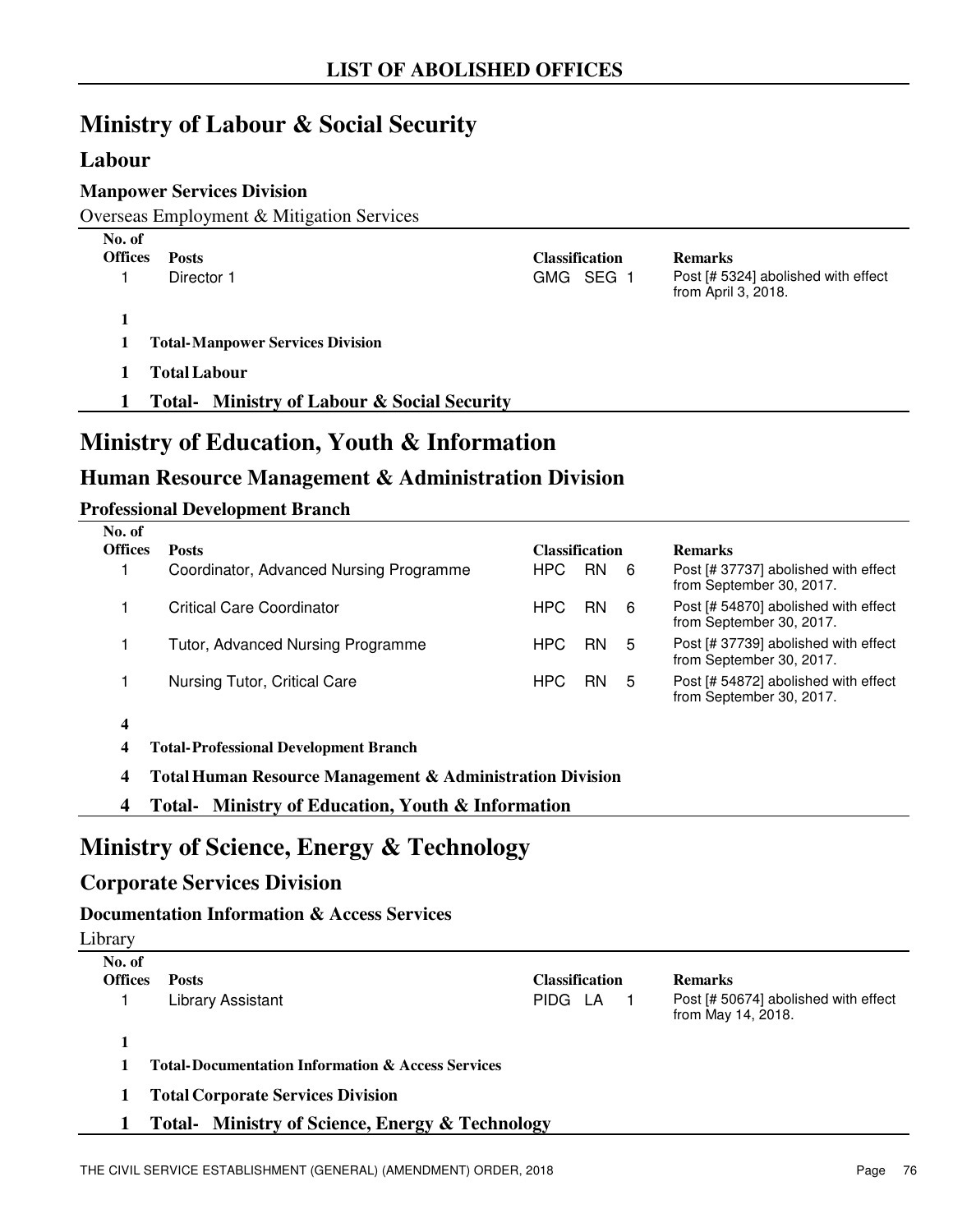# LIST OF ABOLISHED OFFICES

## Ministry of Labour & Social Security

### Labour

#### Manpower Services Division

Overseas Employment & Mitigation Services

| No. of Offices | Posts | Classification | Remarks |
|---|---|---|---|
| 1 | Director 1 | GMG SEG 1 | Post [# 5324] abolished with effect from April 3, 2018. |
| **1** | | | |
| **1** | **Total-Manpower Services Division** | | |
| **1** | **Total Labour** | | |
| **1** | **Total- Ministry of Labour & Social Security** | | |

## Ministry of Education, Youth & Information

### Human Resource Management & Administration Division

#### Professional Development Branch

| No. of Offices | Posts | Classification | Remarks |
|---|---|---|---|
| 1 | Coordinator, Advanced Nursing Programme | HPC RN 6 | Post [# 37737] abolished with effect from September 30, 2017. |
| 1 | Critical Care Coordinator | HPC RN 6 | Post [# 54870] abolished with effect from September 30, 2017. |
| 1 | Tutor, Advanced Nursing Programme | HPC RN 5 | Post [# 37739] abolished with effect from September 30, 2017. |
| 1 | Nursing Tutor, Critical Care | HPC RN 5 | Post [# 54872] abolished with effect from September 30, 2017. |
| **4** | | | |
| **4** | **Total-Professional Development Branch** | | |
| **4** | **Total Human Resource Management & Administration Division** | | |
| **4** | **Total- Ministry of Education, Youth & Information** | | |

## Ministry of Science, Energy & Technology

### Corporate Services Division

#### Documentation Information & Access Services

Library

| No. of Offices | Posts | Classification | Remarks |
|---|---|---|---|
| 1 | Library Assistant | PIDG LA 1 | Post [# 50674] abolished with effect from May 14, 2018. |
| **1** | | | |
| **1** | **Total-Documentation Information & Access Services** | | |
| **1** | **Total Corporate Services Division** | | |
| **1** | **Total- Ministry of Science, Energy & Technology** | | |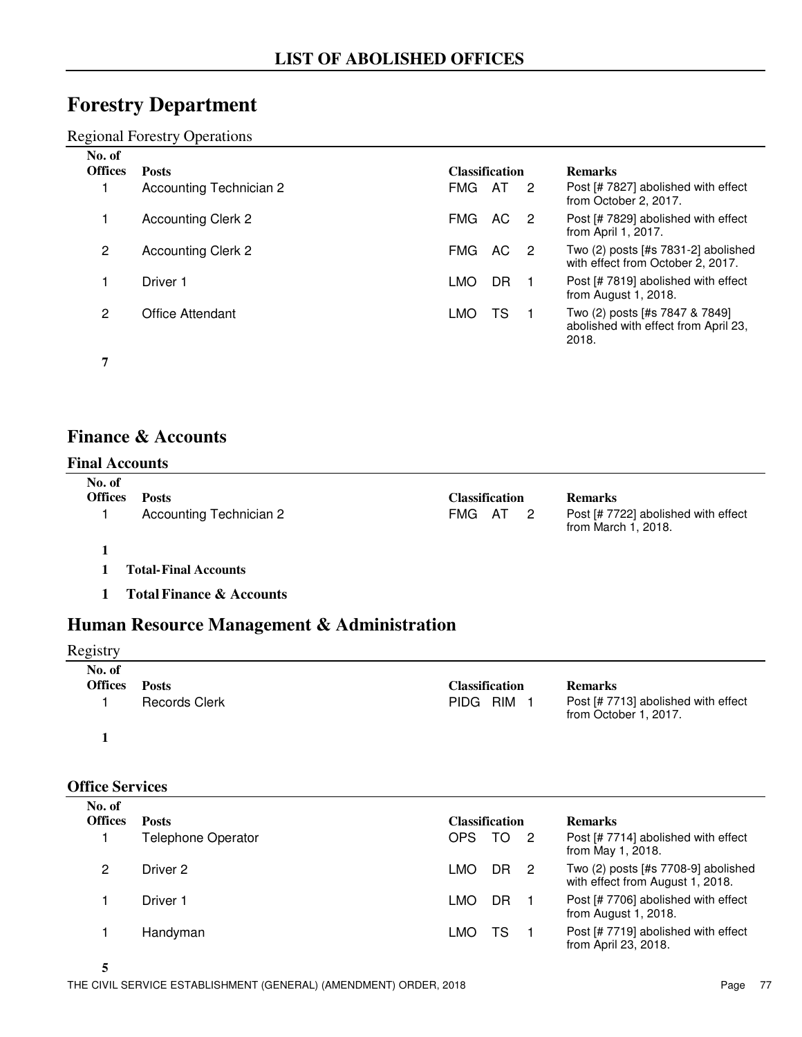## LIST OF ABOLISHED OFFICES

# Forestry Department

Regional Forestry Operations

| No. of Offices | Posts | Classification | | | Remarks |
|---|---|---|---|---|---|
| 1 | Accounting Technician 2 | FMG | AT | 2 | Post [# 7827] abolished with effect from October 2, 2017. |
| 1 | Accounting Clerk 2 | FMG | AC | 2 | Post [# 7829] abolished with effect from April 1, 2017. |
| 2 | Accounting Clerk 2 | FMG | AC | 2 | Two (2) posts [#s 7831-2] abolished with effect from October 2, 2017. |
| 1 | Driver 1 | LMO | DR | 1 | Post [# 7819] abolished with effect from August 1, 2018. |
| 2 | Office Attendant | LMO | TS | 1 | Two (2) posts [#s 7847 & 7849] abolished with effect from April 23, 2018. |
| **7** | | | | | |

# Finance & Accounts

### Final Accounts

| No. of Offices | Posts | Classification | | | Remarks |
|---|---|---|---|---|---|
| 1 | Accounting Technician 2 | FMG | AT | 2 | Post [# 7722] abolished with effect from March 1, 2018. |
| **1** | | | | | |
| **1** | **Total-Final Accounts** | | | | |
| **1** | **Total Finance & Accounts** | | | | |

# Human Resource Management & Administration

Registry

| No. of Offices | Posts | Classification | | | Remarks |
|---|---|---|---|---|---|
| 1 | Records Clerk | PIDG | RIM | 1 | Post [# 7713] abolished with effect from October 1, 2017. |
| **1** | | | | | |

### Office Services

| No. of Offices | Posts | Classification | | | Remarks |
|---|---|---|---|---|---|
| 1 | Telephone Operator | OPS | TO | 2 | Post [# 7714] abolished with effect from May 1, 2018. |
| 2 | Driver 2 | LMO | DR | 2 | Two (2) posts [#s 7708-9] abolished with effect from August 1, 2018. |
| 1 | Driver 1 | LMO | DR | 1 | Post [# 7706] abolished with effect from August 1, 2018. |
| 1 | Handyman | LMO | TS | 1 | Post [# 7719] abolished with effect from April 23, 2018. |
| **5** | | | | | |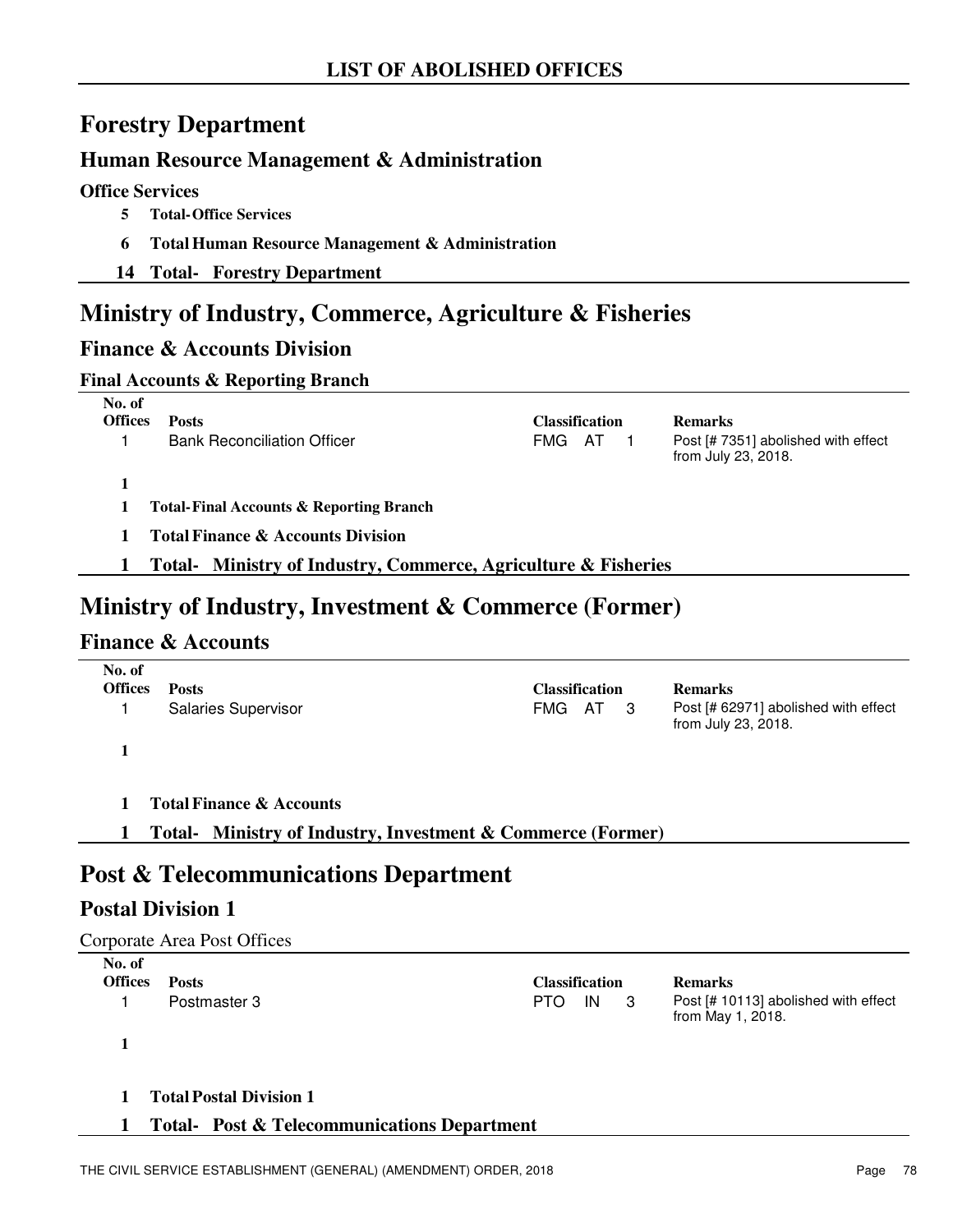# LIST OF ABOLISHED OFFICES

## Forestry Department

### Human Resource Management & Administration

#### Office Services

**5 Total- Office Services**

**6 Total Human Resource Management & Administration**

**14 Total- Forestry Department**

## Ministry of Industry, Commerce, Agriculture & Fisheries

### Finance & Accounts Division

#### Final Accounts & Reporting Branch

| No. of Offices | Posts | Classification | Remarks |
|---|---|---|---|
| 1 | Bank Reconciliation Officer | FMG AT 1 | Post [# 7351] abolished with effect from July 23, 2018. |
| **1** | | | |

**1 Total- Final Accounts & Reporting Branch**

**1 Total Finance & Accounts Division**

**1 Total- Ministry of Industry, Commerce, Agriculture & Fisheries**

## Ministry of Industry, Investment & Commerce (Former)

### Finance & Accounts

| No. of Offices | Posts | Classification | Remarks |
|---|---|---|---|
| 1 | Salaries Supervisor | FMG AT 3 | Post [# 62971] abolished with effect from July 23, 2018. |
| **1** | | | |

**1 Total Finance & Accounts**

**1 Total- Ministry of Industry, Investment & Commerce (Former)**

## Post & Telecommunications Department

### Postal Division 1

Corporate Area Post Offices

| No. of Offices | Posts | Classification | Remarks |
|---|---|---|---|
| 1 | Postmaster 3 | PTO IN 3 | Post [# 10113] abolished with effect from May 1, 2018. |
| **1** | | | |

**1 Total Postal Division 1**

**1 Total- Post & Telecommunications Department**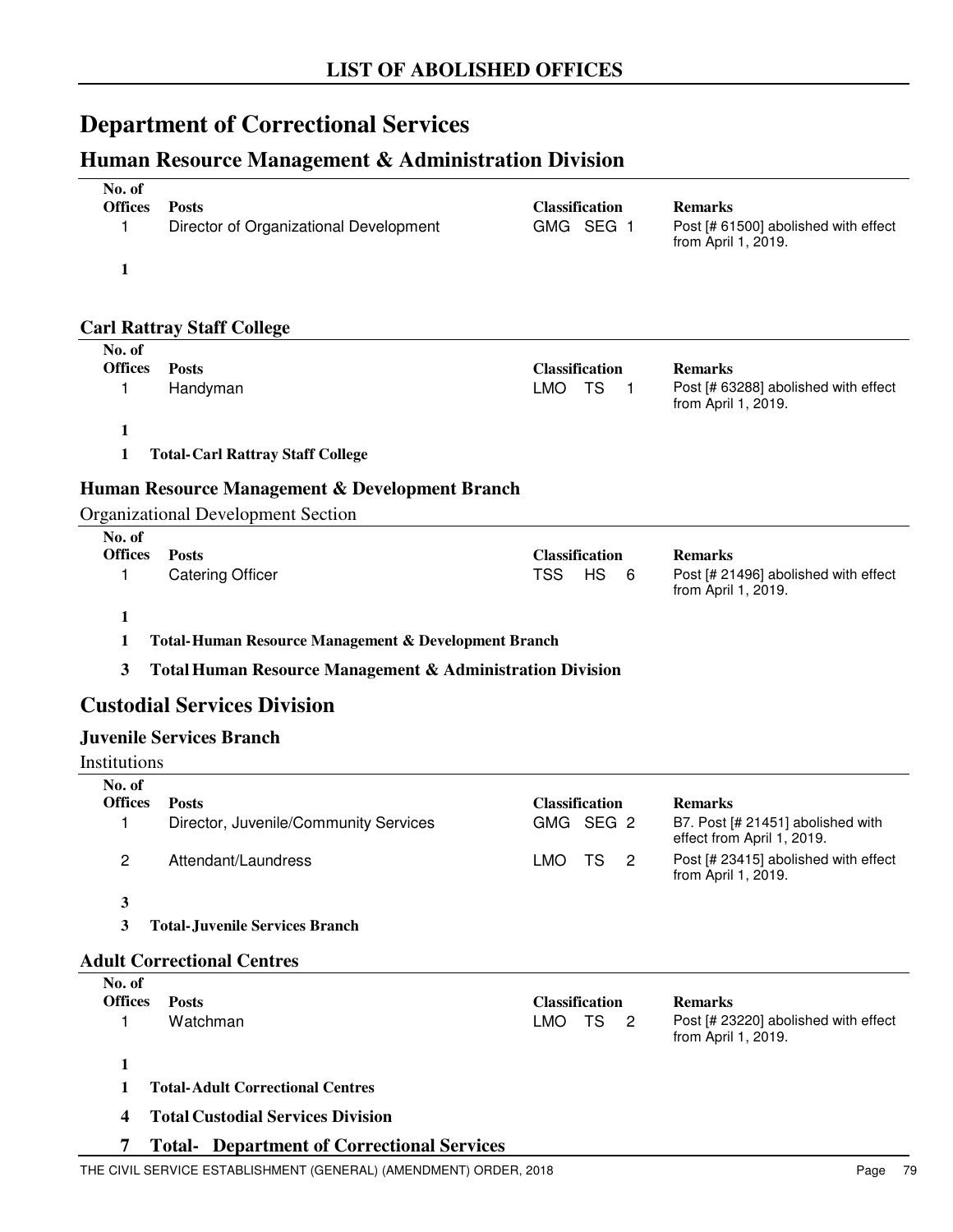# LIST OF ABOLISHED OFFICES

## Department of Correctional Services

### Human Resource Management & Administration Division

| No. of Offices | Posts | Classification | Remarks |
|---|---|---|---|
| 1 | Director of Organizational Development | GMG SEG 1 | Post [# 61500] abolished with effect from April 1, 2019. |
| **1** | | | |

### Carl Rattray Staff College

| No. of Offices | Posts | Classification | Remarks |
|---|---|---|---|
| 1 | Handyman | LMO TS 1 | Post [# 63288] abolished with effect from April 1, 2019. |
| **1** | | | |
| **1** | **Total- Carl Rattray Staff College** | | |

### Human Resource Management & Development Branch

Organizational Development Section

| No. of Offices | Posts | Classification | Remarks |
|---|---|---|---|
| 1 | Catering Officer | TSS HS 6 | Post [# 21496] abolished with effect from April 1, 2019. |
| **1** | | | |
| **1** | **Total- Human Resource Management & Development Branch** | | |
| **3** | **Total Human Resource Management & Administration Division** | | |

## Custodial Services Division

### Juvenile Services Branch

Institutions

| No. of Offices | Posts | Classification | Remarks |
|---|---|---|---|
| 1 | Director, Juvenile/Community Services | GMG SEG 2 | B7. Post [# 21451] abolished with effect from April 1, 2019. |
| 2 | Attendant/Laundress | LMO TS 2 | Post [# 23415] abolished with effect from April 1, 2019. |
| **3** | | | |
| **3** | **Total- Juvenile Services Branch** | | |

### Adult Correctional Centres

| No. of Offices | Posts | Classification | Remarks |
|---|---|---|---|
| 1 | Watchman | LMO TS 2 | Post [# 23220] abolished with effect from April 1, 2019. |
| **1** | | | |
| **1** | **Total- Adult Correctional Centres** | | |
| **4** | **Total Custodial Services Division** | | |
| **7** | **Total- Department of Correctional Services** | | |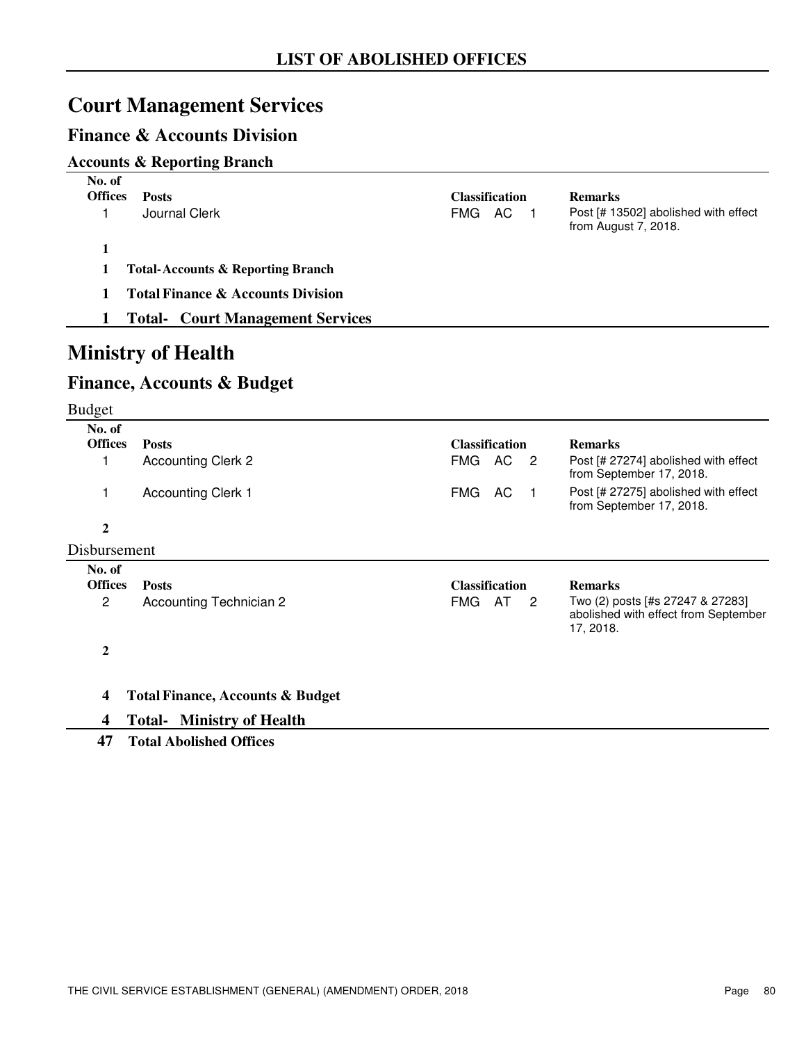# LIST OF ABOLISHED OFFICES

## Court Management Services

### Finance & Accounts Division

#### Accounts & Reporting Branch

| No. of Offices | Posts | Classification | Remarks |
|---|---|---|---|
| 1 | Journal Clerk | FMG AC 1 | Post [# 13502] abolished with effect from August 7, 2018. |
| **1** | | | |
| **1** | **Total-Accounts & Reporting Branch** | | |
| **1** | **Total Finance & Accounts Division** | | |
| **1** | **Total- Court Management Services** | | |

## Ministry of Health

### Finance, Accounts & Budget

Budget

| No. of Offices | Posts | Classification | Remarks |
|---|---|---|---|
| 1 | Accounting Clerk 2 | FMG AC 2 | Post [# 27274] abolished with effect from September 17, 2018. |
| 1 | Accounting Clerk 1 | FMG AC 1 | Post [# 27275] abolished with effect from September 17, 2018. |
| **2** | | | |

Disbursement

| No. of Offices | Posts | Classification | Remarks |
|---|---|---|---|
| 2 | Accounting Technician 2 | FMG AT 2 | Two (2) posts [#s 27247 & 27283] abolished with effect from September 17, 2018. |
| **2** | | | |
| **4** | **Total Finance, Accounts & Budget** | | |
| **4** | **Total- Ministry of Health** | | |
| **47** | **Total Abolished Offices** | | |

THE CIVIL SERVICE ESTABLISHMENT (GENERAL) (AMENDMENT) ORDER, 2018